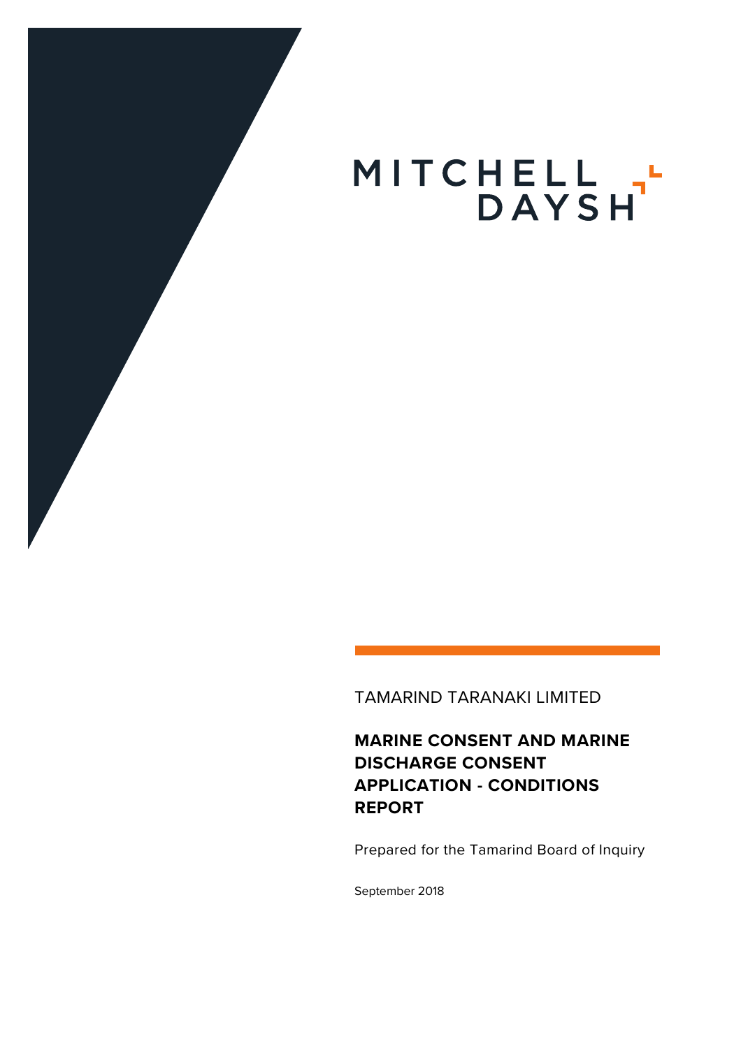MITCHELL DAYSH

TAMARIND TARANAKI LIMITED

# MARINE CONSENT AND MARINE DISCHARGE CONSENT APPLICATION - CONDITIONS REPORT

Prepared for the Tamarind Board of Inquiry

September 2018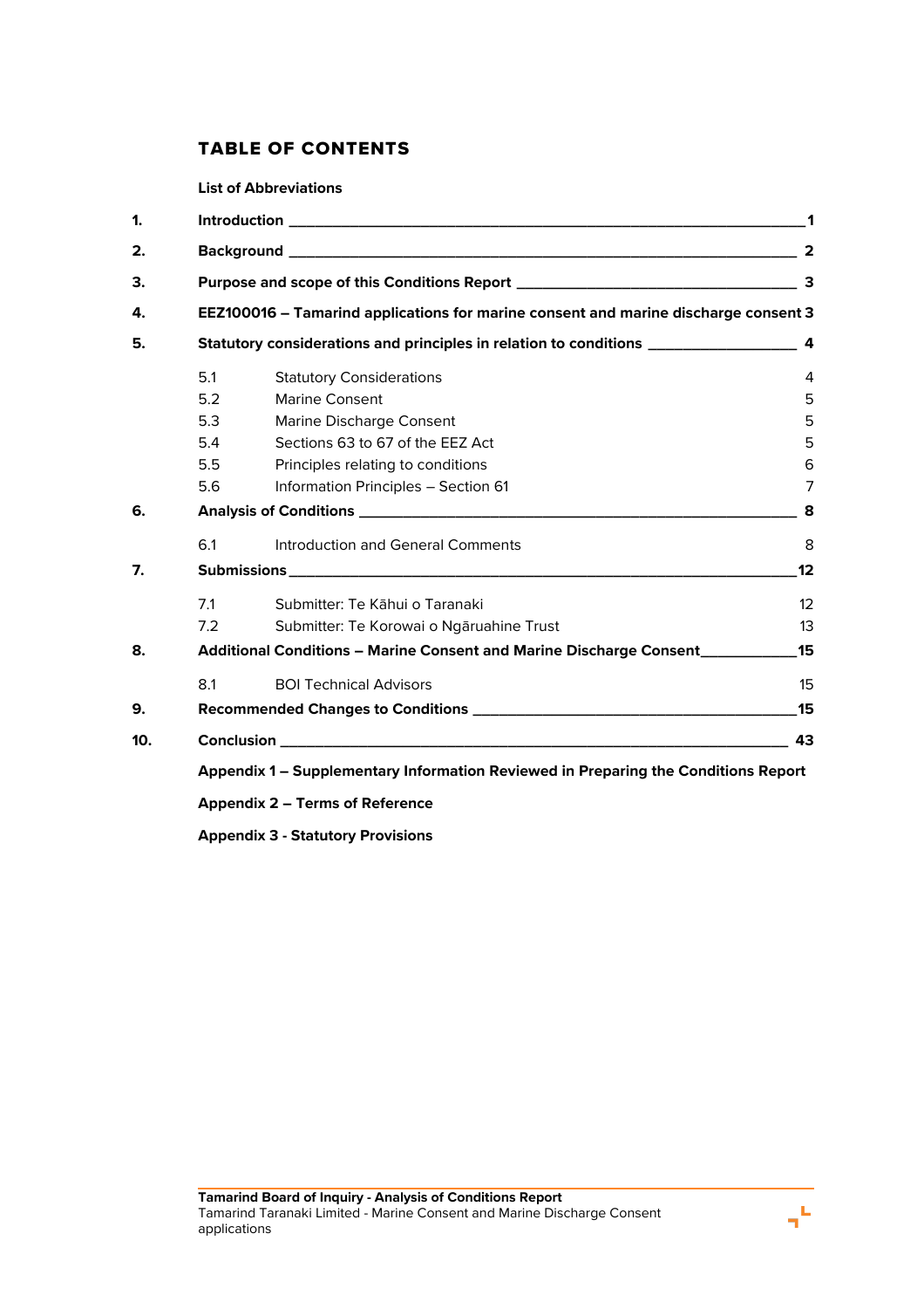# TABLE OF CONTENTS

**List of Abbreviations**

| | | |
|---|---|---|
| **1.** | **Introduction** | **1** |
| **2.** | **Background** | **2** |
| **3.** | **Purpose and scope of this Conditions Report** | **3** |
| **4.** | **EEZ100016 – Tamarind applications for marine consent and marine discharge consent** | **3** |
| **5.** | **Statutory considerations and principles in relation to conditions** | **4** |
| | 5.1 Statutory Considerations | 4 |
| | 5.2 Marine Consent | 5 |
| | 5.3 Marine Discharge Consent | 5 |
| | 5.4 Sections 63 to 67 of the EEZ Act | 5 |
| | 5.5 Principles relating to conditions | 6 |
| | 5.6 Information Principles – Section 61 | 7 |
| **6.** | **Analysis of Conditions** | **8** |
| | 6.1 Introduction and General Comments | 8 |
| **7.** | **Submissions** | **12** |
| | 7.1 Submitter: Te Kāhui o Taranaki | 12 |
| | 7.2 Submitter: Te Korowai o Ngāruahine Trust | 13 |
| **8.** | **Additional Conditions – Marine Consent and Marine Discharge Consent** | **15** |
| | 8.1 BOI Technical Advisors | 15 |
| **9.** | **Recommended Changes to Conditions** | **15** |
| **10.** | **Conclusion** | **43** |

**Appendix 1 – Supplementary Information Reviewed in Preparing the Conditions Report**

**Appendix 2 – Terms of Reference**

**Appendix 3 - Statutory Provisions**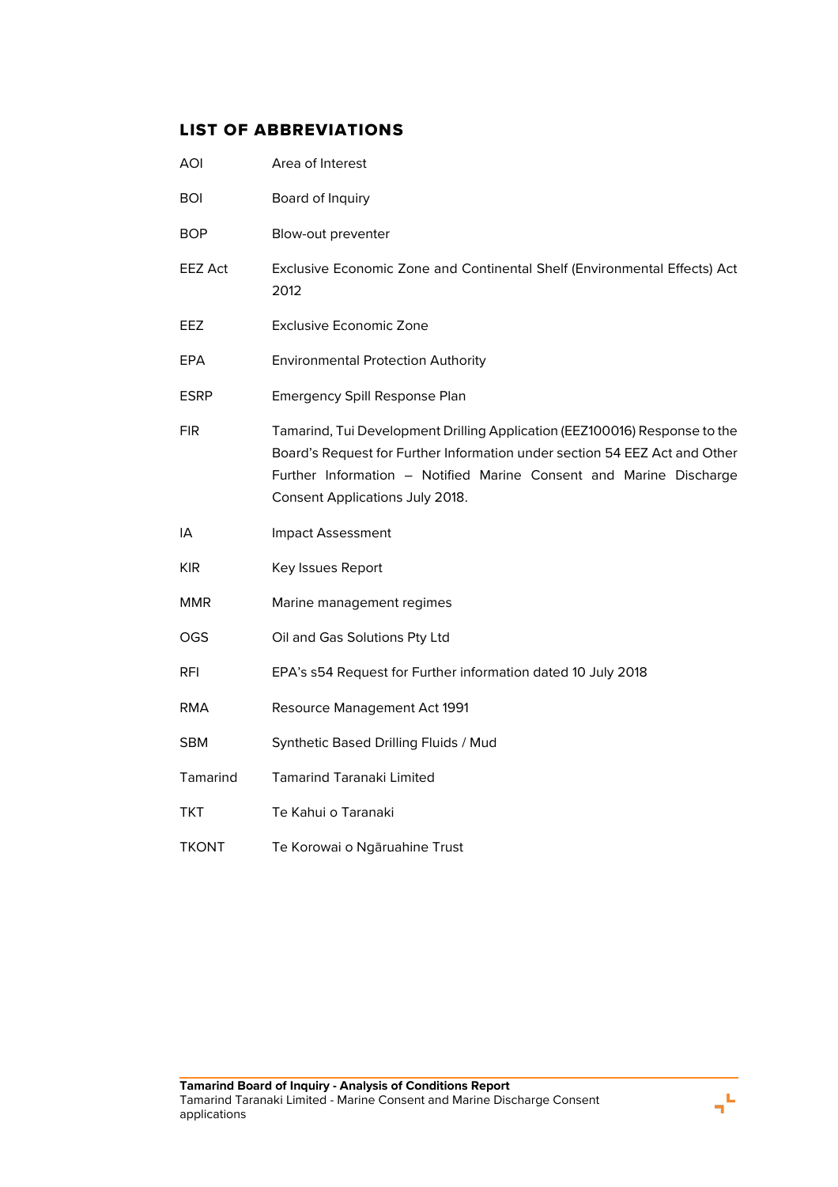## LIST OF ABBREVIATIONS

| | |
|---|---|
| AOI | Area of Interest |
| BOI | Board of Inquiry |
| BOP | Blow-out preventer |
| EEZ Act | Exclusive Economic Zone and Continental Shelf (Environmental Effects) Act 2012 |
| EEZ | Exclusive Economic Zone |
| EPA | Environmental Protection Authority |
| ESRP | Emergency Spill Response Plan |
| FIR | Tamarind, Tui Development Drilling Application (EEZ100016) Response to the Board's Request for Further Information under section 54 EEZ Act and Other Further Information – Notified Marine Consent and Marine Discharge Consent Applications July 2018. |
| IA | Impact Assessment |
| KIR | Key Issues Report |
| MMR | Marine management regimes |
| OGS | Oil and Gas Solutions Pty Ltd |
| RFI | EPA's s54 Request for Further information dated 10 July 2018 |
| RMA | Resource Management Act 1991 |
| SBM | Synthetic Based Drilling Fluids / Mud |
| Tamarind | Tamarind Taranaki Limited |
| TKT | Te Kahui o Taranaki |
| TKONT | Te Korowai o Ngāruahine Trust |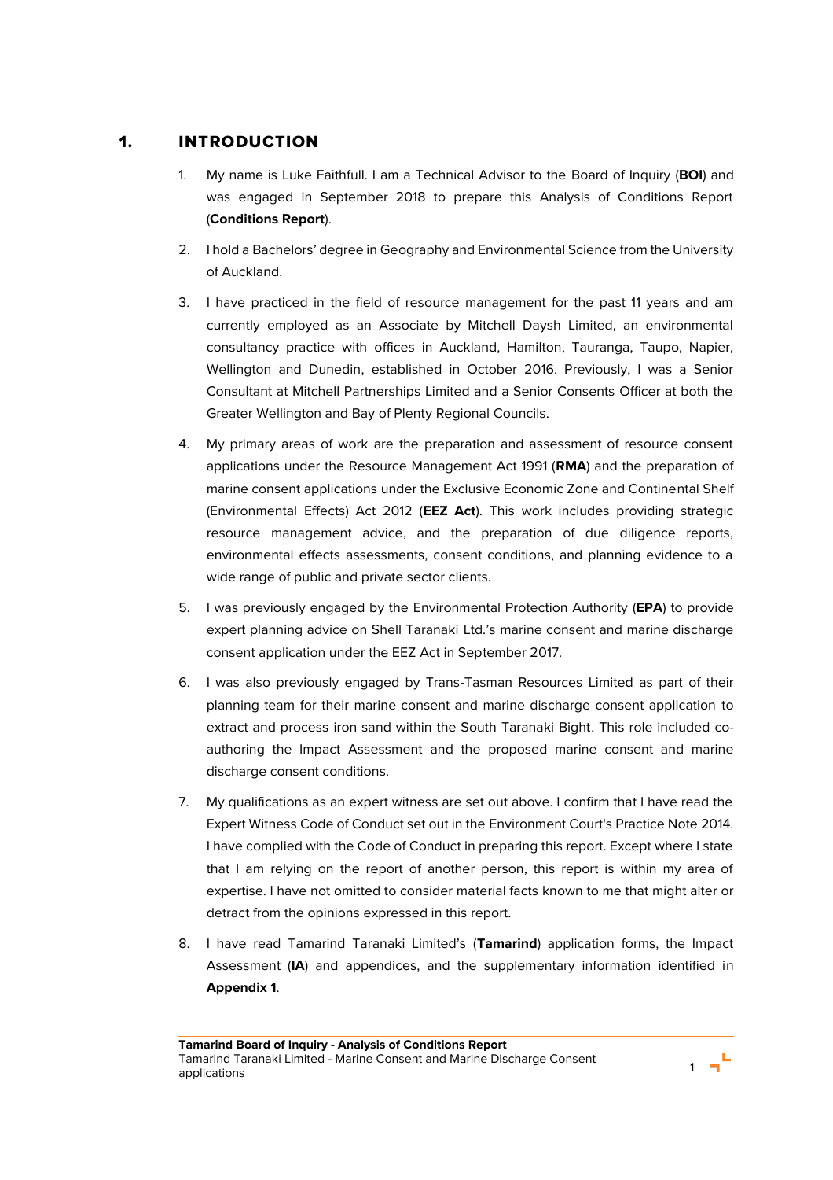# 1. INTRODUCTION

1. My name is Luke Faithfull. I am a Technical Advisor to the Board of Inquiry (**BOI**) and was engaged in September 2018 to prepare this Analysis of Conditions Report (**Conditions Report**).

2. I hold a Bachelors' degree in Geography and Environmental Science from the University of Auckland.

3. I have practiced in the field of resource management for the past 11 years and am currently employed as an Associate by Mitchell Daysh Limited, an environmental consultancy practice with offices in Auckland, Hamilton, Tauranga, Taupo, Napier, Wellington and Dunedin, established in October 2016. Previously, I was a Senior Consultant at Mitchell Partnerships Limited and a Senior Consents Officer at both the Greater Wellington and Bay of Plenty Regional Councils.

4. My primary areas of work are the preparation and assessment of resource consent applications under the Resource Management Act 1991 (**RMA**) and the preparation of marine consent applications under the Exclusive Economic Zone and Continental Shelf (Environmental Effects) Act 2012 (**EEZ Act**). This work includes providing strategic resource management advice, and the preparation of due diligence reports, environmental effects assessments, consent conditions, and planning evidence to a wide range of public and private sector clients.

5. I was previously engaged by the Environmental Protection Authority (**EPA**) to provide expert planning advice on Shell Taranaki Ltd.'s marine consent and marine discharge consent application under the EEZ Act in September 2017.

6. I was also previously engaged by Trans-Tasman Resources Limited as part of their planning team for their marine consent and marine discharge consent application to extract and process iron sand within the South Taranaki Bight. This role included co-authoring the Impact Assessment and the proposed marine consent and marine discharge consent conditions.

7. My qualifications as an expert witness are set out above. I confirm that I have read the Expert Witness Code of Conduct set out in the Environment Court's Practice Note 2014. I have complied with the Code of Conduct in preparing this report. Except where I state that I am relying on the report of another person, this report is within my area of expertise. I have not omitted to consider material facts known to me that might alter or detract from the opinions expressed in this report.

8. I have read Tamarind Taranaki Limited's (**Tamarind**) application forms, the Impact Assessment (**IA**) and appendices, and the supplementary information identified in **Appendix 1**.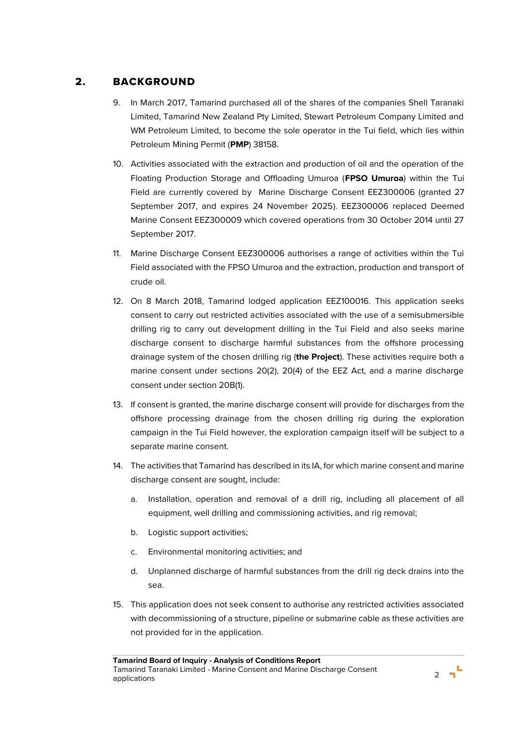## 2. BACKGROUND

9. In March 2017, Tamarind purchased all of the shares of the companies Shell Taranaki Limited, Tamarind New Zealand Pty Limited, Stewart Petroleum Company Limited and WM Petroleum Limited, to become the sole operator in the Tui field, which lies within Petroleum Mining Permit (**PMP**) 38158.

10. Activities associated with the extraction and production of oil and the operation of the Floating Production Storage and Offloading Umuroa (**FPSO Umuroa**) within the Tui Field are currently covered by Marine Discharge Consent EEZ300006 (granted 27 September 2017, and expires 24 November 2025). EEZ300006 replaced Deemed Marine Consent EEZ300009 which covered operations from 30 October 2014 until 27 September 2017.

11. Marine Discharge Consent EEZ300006 authorises a range of activities within the Tui Field associated with the FPSO Umuroa and the extraction, production and transport of crude oil.

12. On 8 March 2018, Tamarind lodged application EEZ100016. This application seeks consent to carry out restricted activities associated with the use of a semisubmersible drilling rig to carry out development drilling in the Tui Field and also seeks marine discharge consent to discharge harmful substances from the offshore processing drainage system of the chosen drilling rig (**the Project**). These activities require both a marine consent under sections 20(2), 20(4) of the EEZ Act, and a marine discharge consent under section 20B(1).

13. If consent is granted, the marine discharge consent will provide for discharges from the offshore processing drainage from the chosen drilling rig during the exploration campaign in the Tui Field however, the exploration campaign itself will be subject to a separate marine consent.

14. The activities that Tamarind has described in its IA, for which marine consent and marine discharge consent are sought, include:

    a. Installation, operation and removal of a drill rig, including all placement of all equipment, well drilling and commissioning activities, and rig removal;

    b. Logistic support activities;

    c. Environmental monitoring activities; and

    d. Unplanned discharge of harmful substances from the drill rig deck drains into the sea.

15. This application does not seek consent to authorise any restricted activities associated with decommissioning of a structure, pipeline or submarine cable as these activities are not provided for in the application.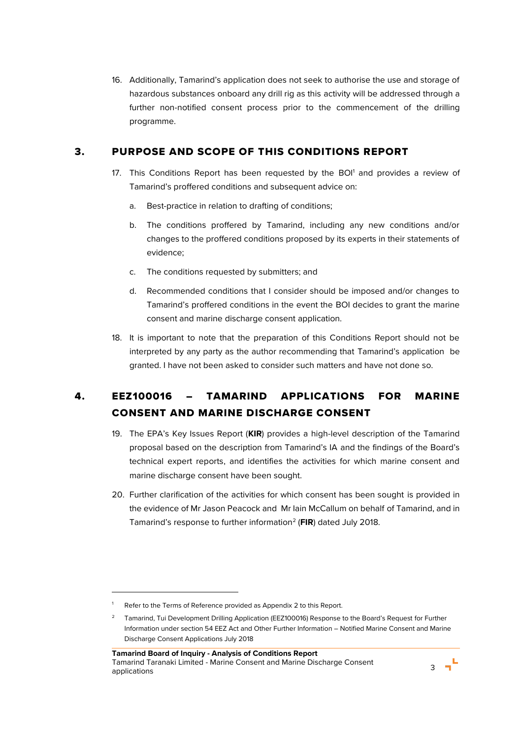16. Additionally, Tamarind's application does not seek to authorise the use and storage of hazardous substances onboard any drill rig as this activity will be addressed through a further non-notified consent process prior to the commencement of the drilling programme.

## 3. PURPOSE AND SCOPE OF THIS CONDITIONS REPORT

17. This Conditions Report has been requested by the BOI[1] and provides a review of Tamarind's proffered conditions and subsequent advice on:

    a. Best-practice in relation to drafting of conditions;

    b. The conditions proffered by Tamarind, including any new conditions and/or changes to the proffered conditions proposed by its experts in their statements of evidence;

    c. The conditions requested by submitters; and

    d. Recommended conditions that I consider should be imposed and/or changes to Tamarind's proffered conditions in the event the BOI decides to grant the marine consent and marine discharge consent application.

18. It is important to note that the preparation of this Conditions Report should not be interpreted by any party as the author recommending that Tamarind's application be granted. I have not been asked to consider such matters and have not done so.

## 4. EEZ100016 – TAMARIND APPLICATIONS FOR MARINE CONSENT AND MARINE DISCHARGE CONSENT

19. The EPA's Key Issues Report (**KIR**) provides a high-level description of the Tamarind proposal based on the description from Tamarind's IA and the findings of the Board's technical expert reports, and identifies the activities for which marine consent and marine discharge consent have been sought.

20. Further clarification of the activities for which consent has been sought is provided in the evidence of Mr Jason Peacock and Mr Iain McCallum on behalf of Tamarind, and in Tamarind's response to further information[2] (**FIR**) dated July 2018.

---

[1] Refer to the Terms of Reference provided as Appendix 2 to this Report.

[2] Tamarind, Tui Development Drilling Application (EEZ100016) Response to the Board's Request for Further Information under section 54 EEZ Act and Other Further Information – Notified Marine Consent and Marine Discharge Consent Applications July 2018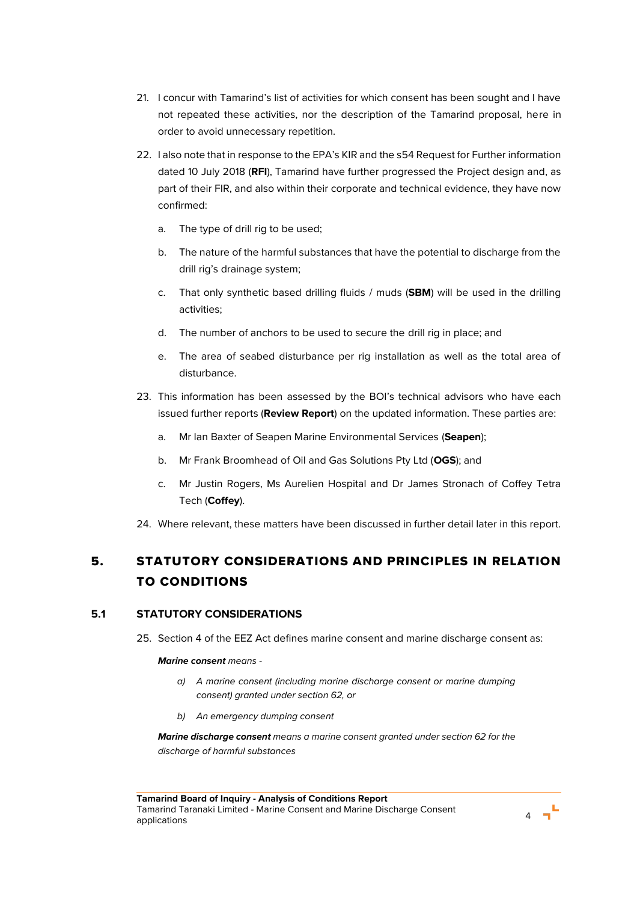21. I concur with Tamarind's list of activities for which consent has been sought and I have not repeated these activities, nor the description of the Tamarind proposal, here in order to avoid unnecessary repetition.

22. I also note that in response to the EPA's KIR and the s54 Request for Further information dated 10 July 2018 (**RFI**), Tamarind have further progressed the Project design and, as part of their FIR, and also within their corporate and technical evidence, they have now confirmed:

    a. The type of drill rig to be used;

    b. The nature of the harmful substances that have the potential to discharge from the drill rig's drainage system;

    c. That only synthetic based drilling fluids / muds (**SBM**) will be used in the drilling activities;

    d. The number of anchors to be used to secure the drill rig in place; and

    e. The area of seabed disturbance per rig installation as well as the total area of disturbance.

23. This information has been assessed by the BOI's technical advisors who have each issued further reports (**Review Report**) on the updated information. These parties are:

    a. Mr Ian Baxter of Seapen Marine Environmental Services (**Seapen**);

    b. Mr Frank Broomhead of Oil and Gas Solutions Pty Ltd (**OGS**); and

    c. Mr Justin Rogers, Ms Aurelien Hospital and Dr James Stronach of Coffey Tetra Tech (**Coffey**).

24. Where relevant, these matters have been discussed in further detail later in this report.

# 5. STATUTORY CONSIDERATIONS AND PRINCIPLES IN RELATION TO CONDITIONS

## 5.1 STATUTORY CONSIDERATIONS

25. Section 4 of the EEZ Act defines marine consent and marine discharge consent as:

***Marine consent*** *means -*

> *a) A marine consent (including marine discharge consent or marine dumping consent) granted under section 62, or*
>
> *b) An emergency dumping consent*

***Marine discharge consent*** *means a marine consent granted under section 62 for the discharge of harmful substances*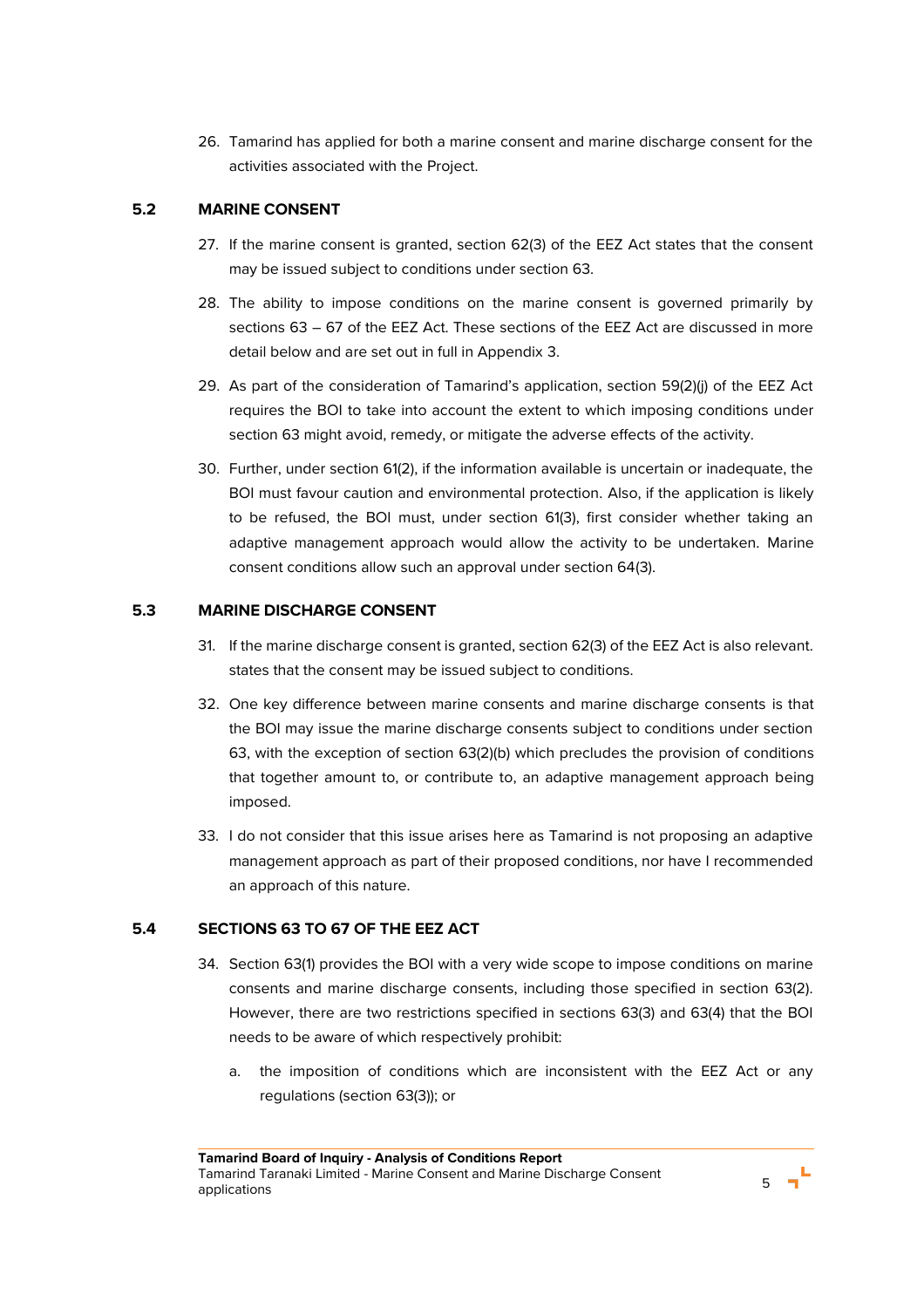26. Tamarind has applied for both a marine consent and marine discharge consent for the activities associated with the Project.

## 5.2 MARINE CONSENT

27. If the marine consent is granted, section 62(3) of the EEZ Act states that the consent may be issued subject to conditions under section 63.

28. The ability to impose conditions on the marine consent is governed primarily by sections 63 – 67 of the EEZ Act. These sections of the EEZ Act are discussed in more detail below and are set out in full in Appendix 3.

29. As part of the consideration of Tamarind's application, section 59(2)(j) of the EEZ Act requires the BOI to take into account the extent to which imposing conditions under section 63 might avoid, remedy, or mitigate the adverse effects of the activity.

30. Further, under section 61(2), if the information available is uncertain or inadequate, the BOI must favour caution and environmental protection. Also, if the application is likely to be refused, the BOI must, under section 61(3), first consider whether taking an adaptive management approach would allow the activity to be undertaken. Marine consent conditions allow such an approval under section 64(3).

## 5.3 MARINE DISCHARGE CONSENT

31. If the marine discharge consent is granted, section 62(3) of the EEZ Act is also relevant. states that the consent may be issued subject to conditions.

32. One key difference between marine consents and marine discharge consents is that the BOI may issue the marine discharge consents subject to conditions under section 63, with the exception of section 63(2)(b) which precludes the provision of conditions that together amount to, or contribute to, an adaptive management approach being imposed.

33. I do not consider that this issue arises here as Tamarind is not proposing an adaptive management approach as part of their proposed conditions, nor have I recommended an approach of this nature.

## 5.4 SECTIONS 63 TO 67 OF THE EEZ ACT

34. Section 63(1) provides the BOI with a very wide scope to impose conditions on marine consents and marine discharge consents, including those specified in section 63(2). However, there are two restrictions specified in sections 63(3) and 63(4) that the BOI needs to be aware of which respectively prohibit:

    a. the imposition of conditions which are inconsistent with the EEZ Act or any regulations (section 63(3)); or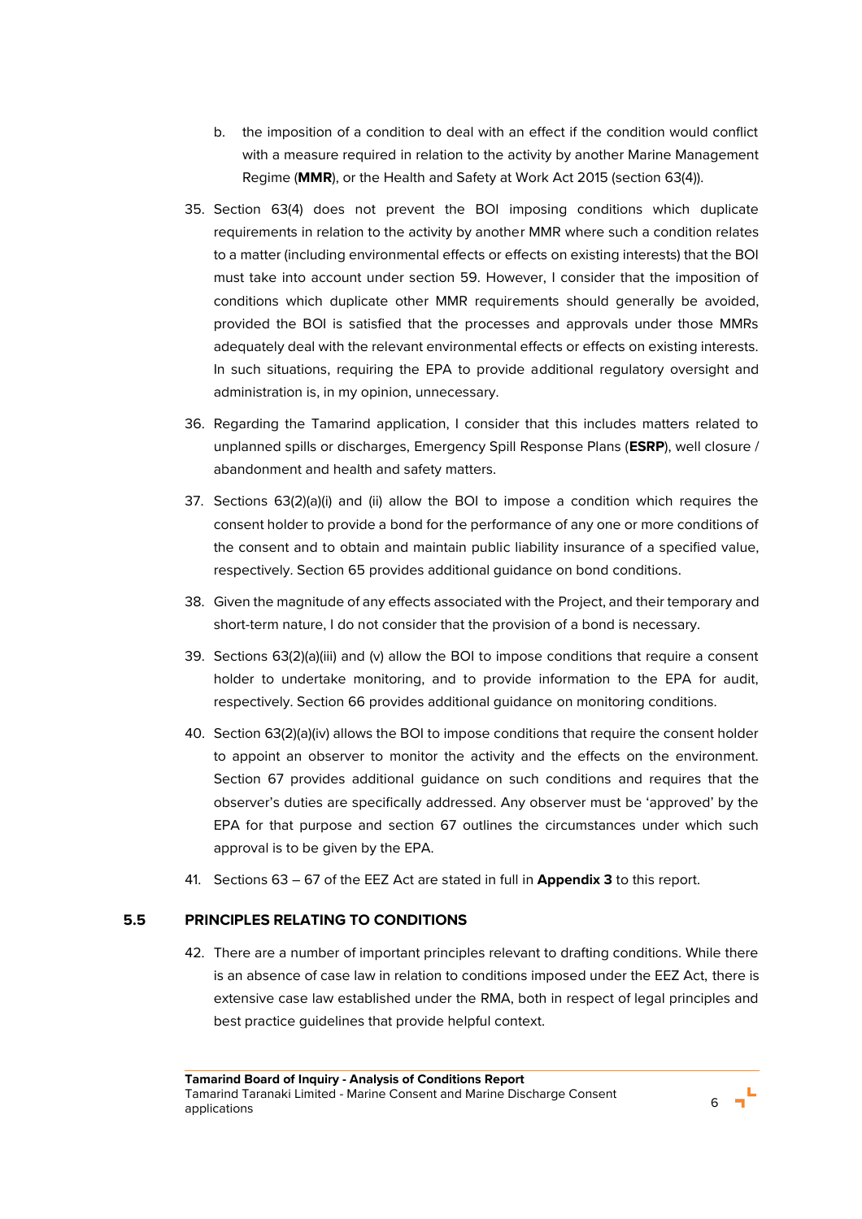b. the imposition of a condition to deal with an effect if the condition would conflict with a measure required in relation to the activity by another Marine Management Regime (**MMR**), or the Health and Safety at Work Act 2015 (section 63(4)).

35. Section 63(4) does not prevent the BOI imposing conditions which duplicate requirements in relation to the activity by another MMR where such a condition relates to a matter (including environmental effects or effects on existing interests) that the BOI must take into account under section 59. However, I consider that the imposition of conditions which duplicate other MMR requirements should generally be avoided, provided the BOI is satisfied that the processes and approvals under those MMRs adequately deal with the relevant environmental effects or effects on existing interests. In such situations, requiring the EPA to provide additional regulatory oversight and administration is, in my opinion, unnecessary.

36. Regarding the Tamarind application, I consider that this includes matters related to unplanned spills or discharges, Emergency Spill Response Plans (**ESRP**), well closure / abandonment and health and safety matters.

37. Sections 63(2)(a)(i) and (ii) allow the BOI to impose a condition which requires the consent holder to provide a bond for the performance of any one or more conditions of the consent and to obtain and maintain public liability insurance of a specified value, respectively. Section 65 provides additional guidance on bond conditions.

38. Given the magnitude of any effects associated with the Project, and their temporary and short-term nature, I do not consider that the provision of a bond is necessary.

39. Sections 63(2)(a)(iii) and (v) allow the BOI to impose conditions that require a consent holder to undertake monitoring, and to provide information to the EPA for audit, respectively. Section 66 provides additional guidance on monitoring conditions.

40. Section 63(2)(a)(iv) allows the BOI to impose conditions that require the consent holder to appoint an observer to monitor the activity and the effects on the environment. Section 67 provides additional guidance on such conditions and requires that the observer's duties are specifically addressed. Any observer must be 'approved' by the EPA for that purpose and section 67 outlines the circumstances under which such approval is to be given by the EPA.

41. Sections 63 – 67 of the EEZ Act are stated in full in **Appendix 3** to this report.

## 5.5 PRINCIPLES RELATING TO CONDITIONS

42. There are a number of important principles relevant to drafting conditions. While there is an absence of case law in relation to conditions imposed under the EEZ Act, there is extensive case law established under the RMA, both in respect of legal principles and best practice guidelines that provide helpful context.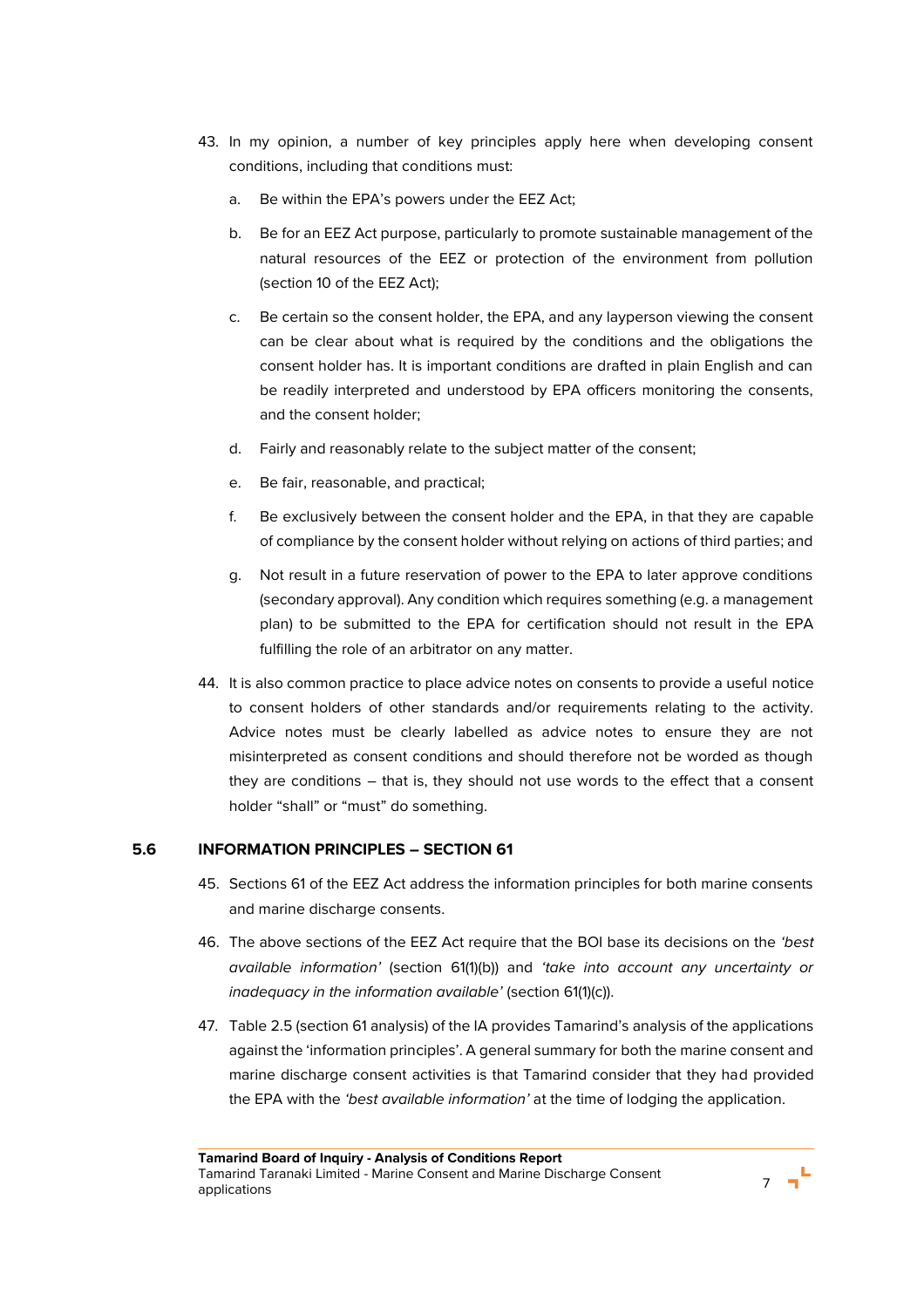43. In my opinion, a number of key principles apply here when developing consent conditions, including that conditions must:

    a. Be within the EPA's powers under the EEZ Act;

    b. Be for an EEZ Act purpose, particularly to promote sustainable management of the natural resources of the EEZ or protection of the environment from pollution (section 10 of the EEZ Act);

    c. Be certain so the consent holder, the EPA, and any layperson viewing the consent can be clear about what is required by the conditions and the obligations the consent holder has. It is important conditions are drafted in plain English and can be readily interpreted and understood by EPA officers monitoring the consents, and the consent holder;

    d. Fairly and reasonably relate to the subject matter of the consent;

    e. Be fair, reasonable, and practical;

    f. Be exclusively between the consent holder and the EPA, in that they are capable of compliance by the consent holder without relying on actions of third parties; and

    g. Not result in a future reservation of power to the EPA to later approve conditions (secondary approval). Any condition which requires something (e.g. a management plan) to be submitted to the EPA for certification should not result in the EPA fulfilling the role of an arbitrator on any matter.

44. It is also common practice to place advice notes on consents to provide a useful notice to consent holders of other standards and/or requirements relating to the activity. Advice notes must be clearly labelled as advice notes to ensure they are not misinterpreted as consent conditions and should therefore not be worded as though they are conditions – that is, they should not use words to the effect that a consent holder "shall" or "must" do something.

### 5.6 INFORMATION PRINCIPLES – SECTION 61

45. Sections 61 of the EEZ Act address the information principles for both marine consents and marine discharge consents.

46. The above sections of the EEZ Act require that the BOI base its decisions on the *'best available information'* (section 61(1)(b)) and *'take into account any uncertainty or inadequacy in the information available'* (section 61(1)(c)).

47. Table 2.5 (section 61 analysis) of the IA provides Tamarind's analysis of the applications against the 'information principles'. A general summary for both the marine consent and marine discharge consent activities is that Tamarind consider that they had provided the EPA with the *'best available information'* at the time of lodging the application.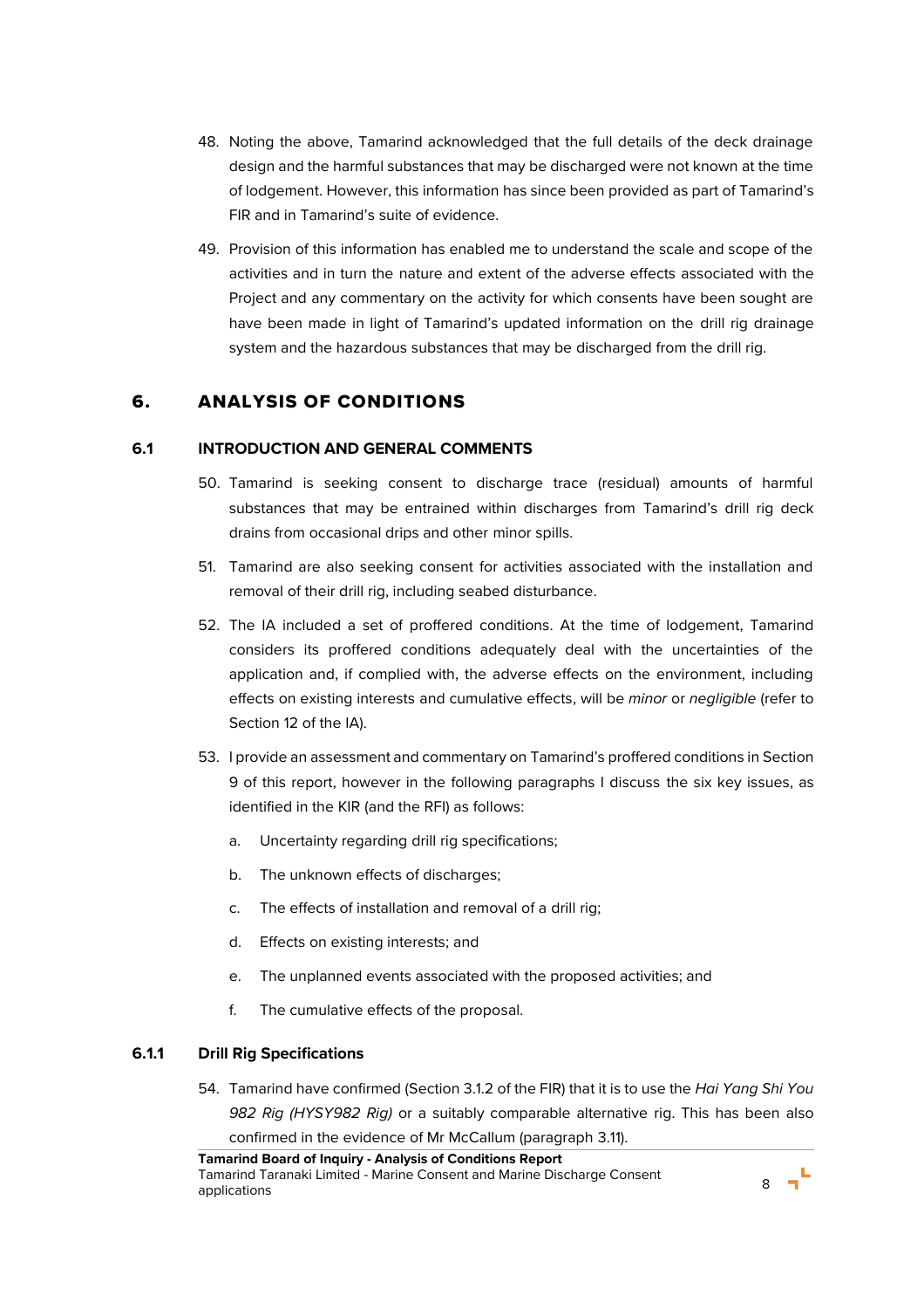48. Noting the above, Tamarind acknowledged that the full details of the deck drainage design and the harmful substances that may be discharged were not known at the time of lodgement. However, this information has since been provided as part of Tamarind's FIR and in Tamarind's suite of evidence.

49. Provision of this information has enabled me to understand the scale and scope of the activities and in turn the nature and extent of the adverse effects associated with the Project and any commentary on the activity for which consents have been sought are have been made in light of Tamarind's updated information on the drill rig drainage system and the hazardous substances that may be discharged from the drill rig.

# 6. ANALYSIS OF CONDITIONS

## 6.1 INTRODUCTION AND GENERAL COMMENTS

50. Tamarind is seeking consent to discharge trace (residual) amounts of harmful substances that may be entrained within discharges from Tamarind's drill rig deck drains from occasional drips and other minor spills.

51. Tamarind are also seeking consent for activities associated with the installation and removal of their drill rig, including seabed disturbance.

52. The IA included a set of proffered conditions. At the time of lodgement, Tamarind considers its proffered conditions adequately deal with the uncertainties of the application and, if complied with, the adverse effects on the environment, including effects on existing interests and cumulative effects, will be *minor* or *negligible* (refer to Section 12 of the IA).

53. I provide an assessment and commentary on Tamarind's proffered conditions in Section 9 of this report, however in the following paragraphs I discuss the six key issues, as identified in the KIR (and the RFI) as follows:

    a. Uncertainty regarding drill rig specifications;

    b. The unknown effects of discharges;

    c. The effects of installation and removal of a drill rig;

    d. Effects on existing interests; and

    e. The unplanned events associated with the proposed activities; and

    f. The cumulative effects of the proposal.

### 6.1.1 Drill Rig Specifications

54. Tamarind have confirmed (Section 3.1.2 of the FIR) that it is to use the *Hai Yang Shi You 982 Rig (HYSY982 Rig)* or a suitably comparable alternative rig. This has been also confirmed in the evidence of Mr McCallum (paragraph 3.11).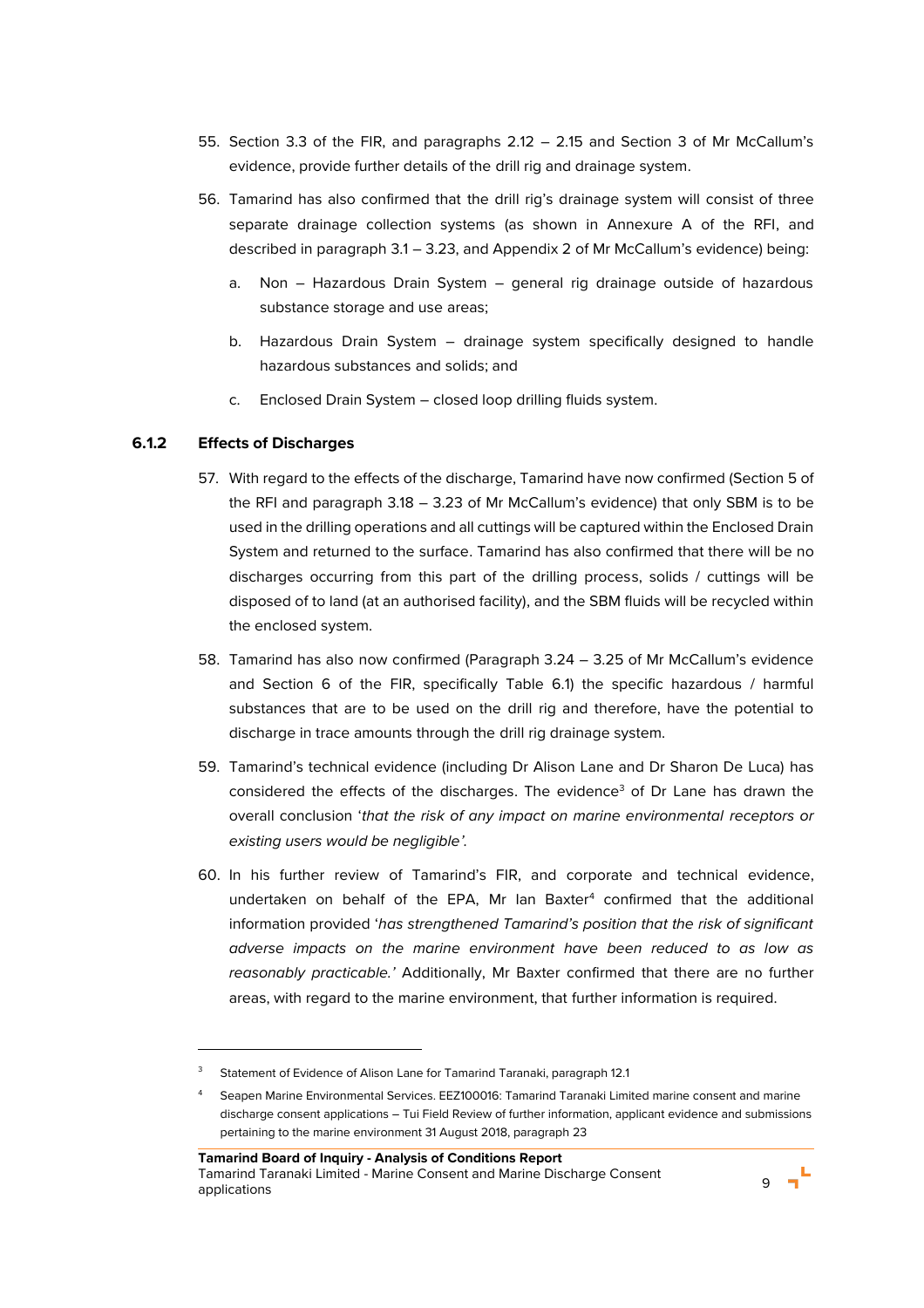55. Section 3.3 of the FIR, and paragraphs 2.12 – 2.15 and Section 3 of Mr McCallum's evidence, provide further details of the drill rig and drainage system.

56. Tamarind has also confirmed that the drill rig's drainage system will consist of three separate drainage collection systems (as shown in Annexure A of the RFI, and described in paragraph 3.1 – 3.23, and Appendix 2 of Mr McCallum's evidence) being:

    a. Non – Hazardous Drain System – general rig drainage outside of hazardous substance storage and use areas;

    b. Hazardous Drain System – drainage system specifically designed to handle hazardous substances and solids; and

    c. Enclosed Drain System – closed loop drilling fluids system.

### 6.1.2 Effects of Discharges

57. With regard to the effects of the discharge, Tamarind have now confirmed (Section 5 of the RFI and paragraph 3.18 – 3.23 of Mr McCallum's evidence) that only SBM is to be used in the drilling operations and all cuttings will be captured within the Enclosed Drain System and returned to the surface. Tamarind has also confirmed that there will be no discharges occurring from this part of the drilling process, solids / cuttings will be disposed of to land (at an authorised facility), and the SBM fluids will be recycled within the enclosed system.

58. Tamarind has also now confirmed (Paragraph 3.24 – 3.25 of Mr McCallum's evidence and Section 6 of the FIR, specifically Table 6.1) the specific hazardous / harmful substances that are to be used on the drill rig and therefore, have the potential to discharge in trace amounts through the drill rig drainage system.

59. Tamarind's technical evidence (including Dr Alison Lane and Dr Sharon De Luca) has considered the effects of the discharges. The evidence[3] of Dr Lane has drawn the overall conclusion '*that the risk of any impact on marine environmental receptors or existing users would be negligible'*.

60. In his further review of Tamarind's FIR, and corporate and technical evidence, undertaken on behalf of the EPA, Mr Ian Baxter[4] confirmed that the additional information provided '*has strengthened Tamarind's position that the risk of significant adverse impacts on the marine environment have been reduced to as low as reasonably practicable.'* Additionally, Mr Baxter confirmed that there are no further areas, with regard to the marine environment, that further information is required.

---

[3] Statement of Evidence of Alison Lane for Tamarind Taranaki, paragraph 12.1

[4] Seapen Marine Environmental Services. EEZ100016: Tamarind Taranaki Limited marine consent and marine discharge consent applications – Tui Field Review of further information, applicant evidence and submissions pertaining to the marine environment 31 August 2018, paragraph 23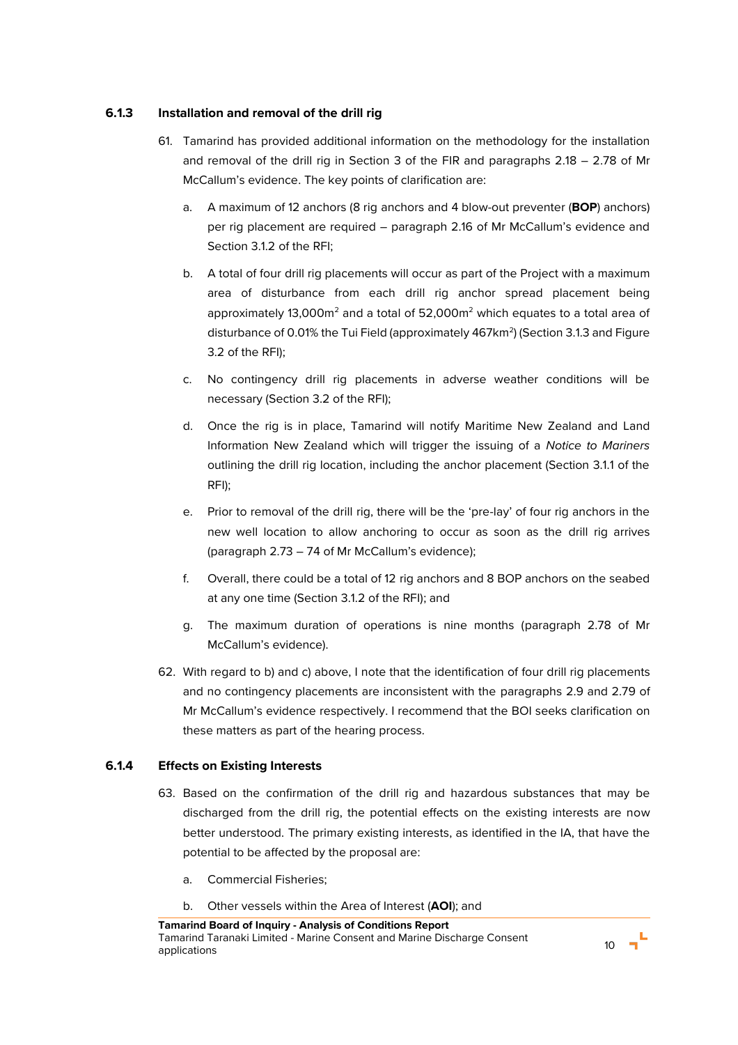### 6.1.3 Installation and removal of the drill rig

61. Tamarind has provided additional information on the methodology for the installation and removal of the drill rig in Section 3 of the FIR and paragraphs 2.18 – 2.78 of Mr McCallum's evidence. The key points of clarification are:

    a. A maximum of 12 anchors (8 rig anchors and 4 blow-out preventer (**BOP**) anchors) per rig placement are required – paragraph 2.16 of Mr McCallum's evidence and Section 3.1.2 of the RFI;

    b. A total of four drill rig placements will occur as part of the Project with a maximum area of disturbance from each drill rig anchor spread placement being approximately 13,000m$^2$ and a total of 52,000m$^2$ which equates to a total area of disturbance of 0.01% the Tui Field (approximately 467km$^2$) (Section 3.1.3 and Figure 3.2 of the RFI);

    c. No contingency drill rig placements in adverse weather conditions will be necessary (Section 3.2 of the RFI);

    d. Once the rig is in place, Tamarind will notify Maritime New Zealand and Land Information New Zealand which will trigger the issuing of a *Notice to Mariners* outlining the drill rig location, including the anchor placement (Section 3.1.1 of the RFI);

    e. Prior to removal of the drill rig, there will be the 'pre-lay' of four rig anchors in the new well location to allow anchoring to occur as soon as the drill rig arrives (paragraph 2.73 – 74 of Mr McCallum's evidence);

    f. Overall, there could be a total of 12 rig anchors and 8 BOP anchors on the seabed at any one time (Section 3.1.2 of the RFI); and

    g. The maximum duration of operations is nine months (paragraph 2.78 of Mr McCallum's evidence).

62. With regard to b) and c) above, I note that the identification of four drill rig placements and no contingency placements are inconsistent with the paragraphs 2.9 and 2.79 of Mr McCallum's evidence respectively. I recommend that the BOI seeks clarification on these matters as part of the hearing process.

### 6.1.4 Effects on Existing Interests

63. Based on the confirmation of the drill rig and hazardous substances that may be discharged from the drill rig, the potential effects on the existing interests are now better understood. The primary existing interests, as identified in the IA, that have the potential to be affected by the proposal are:

    a. Commercial Fisheries;

    b. Other vessels within the Area of Interest (**AOI**); and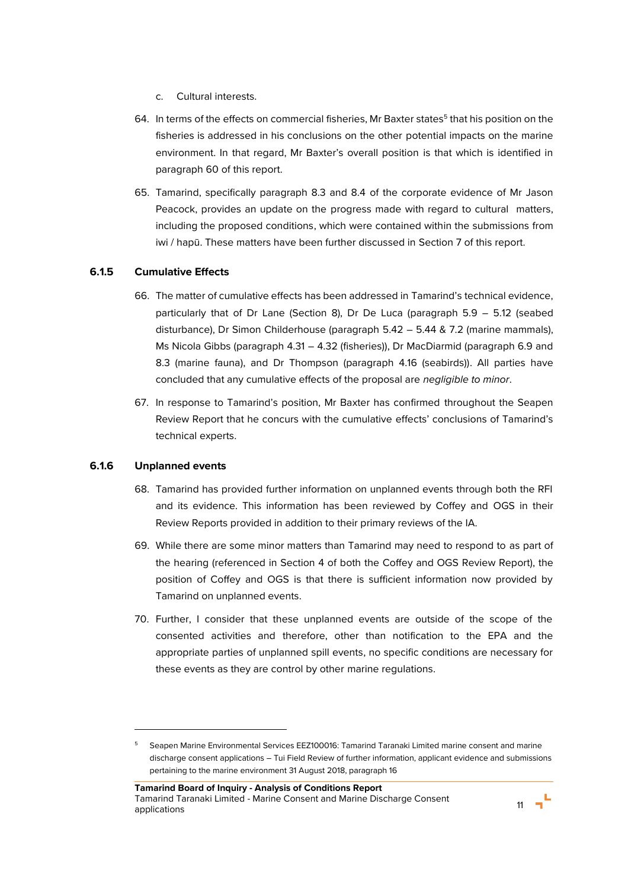c. Cultural interests.

64. In terms of the effects on commercial fisheries, Mr Baxter states[5] that his position on the fisheries is addressed in his conclusions on the other potential impacts on the marine environment. In that regard, Mr Baxter's overall position is that which is identified in paragraph 60 of this report.

65. Tamarind, specifically paragraph 8.3 and 8.4 of the corporate evidence of Mr Jason Peacock, provides an update on the progress made with regard to cultural matters, including the proposed conditions, which were contained within the submissions from iwi / hapū. These matters have been further discussed in Section 7 of this report.

### 6.1.5 Cumulative Effects

66. The matter of cumulative effects has been addressed in Tamarind's technical evidence, particularly that of Dr Lane (Section 8), Dr De Luca (paragraph 5.9 – 5.12 (seabed disturbance), Dr Simon Childerhouse (paragraph 5.42 – 5.44 & 7.2 (marine mammals), Ms Nicola Gibbs (paragraph 4.31 – 4.32 (fisheries)), Dr MacDiarmid (paragraph 6.9 and 8.3 (marine fauna), and Dr Thompson (paragraph 4.16 (seabirds)). All parties have concluded that any cumulative effects of the proposal are *negligible to minor*.

67. In response to Tamarind's position, Mr Baxter has confirmed throughout the Seapen Review Report that he concurs with the cumulative effects' conclusions of Tamarind's technical experts.

### 6.1.6 Unplanned events

68. Tamarind has provided further information on unplanned events through both the RFI and its evidence. This information has been reviewed by Coffey and OGS in their Review Reports provided in addition to their primary reviews of the IA.

69. While there are some minor matters than Tamarind may need to respond to as part of the hearing (referenced in Section 4 of both the Coffey and OGS Review Report), the position of Coffey and OGS is that there is sufficient information now provided by Tamarind on unplanned events.

70. Further, I consider that these unplanned events are outside of the scope of the consented activities and therefore, other than notification to the EPA and the appropriate parties of unplanned spill events, no specific conditions are necessary for these events as they are control by other marine regulations.

---

[5] Seapen Marine Environmental Services EEZ100016: Tamarind Taranaki Limited marine consent and marine discharge consent applications – Tui Field Review of further information, applicant evidence and submissions pertaining to the marine environment 31 August 2018, paragraph 16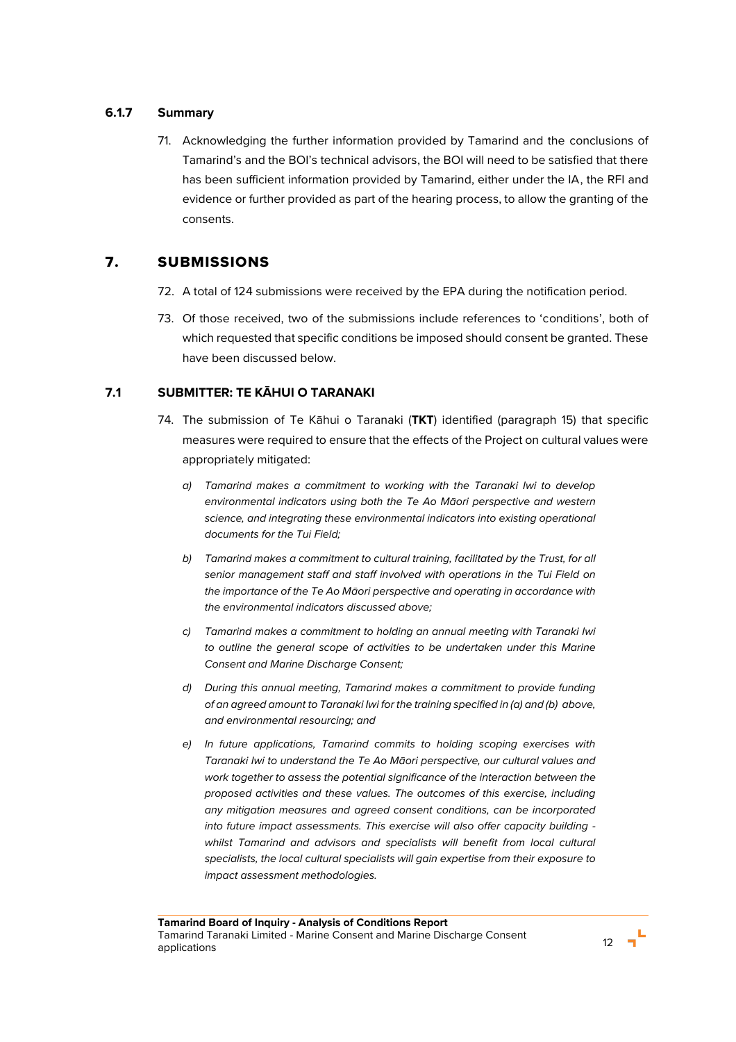#### 6.1.7 Summary

71. Acknowledging the further information provided by Tamarind and the conclusions of Tamarind's and the BOI's technical advisors, the BOI will need to be satisfied that there has been sufficient information provided by Tamarind, either under the IA, the RFI and evidence or further provided as part of the hearing process, to allow the granting of the consents.

## 7. SUBMISSIONS

72. A total of 124 submissions were received by the EPA during the notification period.

73. Of those received, two of the submissions include references to 'conditions', both of which requested that specific conditions be imposed should consent be granted. These have been discussed below.

### 7.1 SUBMITTER: TE KĀHUI O TARANAKI

74. The submission of Te Kāhui o Taranaki (**TKT**) identified (paragraph 15) that specific measures were required to ensure that the effects of the Project on cultural values were appropriately mitigated:

    a) *Tamarind makes a commitment to working with the Taranaki Iwi to develop environmental indicators using both the Te Ao Māori perspective and western science, and integrating these environmental indicators into existing operational documents for the Tui Field;*

    b) *Tamarind makes a commitment to cultural training, facilitated by the Trust, for all senior management staff and staff involved with operations in the Tui Field on the importance of the Te Ao Māori perspective and operating in accordance with the environmental indicators discussed above;*

    c) *Tamarind makes a commitment to holding an annual meeting with Taranaki Iwi to outline the general scope of activities to be undertaken under this Marine Consent and Marine Discharge Consent;*

    d) *During this annual meeting, Tamarind makes a commitment to provide funding of an agreed amount to Taranaki Iwi for the training specified in (a) and (b) above, and environmental resourcing; and*

    e) *In future applications, Tamarind commits to holding scoping exercises with Taranaki Iwi to understand the Te Ao Māori perspective, our cultural values and work together to assess the potential significance of the interaction between the proposed activities and these values. The outcomes of this exercise, including any mitigation measures and agreed consent conditions, can be incorporated into future impact assessments. This exercise will also offer capacity building - whilst Tamarind and advisors and specialists will benefit from local cultural specialists, the local cultural specialists will gain expertise from their exposure to impact assessment methodologies.*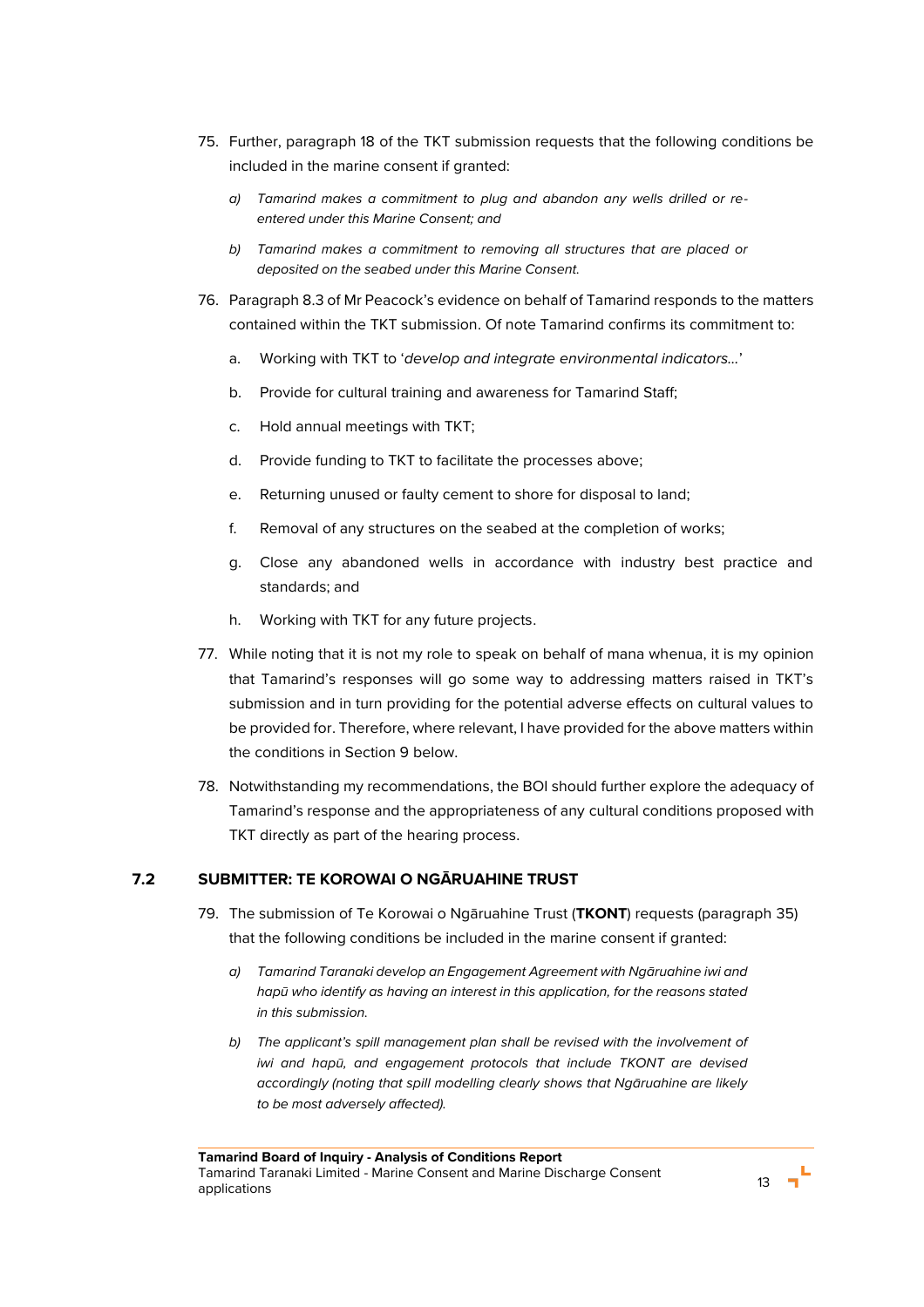75. Further, paragraph 18 of the TKT submission requests that the following conditions be included in the marine consent if granted:

    *a) Tamarind makes a commitment to plug and abandon any wells drilled or re-entered under this Marine Consent; and*

    *b) Tamarind makes a commitment to removing all structures that are placed or deposited on the seabed under this Marine Consent.*

76. Paragraph 8.3 of Mr Peacock's evidence on behalf of Tamarind responds to the matters contained within the TKT submission. Of note Tamarind confirms its commitment to:

    a. Working with TKT to '*develop and integrate environmental indicators…*'

    b. Provide for cultural training and awareness for Tamarind Staff;

    c. Hold annual meetings with TKT;

    d. Provide funding to TKT to facilitate the processes above;

    e. Returning unused or faulty cement to shore for disposal to land;

    f. Removal of any structures on the seabed at the completion of works;

    g. Close any abandoned wells in accordance with industry best practice and standards; and

    h. Working with TKT for any future projects.

77. While noting that it is not my role to speak on behalf of mana whenua, it is my opinion that Tamarind's responses will go some way to addressing matters raised in TKT's submission and in turn providing for the potential adverse effects on cultural values to be provided for. Therefore, where relevant, I have provided for the above matters within the conditions in Section 9 below.

78. Notwithstanding my recommendations, the BOI should further explore the adequacy of Tamarind's response and the appropriateness of any cultural conditions proposed with TKT directly as part of the hearing process.

### 7.2 SUBMITTER: TE KOROWAI O NGĀRUAHINE TRUST

79. The submission of Te Korowai o Ngāruahine Trust (**TKONT**) requests (paragraph 35) that the following conditions be included in the marine consent if granted:

    *a) Tamarind Taranaki develop an Engagement Agreement with Ngāruahine iwi and hapū who identify as having an interest in this application, for the reasons stated in this submission.*

    *b) The applicant's spill management plan shall be revised with the involvement of iwi and hapū, and engagement protocols that include TKONT are devised accordingly (noting that spill modelling clearly shows that Ngāruahine are likely to be most adversely affected).*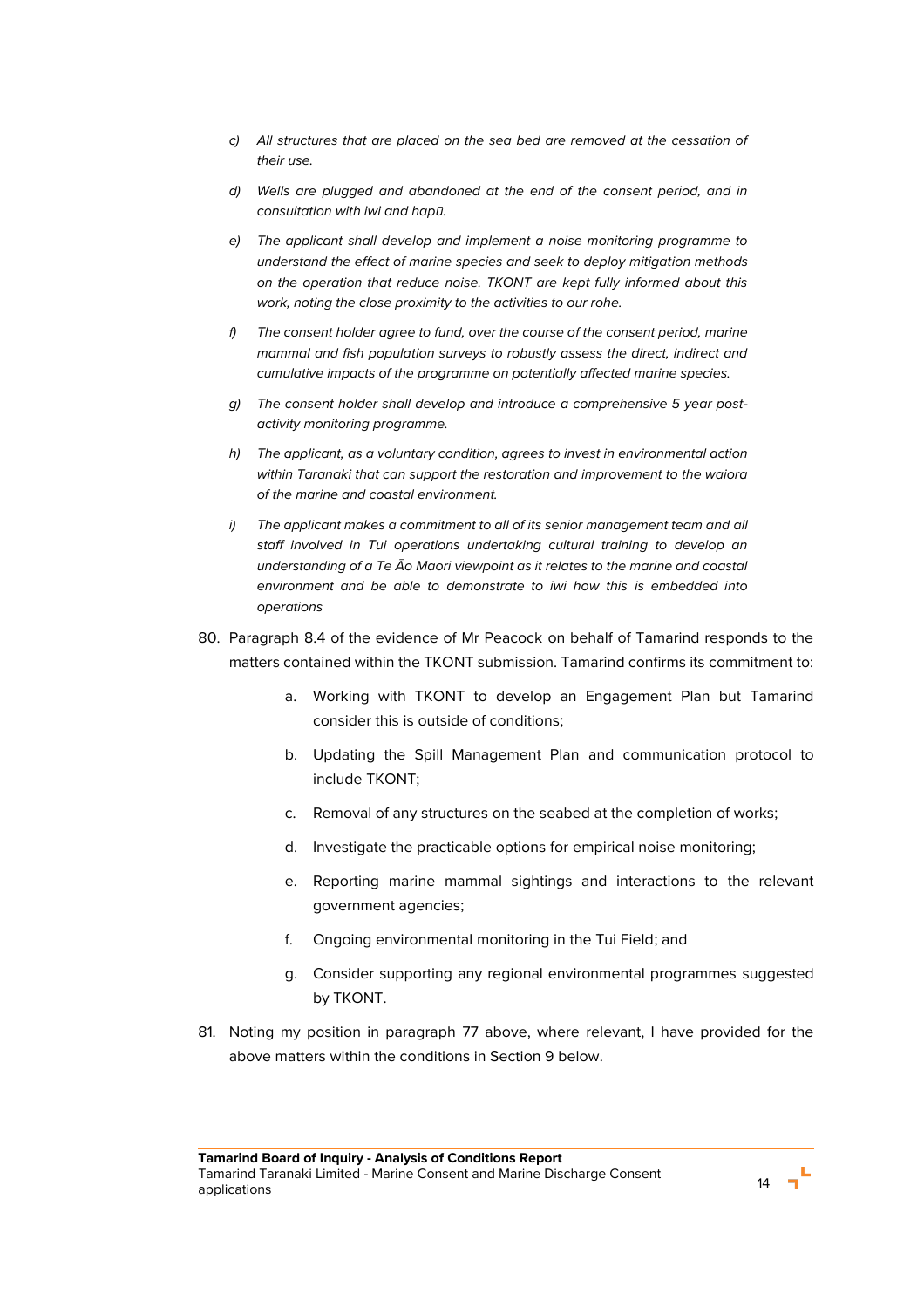*c) All structures that are placed on the sea bed are removed at the cessation of their use.*

*d) Wells are plugged and abandoned at the end of the consent period, and in consultation with iwi and hapū.*

*e) The applicant shall develop and implement a noise monitoring programme to understand the effect of marine species and seek to deploy mitigation methods on the operation that reduce noise. TKONT are kept fully informed about this work, noting the close proximity to the activities to our rohe.*

*f) The consent holder agree to fund, over the course of the consent period, marine mammal and fish population surveys to robustly assess the direct, indirect and cumulative impacts of the programme on potentially affected marine species.*

*g) The consent holder shall develop and introduce a comprehensive 5 year post-activity monitoring programme.*

*h) The applicant, as a voluntary condition, agrees to invest in environmental action within Taranaki that can support the restoration and improvement to the waiora of the marine and coastal environment.*

*i) The applicant makes a commitment to all of its senior management team and all staff involved in Tui operations undertaking cultural training to develop an understanding of a Te Āo Māori viewpoint as it relates to the marine and coastal environment and be able to demonstrate to iwi how this is embedded into operations*

80. Paragraph 8.4 of the evidence of Mr Peacock on behalf of Tamarind responds to the matters contained within the TKONT submission. Tamarind confirms its commitment to:

    a. Working with TKONT to develop an Engagement Plan but Tamarind consider this is outside of conditions;

    b. Updating the Spill Management Plan and communication protocol to include TKONT;

    c. Removal of any structures on the seabed at the completion of works;

    d. Investigate the practicable options for empirical noise monitoring;

    e. Reporting marine mammal sightings and interactions to the relevant government agencies;

    f. Ongoing environmental monitoring in the Tui Field; and

    g. Consider supporting any regional environmental programmes suggested by TKONT.

81. Noting my position in paragraph 77 above, where relevant, I have provided for the above matters within the conditions in Section 9 below.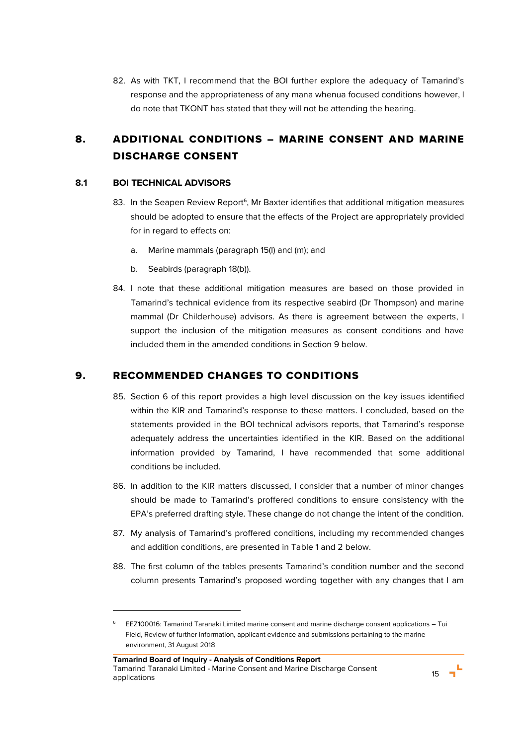82. As with TKT, I recommend that the BOI further explore the adequacy of Tamarind's response and the appropriateness of any mana whenua focused conditions however, I do note that TKONT has stated that they will not be attending the hearing.

# 8. ADDITIONAL CONDITIONS – MARINE CONSENT AND MARINE DISCHARGE CONSENT

## 8.1 BOI TECHNICAL ADVISORS

83. In the Seapen Review Report[6], Mr Baxter identifies that additional mitigation measures should be adopted to ensure that the effects of the Project are appropriately provided for in regard to effects on:

    a. Marine mammals (paragraph 15(l) and (m); and

    b. Seabirds (paragraph 18(b)).

84. I note that these additional mitigation measures are based on those provided in Tamarind's technical evidence from its respective seabird (Dr Thompson) and marine mammal (Dr Childerhouse) advisors. As there is agreement between the experts, I support the inclusion of the mitigation measures as consent conditions and have included them in the amended conditions in Section 9 below.

# 9. RECOMMENDED CHANGES TO CONDITIONS

85. Section 6 of this report provides a high level discussion on the key issues identified within the KIR and Tamarind's response to these matters. I concluded, based on the statements provided in the BOI technical advisors reports, that Tamarind's response adequately address the uncertainties identified in the KIR. Based on the additional information provided by Tamarind, I have recommended that some additional conditions be included.

86. In addition to the KIR matters discussed, I consider that a number of minor changes should be made to Tamarind's proffered conditions to ensure consistency with the EPA's preferred drafting style. These change do not change the intent of the condition.

87. My analysis of Tamarind's proffered conditions, including my recommended changes and addition conditions, are presented in Table 1 and 2 below.

88. The first column of the tables presents Tamarind's condition number and the second column presents Tamarind's proposed wording together with any changes that I am

---

[6] EEZ100016: Tamarind Taranaki Limited marine consent and marine discharge consent applications – Tui Field, Review of further information, applicant evidence and submissions pertaining to the marine environment, 31 August 2018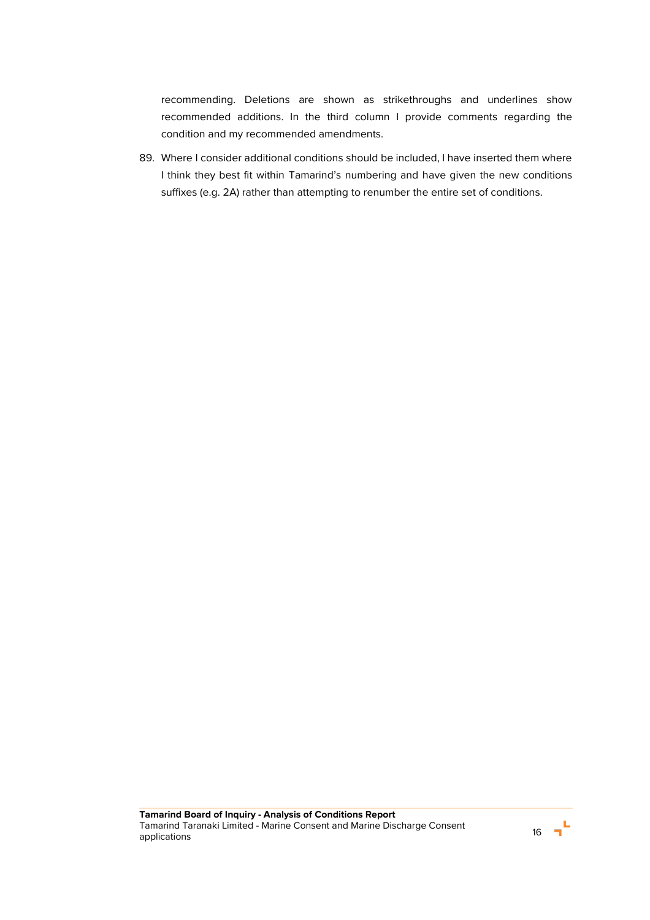recommending. Deletions are shown as strikethroughs and underlines show recommended additions. In the third column I provide comments regarding the condition and my recommended amendments.

89. Where I consider additional conditions should be included, I have inserted them where I think they best fit within Tamarind's numbering and have given the new conditions suffixes (e.g. 2A) rather than attempting to renumber the entire set of conditions.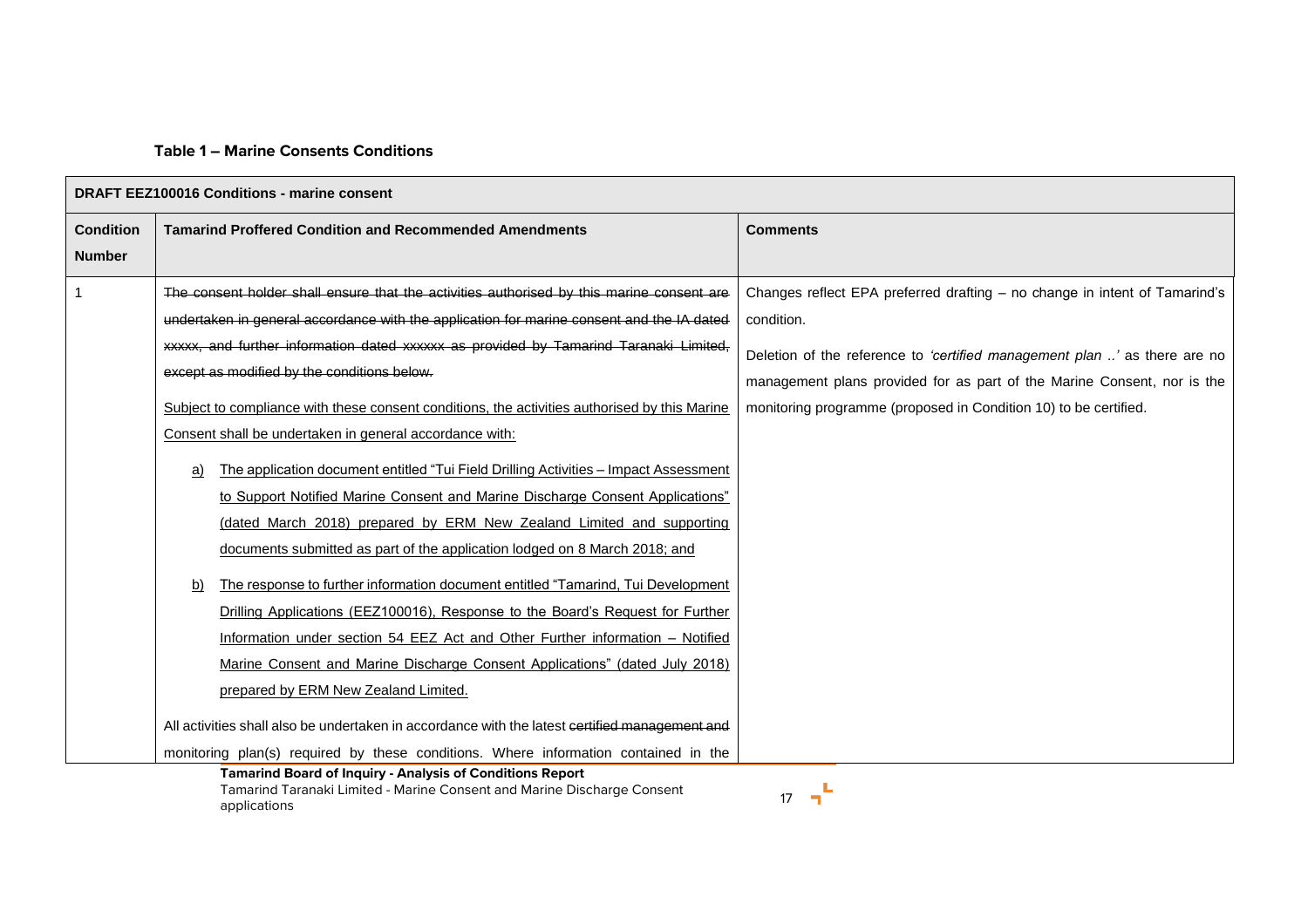**Table 1 – Marine Consents Conditions**

| DRAFT EEZ100016 Conditions - marine consent | | |
|---|---|---|
| **Condition Number** | **Tamarind Proffered Condition and Recommended Amendments** | **Comments** |
| 1 | ~~The consent holder shall ensure that the activities authorised by this marine consent are undertaken in general accordance with the application for marine consent and the IA dated xxxxx, and further information dated xxxxxx as provided by Tamarind Taranaki Limited, except as modified by the conditions below.~~<br><br><u>Subject to compliance with these consent conditions, the activities authorised by this Marine Consent shall be undertaken in general accordance with:</u><br><br><u>a)</u> <u>The application document entitled "Tui Field Drilling Activities – Impact Assessment to Support Notified Marine Consent and Marine Discharge Consent Applications" (dated March 2018) prepared by ERM New Zealand Limited and supporting documents submitted as part of the application lodged on 8 March 2018; and</u><br><br><u>b)</u> <u>The response to further information document entitled "Tamarind, Tui Development Drilling Applications (EEZ100016), Response to the Board's Request for Further Information under section 54 EEZ Act and Other Further information – Notified Marine Consent and Marine Discharge Consent Applications" (dated July 2018) prepared by ERM New Zealand Limited.</u><br><br>All activities shall also be undertaken in accordance with the latest ~~certified management and~~ monitoring plan(s) required by these conditions. Where information contained in the | Changes reflect EPA preferred drafting – no change in intent of Tamarind's condition.<br><br>Deletion of the reference to *'certified management plan ..'* as there are no management plans provided for as part of the Marine Consent, nor is the monitoring programme (proposed in Condition 10) to be certified. |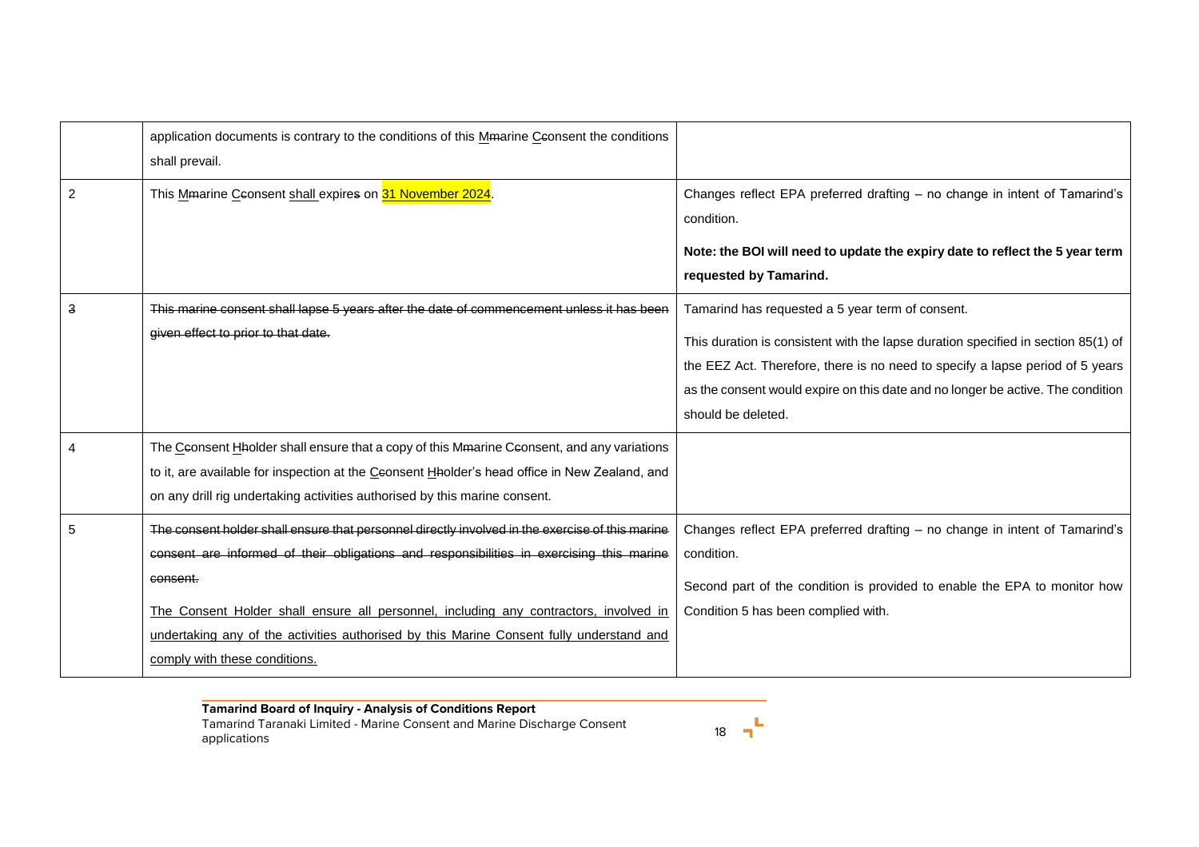| | | |
|---|---|---|
| | application documents is contrary to the conditions of this Mmarine Cconsent the conditions shall prevail. | |
| 2 | This Mmarine Cconsent shall expires on 31 November 2024. | Changes reflect EPA preferred drafting – no change in intent of Tamarind's condition.<br><br>**Note: the BOI will need to update the expiry date to reflect the 5 year term requested by Tamarind.** |
| 3 | ~~This marine consent shall lapse 5 years after the date of commencement unless it has been given effect to prior to that date.~~ | Tamarind has requested a 5 year term of consent.<br><br>This duration is consistent with the lapse duration specified in section 85(1) of the EEZ Act. Therefore, there is no need to specify a lapse period of 5 years as the consent would expire on this date and no longer be active. The condition should be deleted. |
| 4 | The Cconsent Hholder shall ensure that a copy of this Mmarine Cconsent, and any variations to it, are available for inspection at the Cconsent Hholder's head office in New Zealand, and on any drill rig undertaking activities authorised by this marine consent. | |
| 5 | ~~The consent holder shall ensure that personnel directly involved in the exercise of this marine consent are informed of their obligations and responsibilities in exercising this marine consent.~~<br><br>The Consent Holder shall ensure all personnel, including any contractors, involved in undertaking any of the activities authorised by this Marine Consent fully understand and comply with these conditions. | Changes reflect EPA preferred drafting – no change in intent of Tamarind's condition.<br><br>Second part of the condition is provided to enable the EPA to monitor how Condition 5 has been complied with. |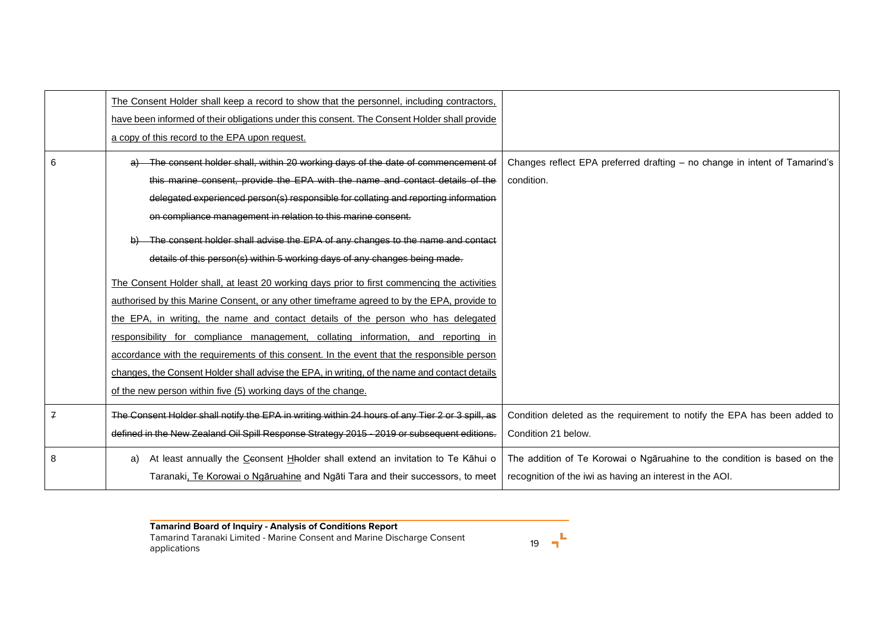|  |  |  |
|---|---|---|
|  | <u>The Consent Holder shall keep a record to show that the personnel, including contractors, have been informed of their obligations under this consent. The Consent Holder shall provide a copy of this record to the EPA upon request.</u> |  |
| 6 | ~~a) The consent holder shall, within 20 working days of the date of commencement of this marine consent, provide the EPA with the name and contact details of the delegated experienced person(s) responsible for collating and reporting information on compliance management in relation to this marine consent.~~<br><br>~~b) The consent holder shall advise the EPA of any changes to the name and contact details of this person(s) within 5 working days of any changes being made.~~<br><br><u>The Consent Holder shall, at least 20 working days prior to first commencing the activities authorised by this Marine Consent, or any other timeframe agreed to by the EPA, provide to the EPA, in writing, the name and contact details of the person who has delegated responsibility for compliance management, collating information, and reporting in accordance with the requirements of this consent. In the event that the responsible person changes, the Consent Holder shall advise the EPA, in writing, of the name and contact details of the new person within five (5) working days of the change.</u> | Changes reflect EPA preferred drafting – no change in intent of Tamarind's condition. |
| ~~7~~ | ~~The Consent Holder shall notify the EPA in writing within 24 hours of any Tier 2 or 3 spill, as defined in the New Zealand Oil Spill Response Strategy 2015 - 2019 or subsequent editions.~~ | Condition deleted as the requirement to notify the EPA has been added to Condition 21 below. |
| 8 | a) At least annually the <u>C</u>~~c~~onsent <u>H</u>~~h~~older shall extend an invitation to Te Kāhui o Taranaki<u>, Te Korowai o Ngāruahine</u> and Ngāti Tara and their successors, to meet | The addition of Te Korowai o Ngāruahine to the condition is based on the recognition of the iwi as having an interest in the AOI. |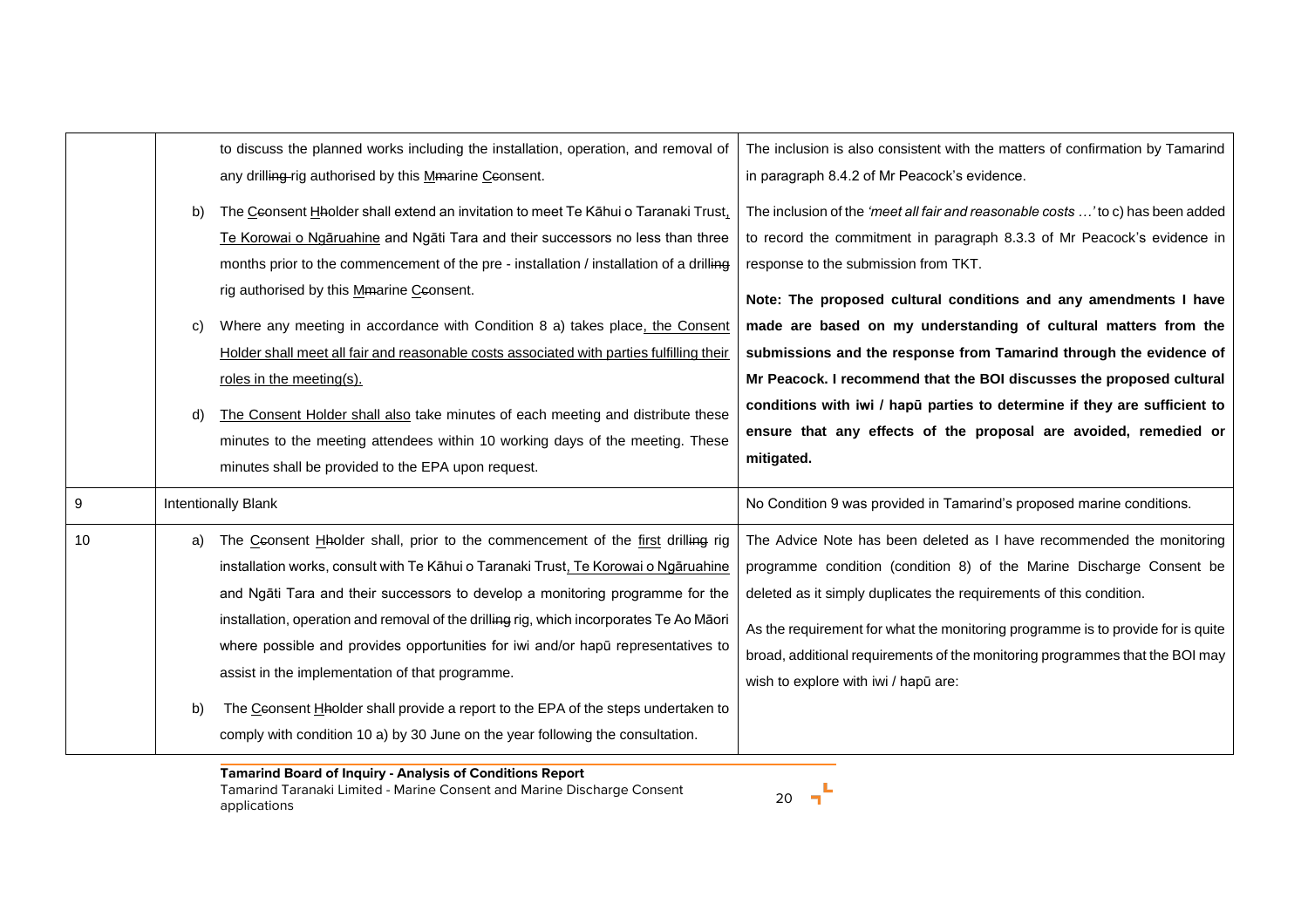| | | |
|---|---|---|
| | to discuss the planned works including the installation, operation, and removal of any drilling rig authorised by this Marine Consent.<br><br>b) The Consent Holder shall extend an invitation to meet Te Kāhui o Taranaki Trust, Te Korowai o Ngāruahine and Ngāti Tara and their successors no less than three months prior to the commencement of the pre - installation / installation of a drilling rig authorised by this Marine Consent.<br><br>c) Where any meeting in accordance with Condition 8 a) takes place, the Consent Holder shall meet all fair and reasonable costs associated with parties fulfilling their roles in the meeting(s).<br><br>d) The Consent Holder shall also take minutes of each meeting and distribute these minutes to the meeting attendees within 10 working days of the meeting. These minutes shall be provided to the EPA upon request. | The inclusion is also consistent with the matters of confirmation by Tamarind in paragraph 8.4.2 of Mr Peacock's evidence.<br><br>The inclusion of the *'meet all fair and reasonable costs …'* to c) has been added to record the commitment in paragraph 8.3.3 of Mr Peacock's evidence in response to the submission from TKT.<br><br>**Note: The proposed cultural conditions and any amendments I have made are based on my understanding of cultural matters from the submissions and the response from Tamarind through the evidence of Mr Peacock. I recommend that the BOI discusses the proposed cultural conditions with iwi / hapū parties to determine if they are sufficient to ensure that any effects of the proposal are avoided, remedied or mitigated.** |
| 9 | Intentionally Blank | No Condition 9 was provided in Tamarind's proposed marine conditions. |
| 10 | a) The Consent Holder shall, prior to the commencement of the first drilling rig installation works, consult with Te Kāhui o Taranaki Trust, Te Korowai o Ngāruahine and Ngāti Tara and their successors to develop a monitoring programme for the installation, operation and removal of the drilling rig, which incorporates Te Ao Māori where possible and provides opportunities for iwi and/or hapū representatives to assist in the implementation of that programme.<br><br>b) The Consent Holder shall provide a report to the EPA of the steps undertaken to comply with condition 10 a) by 30 June on the year following the consultation. | The Advice Note has been deleted as I have recommended the monitoring programme condition (condition 8) of the Marine Discharge Consent be deleted as it simply duplicates the requirements of this condition.<br><br>As the requirement for what the monitoring programme is to provide for is quite broad, additional requirements of the monitoring programmes that the BOI may wish to explore with iwi / hapū are: |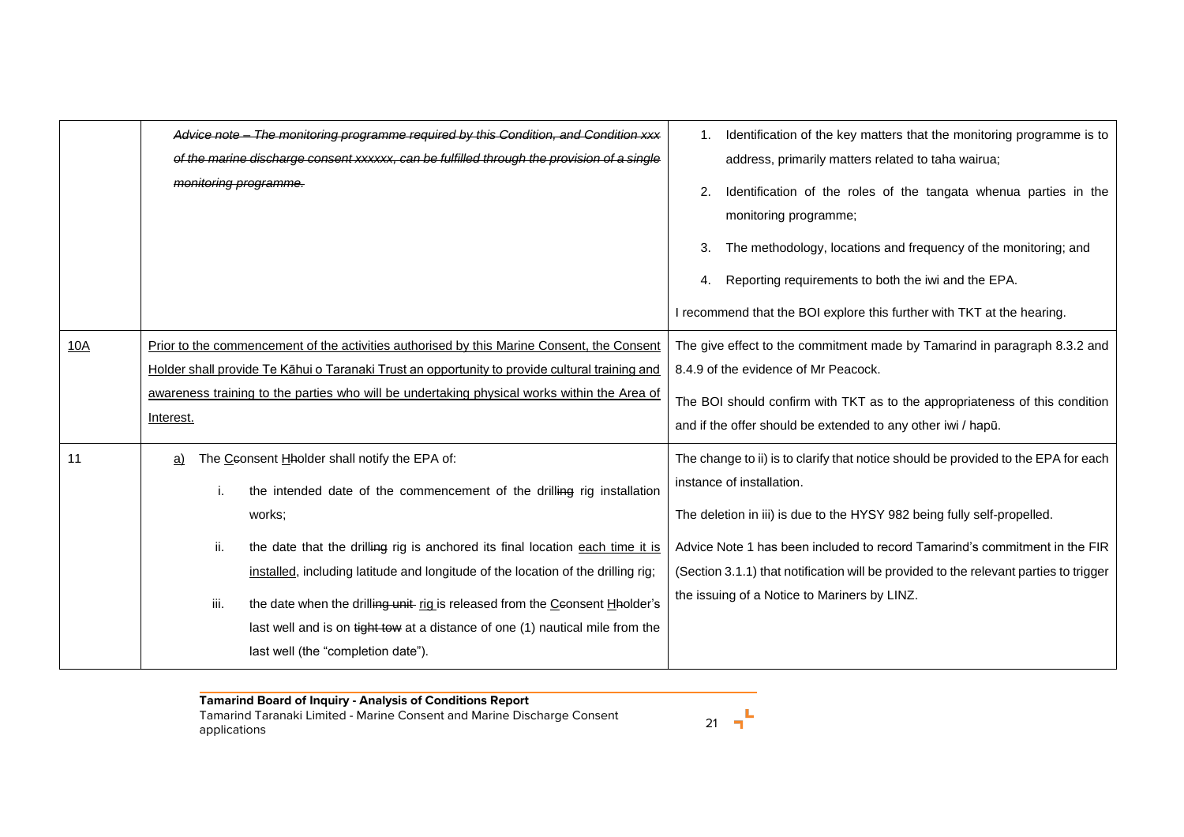| | | |
|---|---|---|
| | ~~*Advice note – The monitoring programme required by this Condition, and Condition xxx of the marine discharge consent xxxxxx, can be fulfilled through the provision of a single monitoring programme.*~~ | 1. Identification of the key matters that the monitoring programme is to address, primarily matters related to taha wairua;<br>2. Identification of the roles of the tangata whenua parties in the monitoring programme;<br>3. The methodology, locations and frequency of the monitoring; and<br>4. Reporting requirements to both the iwi and the EPA.<br><br>I recommend that the BOI explore this further with TKT at the hearing. |
| <u>10A</u> | <u>Prior to the commencement of the activities authorised by this Marine Consent, the Consent Holder shall provide Te Kāhui o Taranaki Trust an opportunity to provide cultural training and awareness training to the parties who will be undertaking physical works within the Area of Interest.</u> | The give effect to the commitment made by Tamarind in paragraph 8.3.2 and 8.4.9 of the evidence of Mr Peacock.<br><br>The BOI should confirm with TKT as to the appropriateness of this condition and if the offer should be extended to any other iwi / hapū. |
| 11 | <u>a)</u> The <u>C</u>~~c~~onsent <u>H</u>~~h~~older shall notify the EPA of:<br><br>i. the intended date of the commencement of the drill~~ing~~ rig installation works;<br><br>ii. the date that the drill~~ing~~ rig is anchored its final location <u>each time it is installed</u>, including latitude and longitude of the location of the drilling rig;<br><br>iii. the date when the drill~~ing unit~~ <u>rig</u> is released from the <u>C</u>~~c~~onsent <u>H</u>~~h~~older's last well and is on ~~tight tow~~ at a distance of one (1) nautical mile from the last well (the "completion date"). | The change to ii) is to clarify that notice should be provided to the EPA for each instance of installation.<br><br>The deletion in iii) is due to the HYSY 982 being fully self-propelled.<br><br>Advice Note 1 has been included to record Tamarind's commitment in the FIR (Section 3.1.1) that notification will be provided to the relevant parties to trigger the issuing of a Notice to Mariners by LINZ. |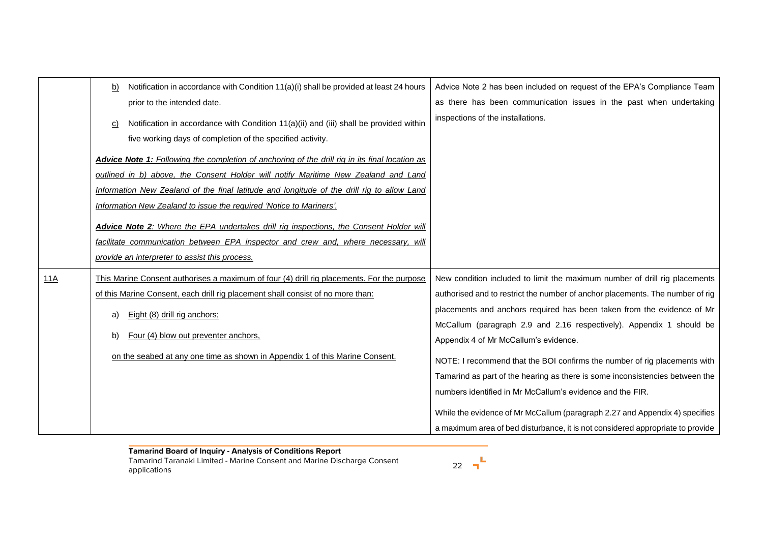| | | |
|---|---|---|
| | <u>b)</u> Notification in accordance with Condition 11(a)(i) shall be provided at least 24 hours prior to the intended date.<br><br><u>c)</u> Notification in accordance with Condition 11(a)(ii) and (iii) shall be provided within five working days of completion of the specified activity.<br><br>***<u>Advice Note 1:</u>*** *<u>Following the completion of anchoring of the drill rig in its final location as outlined in b) above, the Consent Holder will notify Maritime New Zealand and Land Information New Zealand of the final latitude and longitude of the drill rig to allow Land Information New Zealand to issue the required 'Notice to Mariners'.</u>*<br><br>***<u>Advice Note 2</u>****<u>: Where the EPA undertakes drill rig inspections, the Consent Holder will facilitate communication between EPA inspector and crew and, where necessary, will provide an interpreter to assist this process.</u>* | Advice Note 2 has been included on request of the EPA's Compliance Team as there has been communication issues in the past when undertaking inspections of the installations. |
| <u>11A</u> | <u>This Marine Consent authorises a maximum of four (4) drill rig placements. For the purpose of this Marine Consent, each drill rig placement shall consist of no more than:</u><br><br>a) <u>Eight (8) drill rig anchors;</u><br><br>b) <u>Four (4) blow out preventer anchors,</u><br><br><u>on the seabed at any one time as shown in Appendix 1 of this Marine Consent.</u> | New condition included to limit the maximum number of drill rig placements authorised and to restrict the number of anchor placements. The number of rig placements and anchors required has been taken from the evidence of Mr McCallum (paragraph 2.9 and 2.16 respectively). Appendix 1 should be Appendix 4 of Mr McCallum's evidence.<br><br>NOTE: I recommend that the BOI confirms the number of rig placements with Tamarind as part of the hearing as there is some inconsistencies between the numbers identified in Mr McCallum's evidence and the FIR.<br><br>While the evidence of Mr McCallum (paragraph 2.27 and Appendix 4) specifies a maximum area of bed disturbance, it is not considered appropriate to provide |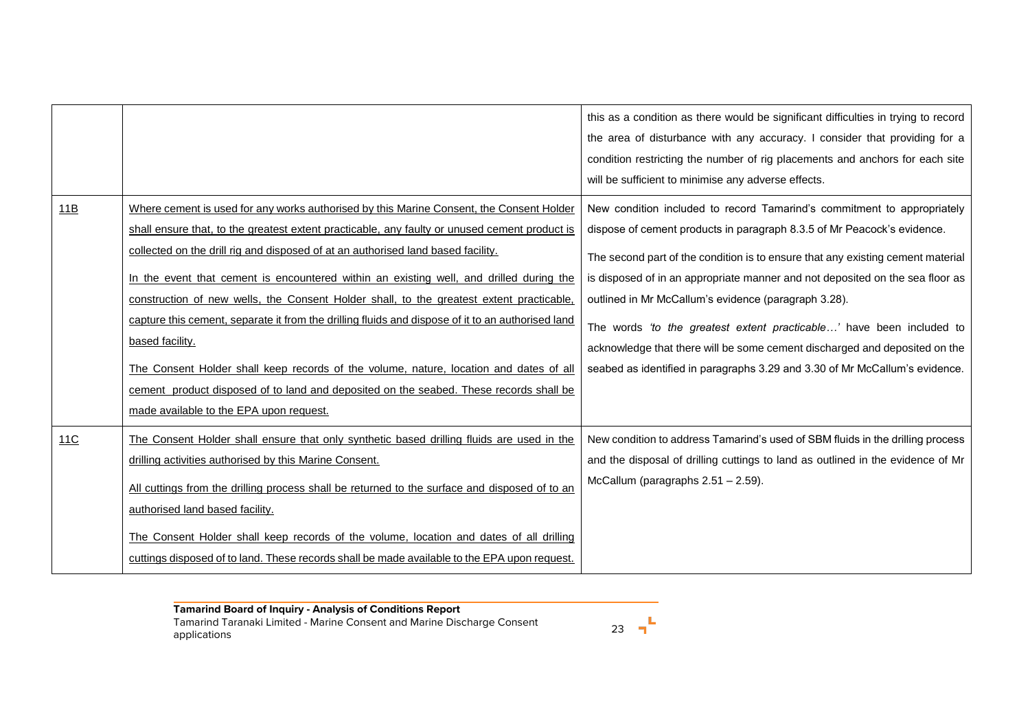| | | |
|---|---|---|
| | | this as a condition as there would be significant difficulties in trying to record the area of disturbance with any accuracy. I consider that providing for a condition restricting the number of rig placements and anchors for each site will be sufficient to minimise any adverse effects. |
| <u>11B</u> | <u>Where cement is used for any works authorised by this Marine Consent, the Consent Holder shall ensure that, to the greatest extent practicable, any faulty or unused cement product is collected on the drill rig and disposed of at an authorised land based facility.</u><br><br><u>In the event that cement is encountered within an existing well, and drilled during the construction of new wells, the Consent Holder shall, to the greatest extent practicable, capture this cement, separate it from the drilling fluids and dispose of it to an authorised land based facility.</u><br><br><u>The Consent Holder shall keep records of the volume, nature, location and dates of all cement product disposed of to land and deposited on the seabed. These records shall be made available to the EPA upon request.</u> | New condition included to record Tamarind's commitment to appropriately dispose of cement products in paragraph 8.3.5 of Mr Peacock's evidence.<br><br>The second part of the condition is to ensure that any existing cement material is disposed of in an appropriate manner and not deposited on the sea floor as outlined in Mr McCallum's evidence (paragraph 3.28).<br><br>The words *'to the greatest extent practicable…'* have been included to acknowledge that there will be some cement discharged and deposited on the seabed as identified in paragraphs 3.29 and 3.30 of Mr McCallum's evidence. |
| <u>11C</u> | <u>The Consent Holder shall ensure that only synthetic based drilling fluids are used in the drilling activities authorised by this Marine Consent.</u><br><br><u>All cuttings from the drilling process shall be returned to the surface and disposed of to an authorised land based facility.</u><br><br><u>The Consent Holder shall keep records of the volume, location and dates of all drilling cuttings disposed of to land. These records shall be made available to the EPA upon request.</u> | New condition to address Tamarind's used of SBM fluids in the drilling process and the disposal of drilling cuttings to land as outlined in the evidence of Mr McCallum (paragraphs 2.51 – 2.59). |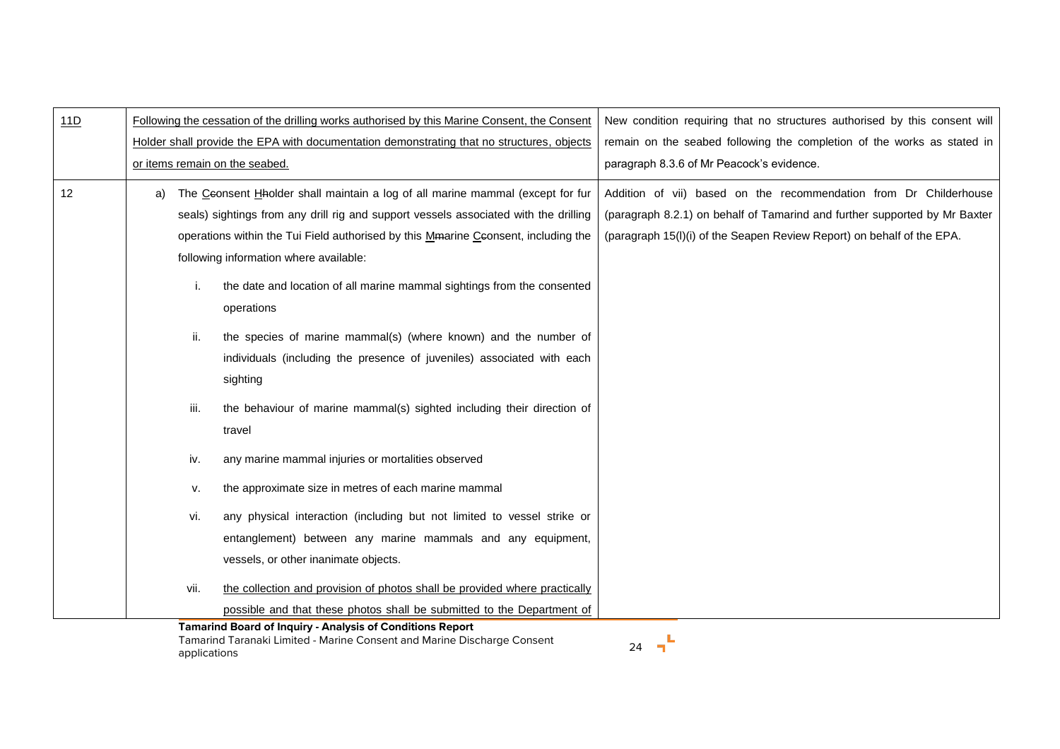| 11D | Following the cessation of the drilling works authorised by this Marine Consent, the Consent Holder shall provide the EPA with documentation demonstrating that no structures, objects or items remain on the seabed. | New condition requiring that no structures authorised by this consent will remain on the seabed following the completion of the works as stated in paragraph 8.3.6 of Mr Peacock's evidence. |
|---|---|---|
| 12 | a) The Cconsent Hholder shall maintain a log of all marine mammal (except for fur seals) sightings from any drill rig and support vessels associated with the drilling operations within the Tui Field authorised by this Mmarine Cconsent, including the following information where available:<br><br>i. the date and location of all marine mammal sightings from the consented operations<br><br>ii. the species of marine mammal(s) (where known) and the number of individuals (including the presence of juveniles) associated with each sighting<br><br>iii. the behaviour of marine mammal(s) sighted including their direction of travel<br><br>iv. any marine mammal injuries or mortalities observed<br><br>v. the approximate size in metres of each marine mammal<br><br>vi. any physical interaction (including but not limited to vessel strike or entanglement) between any marine mammals and any equipment, vessels, or other inanimate objects.<br><br>vii. the collection and provision of photos shall be provided where practically possible and that these photos shall be submitted to the Department of | Addition of vii) based on the recommendation from Dr Childerhouse (paragraph 8.2.1) on behalf of Tamarind and further supported by Mr Baxter (paragraph 15(l)(i) of the Seapen Review Report) on behalf of the EPA. |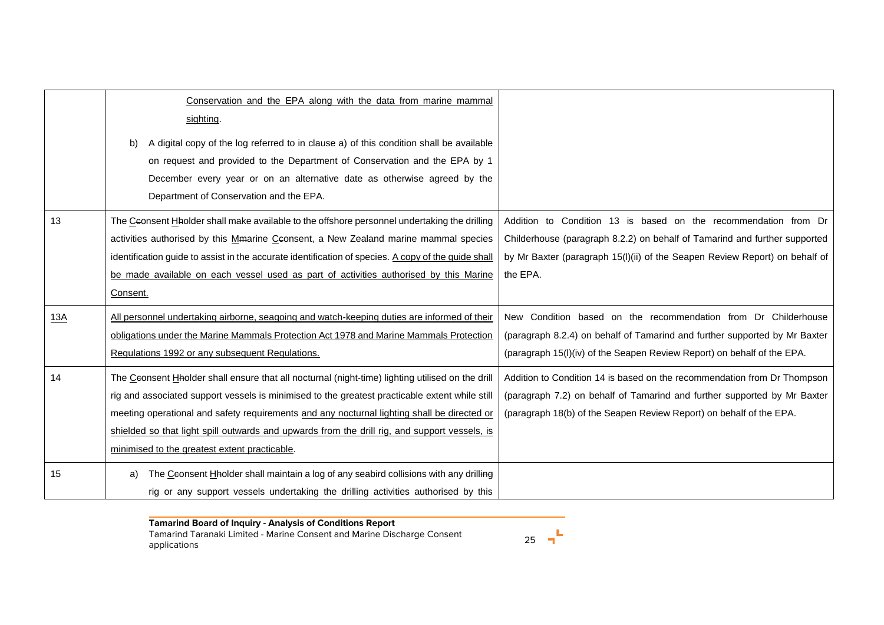| | | |
|---|---|---|
| | Conservation and the EPA along with the data from marine mammal sighting.<br><br>b) A digital copy of the log referred to in clause a) of this condition shall be available on request and provided to the Department of Conservation and the EPA by 1 December every year or on an alternative date as otherwise agreed by the Department of Conservation and the EPA. | |
| 13 | The CconsentHholder shall make available to the offshore personnel undertaking the drilling activities authorised by this Mmarine Cconsent, a New Zealand marine mammal species identification guide to assist in the accurate identification of species. A copy of the guide shall be made available on each vessel used as part of activities authorised by this Marine Consent. | Addition to Condition 13 is based on the recommendation from Dr Childerhouse (paragraph 8.2.2) on behalf of Tamarind and further supported by Mr Baxter (paragraph 15(l)(ii) of the Seapen Review Report) on behalf of the EPA. |
| 13A | All personnel undertaking airborne, seagoing and watch-keeping duties are informed of their obligations under the Marine Mammals Protection Act 1978 and Marine Mammals Protection Regulations 1992 or any subsequent Regulations. | New Condition based on the recommendation from Dr Childerhouse (paragraph 8.2.4) on behalf of Tamarind and further supported by Mr Baxter (paragraph 15(l)(iv) of the Seapen Review Report) on behalf of the EPA. |
| 14 | The CconsentHholder shall ensure that all nocturnal (night-time) lighting utilised on the drill rig and associated support vessels is minimised to the greatest practicable extent while still meeting operational and safety requirements and any nocturnal lighting shall be directed or shielded so that light spill outwards and upwards from the drill rig, and support vessels, is minimised to the greatest extent practicable. | Addition to Condition 14 is based on the recommendation from Dr Thompson (paragraph 7.2) on behalf of Tamarind and further supported by Mr Baxter (paragraph 18(b) of the Seapen Review Report) on behalf of the EPA. |
| 15 | a) The CconsentHholder shall maintain a log of any seabird collisions with any drilling rig or any support vessels undertaking the drilling activities authorised by this | |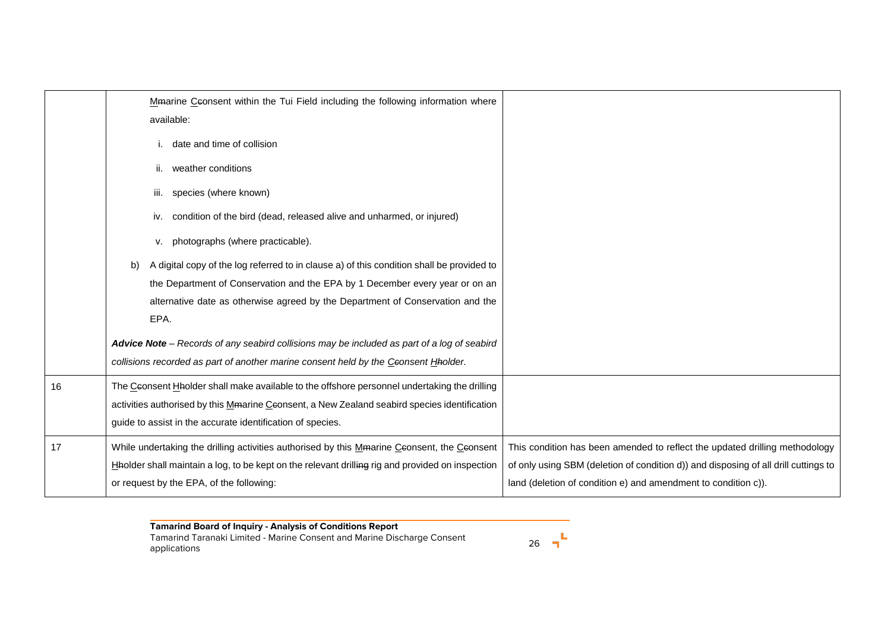| | | |
|---|---|---|
| | MMarine CConsent within the Tui Field including the following information where available:<br><br>i. date and time of collision<br><br>ii. weather conditions<br><br>iii. species (where known)<br><br>iv. condition of the bird (dead, released alive and unharmed, or injured)<br><br>v. photographs (where practicable).<br><br>b) A digital copy of the log referred to in clause a) of this condition shall be provided to the Department of Conservation and the EPA by 1 December every year or on an alternative date as otherwise agreed by the Department of Conservation and the EPA.<br><br>***Advice Note*** *– Records of any seabird collisions may be included as part of a log of seabird collisions recorded as part of another marine consent held by the CConsent HHolder.* | |
| 16 | The CConsent HHolder shall make available to the offshore personnel undertaking the drilling activities authorised by this MMarine CConsent, a New Zealand seabird species identification guide to assist in the accurate identification of species. | |
| 17 | While undertaking the drilling activities authorised by this MMarine CConsent, the CConsent HHolder shall maintain a log, to be kept on the relevant drilling rig and provided on inspection or request by the EPA, of the following: | This condition has been amended to reflect the updated drilling methodology of only using SBM (deletion of condition d)) and disposing of all drill cuttings to land (deletion of condition e) and amendment to condition c)). |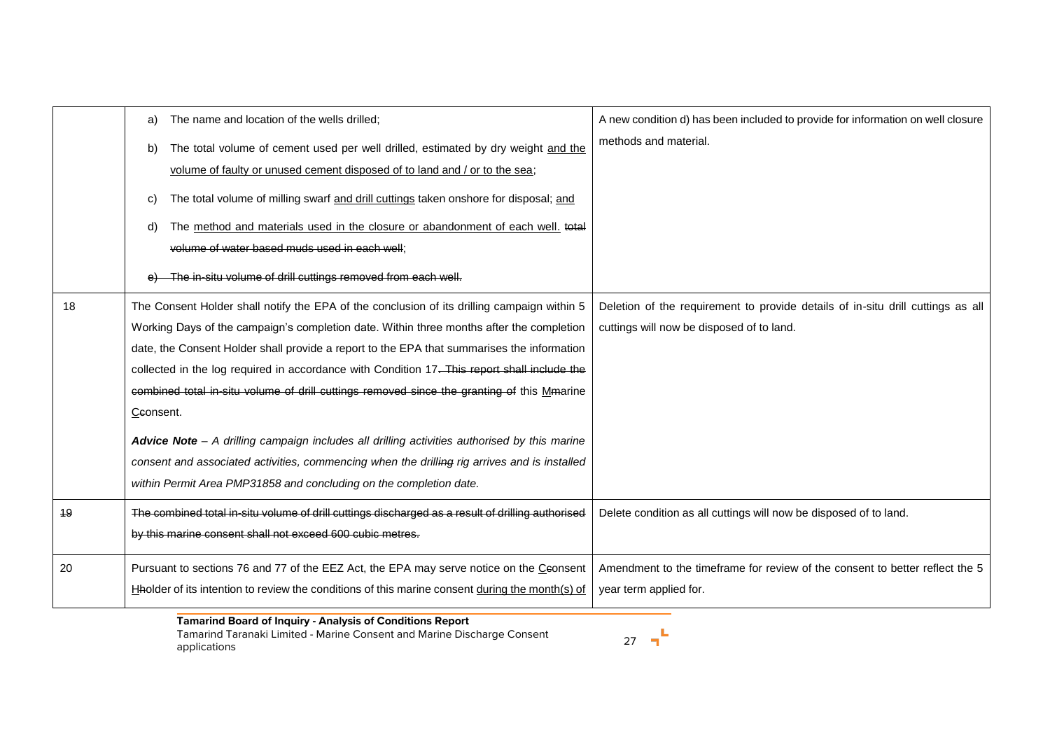| | | |
|---|---|---|
| | a) The name and location of the wells drilled;<br>b) The total volume of cement used per well drilled, estimated by dry weight <u>and the volume of faulty or unused cement disposed of to land and / or to the sea</u>;<br>c) The total volume of milling swarf <u>and drill cuttings</u> taken onshore for disposal; <u>and</u><br>d) The <u>method and materials used in the closure or abandonment of each well.</u> ~~total volume of water based muds used in each well~~;<br>~~e) The in-situ volume of drill cuttings removed from each well.~~ | A new condition d) has been included to provide for information on well closure methods and material. |
| 18 | The Consent Holder shall notify the EPA of the conclusion of its drilling campaign within 5 Working Days of the campaign's completion date. Within three months after the completion date, the Consent Holder shall provide a report to the EPA that summarises the information collected in the log required in accordance with Condition 17~~. This report shall include the combined total in-situ volume of drill cuttings removed since the granting of~~ this <u>M</u>~~m~~arine <u>C</u>~~c~~onsent.<br><br>***Advice Note*** *– A drilling campaign includes all drilling activities authorised by this marine consent and associated activities, commencing when the drill~~ing~~ rig arrives and is installed within Permit Area PMP31858 and concluding on the completion date.* | Deletion of the requirement to provide details of in-situ drill cuttings as all cuttings will now be disposed of to land. |
| ~~19~~ | ~~The combined total in-situ volume of drill cuttings discharged as a result of drilling authorised by this marine consent shall not exceed 600 cubic metres.~~ | Delete condition as all cuttings will now be disposed of to land. |
| 20 | Pursuant to sections 76 and 77 of the EEZ Act, the EPA may serve notice on the <u>C</u>~~c~~onsent <u>H</u>~~h~~older of its intention to review the conditions of this marine consent <u>during the month(s) of</u> | Amendment to the timeframe for review of the consent to better reflect the 5 year term applied for. |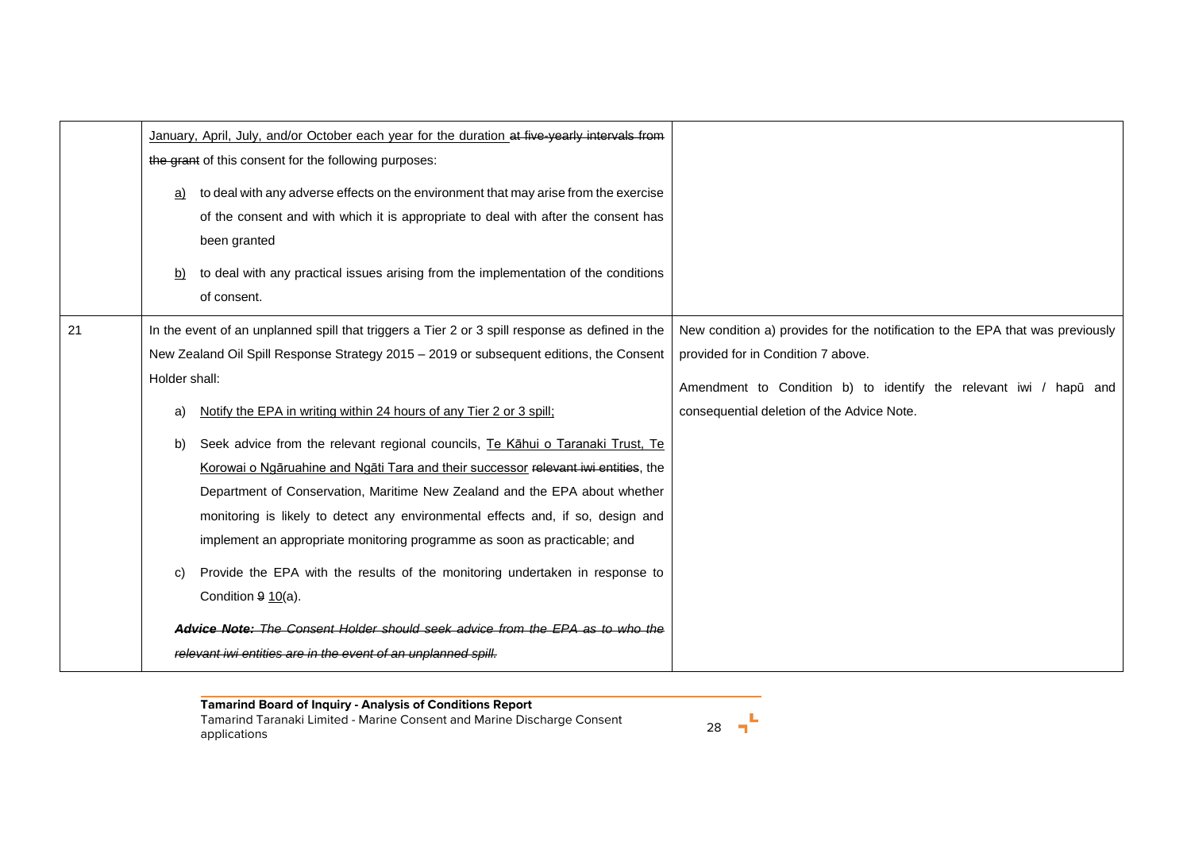| | | |
|---|---|---|
| | January, April, July, and/or October each year for the duration ~~at five-yearly intervals from the grant~~ of this consent for the following purposes:<br><br>a) to deal with any adverse effects on the environment that may arise from the exercise of the consent and with which it is appropriate to deal with after the consent has been granted<br><br>b) to deal with any practical issues arising from the implementation of the conditions of consent. | |
| 21 | In the event of an unplanned spill that triggers a Tier 2 or 3 spill response as defined in the New Zealand Oil Spill Response Strategy 2015 – 2019 or subsequent editions, the Consent Holder shall:<br><br>a) Notify the EPA in writing within 24 hours of any Tier 2 or 3 spill;<br><br>b) Seek advice from the relevant regional councils, Te Kāhui o Taranaki Trust, Te Korowai o Ngāruahine and Ngāti Tara and their successor ~~relevant iwi entities~~, the Department of Conservation, Maritime New Zealand and the EPA about whether monitoring is likely to detect any environmental effects and, if so, design and implement an appropriate monitoring programme as soon as practicable; and<br><br>c) Provide the EPA with the results of the monitoring undertaken in response to Condition ~~9~~ 10(a).<br><br>~~***Advice Note:*** *The Consent Holder should seek advice from the EPA as to who the relevant iwi entities are in the event of an unplanned spill.*~~ | New condition a) provides for the notification to the EPA that was previously provided for in Condition 7 above.<br><br>Amendment to Condition b) to identify the relevant iwi / hapū and consequential deletion of the Advice Note. |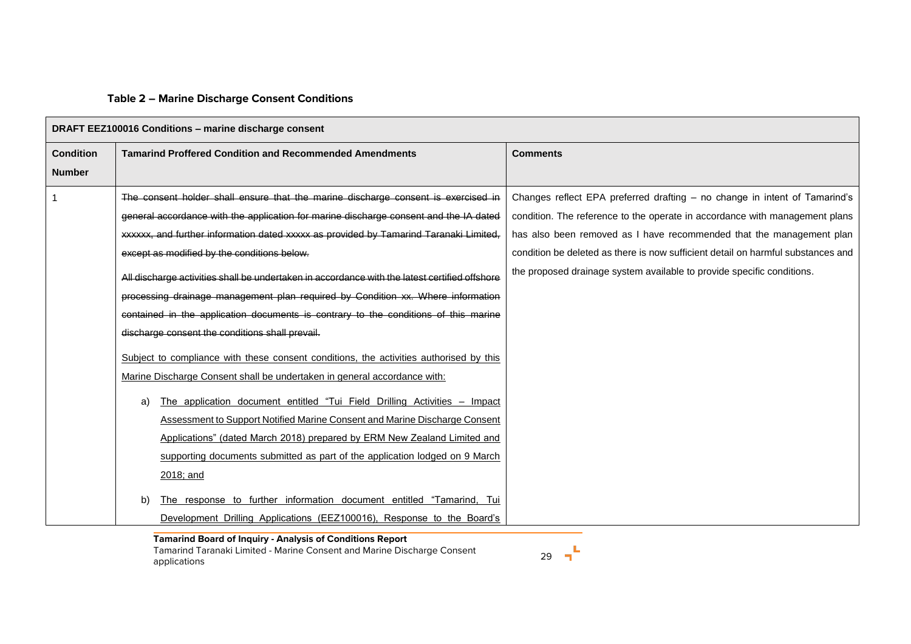**Table 2 – Marine Discharge Consent Conditions**

| DRAFT EEZ100016 Conditions – marine discharge consent | | |
|---|---|---|
| **Condition Number** | **Tamarind Proffered Condition and Recommended Amendments** | **Comments** |
| 1 | ~~The consent holder shall ensure that the marine discharge consent is exercised in general accordance with the application for marine discharge consent and the IA dated xxxxxx, and further information dated xxxxx as provided by Tamarind Taranaki Limited, except as modified by the conditions below.~~<br><br>~~All discharge activities shall be undertaken in accordance with the latest certified offshore processing drainage management plan required by Condition xx. Where information contained in the application documents is contrary to the conditions of this marine discharge consent the conditions shall prevail.~~<br><br><ins>Subject to compliance with these consent conditions, the activities authorised by this Marine Discharge Consent shall be undertaken in general accordance with:</ins><br><br>a) <ins>The application document entitled "Tui Field Drilling Activities – Impact Assessment to Support Notified Marine Consent and Marine Discharge Consent Applications" (dated March 2018) prepared by ERM New Zealand Limited and supporting documents submitted as part of the application lodged on 9 March 2018; and</ins><br><br>b) <ins>The response to further information document entitled "Tamarind, Tui Development Drilling Applications (EEZ100016), Response to the Board's</ins> | Changes reflect EPA preferred drafting – no change in intent of Tamarind's condition. The reference to the operate in accordance with management plans has also been removed as I have recommended that the management plan condition be deleted as there is now sufficient detail on harmful substances and the proposed drainage system available to provide specific conditions. |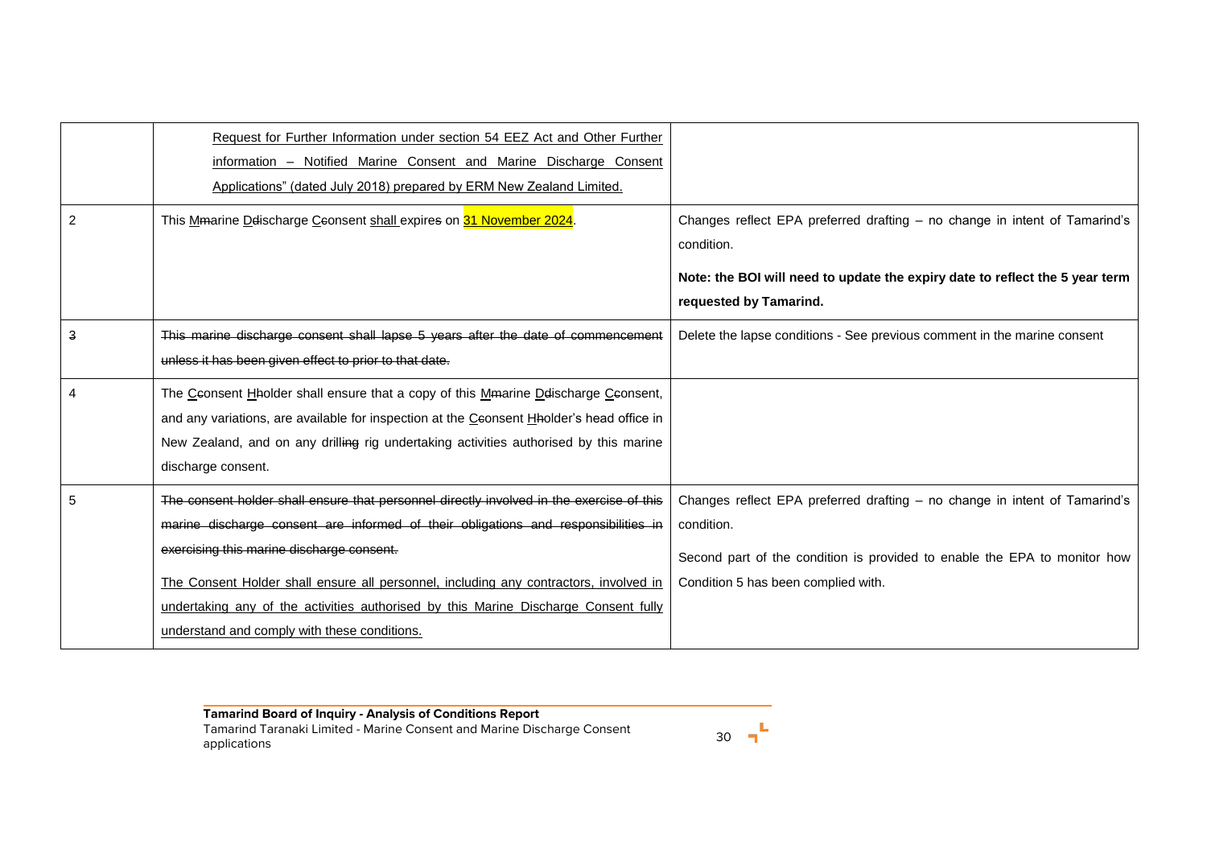| | | |
|---|---|---|
| | Request for Further Information under section 54 EEZ Act and Other Further information – Notified Marine Consent and Marine Discharge Consent Applications" (dated July 2018) prepared by ERM New Zealand Limited. | |
| 2 | This Mmarine Ddischarge Cconsent shall expires on 31 November 2024. | Changes reflect EPA preferred drafting – no change in intent of Tamarind's condition.<br><br>**Note: the BOI will need to update the expiry date to reflect the 5 year term requested by Tamarind.** |
| 3 | ~~This marine discharge consent shall lapse 5 years after the date of commencement unless it has been given effect to prior to that date.~~ | Delete the lapse conditions - See previous comment in the marine consent |
| 4 | The Cconsent Hholder shall ensure that a copy of this Mmarine Ddischarge Cconsent, and any variations, are available for inspection at the Cconsent Hholder's head office in New Zealand, and on any drilling rig undertaking activities authorised by this marine discharge consent. | |
| 5 | ~~The consent holder shall ensure that personnel directly involved in the exercise of this marine discharge consent are informed of their obligations and responsibilities in exercising this marine discharge consent.~~<br><br>The Consent Holder shall ensure all personnel, including any contractors, involved in undertaking any of the activities authorised by this Marine Discharge Consent fully understand and comply with these conditions. | Changes reflect EPA preferred drafting – no change in intent of Tamarind's condition.<br><br>Second part of the condition is provided to enable the EPA to monitor how Condition 5 has been complied with. |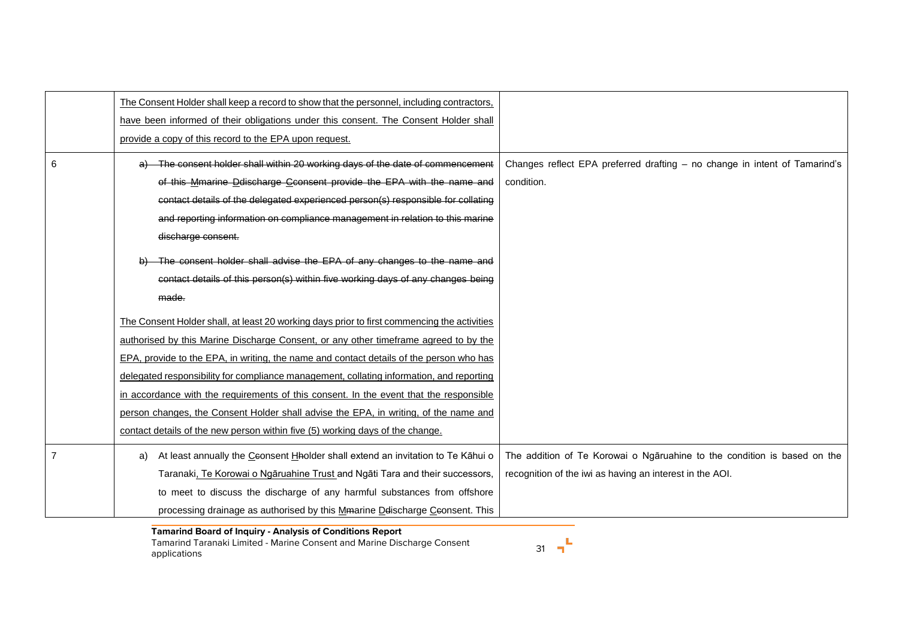| | | |
|---|---|---|
| | The Consent Holder shall keep a record to show that the personnel, including contractors, have been informed of their obligations under this consent. The Consent Holder shall provide a copy of this record to the EPA upon request. | |
| 6 | ~~a) The consent holder shall within 20 working days of the date of commencement of this Mmarine Ddischarge Cconsent provide the EPA with the name and contact details of the delegated experienced person(s) responsible for collating and reporting information on compliance management in relation to this marine discharge consent.~~<br><br>~~b) The consent holder shall advise the EPA of any changes to the name and contact details of this person(s) within five working days of any changes being made.~~<br><br>The Consent Holder shall, at least 20 working days prior to first commencing the activities authorised by this Marine Discharge Consent, or any other timeframe agreed to by the EPA, provide to the EPA, in writing, the name and contact details of the person who has delegated responsibility for compliance management, collating information, and reporting in accordance with the requirements of this consent. In the event that the responsible person changes, the Consent Holder shall advise the EPA, in writing, of the name and contact details of the new person within five (5) working days of the change. | Changes reflect EPA preferred drafting – no change in intent of Tamarind's condition. |
| 7 | a) At least annually the Cconsent Hholder shall extend an invitation to Te Kāhui o Taranaki, Te Korowai o Ngāruahine Trust and Ngāti Tara and their successors, to meet to discuss the discharge of any harmful substances from offshore processing drainage as authorised by this Mmarine Ddischarge Cconsent. This | The addition of Te Korowai o Ngāruahine to the condition is based on the recognition of the iwi as having an interest in the AOI. |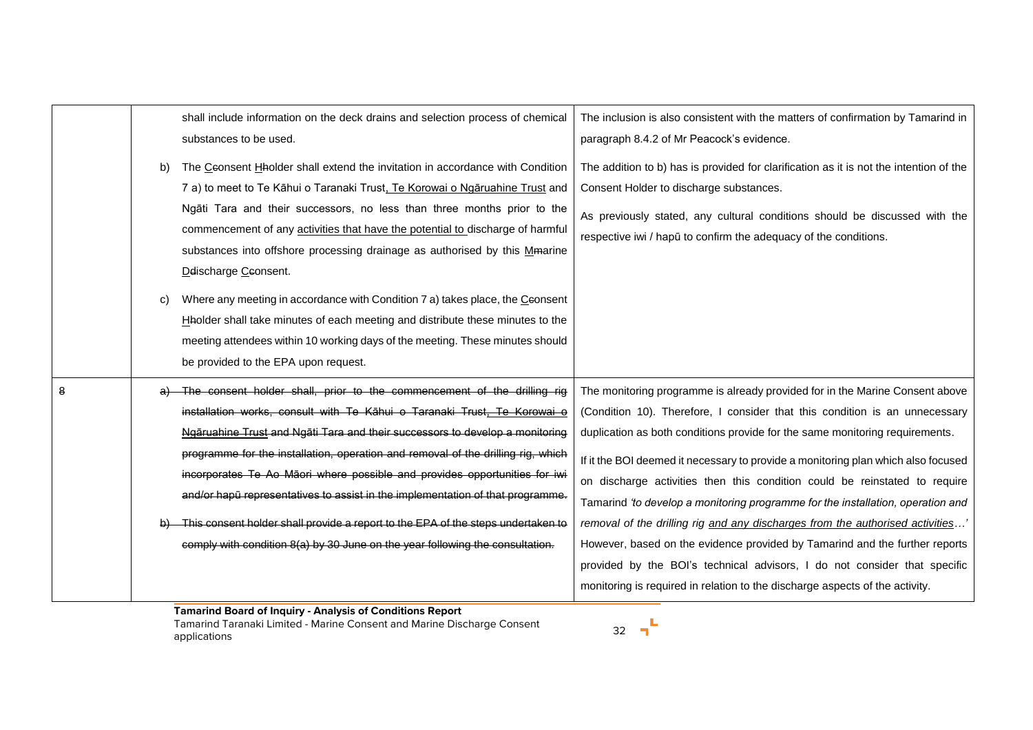| | | |
|---|---|---|
| | shall include information on the deck drains and selection process of chemical substances to be used.<br><br>b) The <u>C</u>~~c~~onsent <u>H</u>~~h~~older shall extend the invitation in accordance with Condition 7 a) to meet to Te Kāhui o Taranaki Trust<u>, Te Korowai o Ngāruahine Trust</u> and Ngāti Tara and their successors, no less than three months prior to the commencement of any <u>activities that have the potential to</u> discharge of harmful substances into offshore processing drainage as authorised by this <u>M</u>~~m~~arine <u>D</u>~~d~~ischarge <u>C</u>~~c~~onsent.<br><br>c) Where any meeting in accordance with Condition 7 a) takes place, the <u>C</u>~~c~~onsent <u>H</u>~~h~~older shall take minutes of each meeting and distribute these minutes to the meeting attendees within 10 working days of the meeting. These minutes should be provided to the EPA upon request. | The inclusion is also consistent with the matters of confirmation by Tamarind in paragraph 8.4.2 of Mr Peacock's evidence.<br><br>The addition to b) has is provided for clarification as it is not the intention of the Consent Holder to discharge substances.<br><br>As previously stated, any cultural conditions should be discussed with the respective iwi / hapū to confirm the adequacy of the conditions. |
| ~~8~~ | ~~a) The consent holder shall, prior to the commencement of the drilling rig installation works, consult with Te Kāhui o Taranaki Trust,~~ ~~<u>Te Korowai o Ngāruahine Trust</u>~~ ~~and Ngāti Tara and their successors to develop a monitoring programme for the installation, operation and removal of the drilling rig, which incorporates Te Ao Māori where possible and provides opportunities for iwi and/or hapū representatives to assist in the implementation of that programme.~~<br><br>~~b) This consent holder shall provide a report to the EPA of the steps undertaken to comply with condition 8(a) by 30 June on the year following the consultation.~~ | The monitoring programme is already provided for in the Marine Consent above (Condition 10). Therefore, I consider that this condition is an unnecessary duplication as both conditions provide for the same monitoring requirements.<br><br>If it the BOI deemed it necessary to provide a monitoring plan which also focused on discharge activities then this condition could be reinstated to require Tamarind *'to develop a monitoring programme for the installation, operation and removal of the drilling rig <u>and any discharges from the authorised activities</u>…'* However, based on the evidence provided by Tamarind and the further reports provided by the BOI's technical advisors, I do not consider that specific monitoring is required in relation to the discharge aspects of the activity. |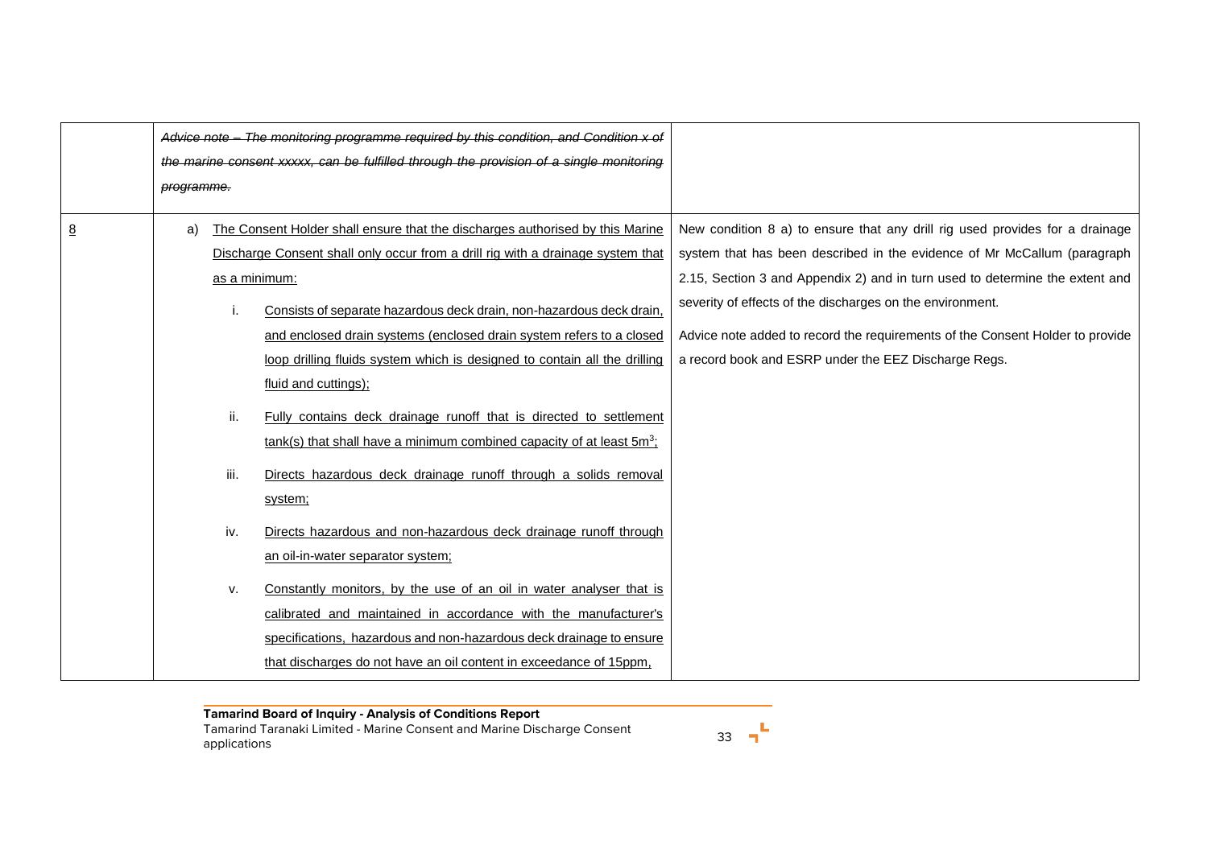| | | |
|---|---|---|
| | ~~*Advice note – The monitoring programme required by this condition, and Condition x of the marine consent xxxxx, can be fulfilled through the provision of a single monitoring programme.*~~ | |
| <u>8</u> | a) <u>The Consent Holder shall ensure that the discharges authorised by this Marine Discharge Consent shall only occur from a drill rig with a drainage system that as a minimum:</u><br><br>i. <u>Consists of separate hazardous deck drain, non-hazardous deck drain, and enclosed drain systems (enclosed drain system refers to a closed loop drilling fluids system which is designed to contain all the drilling fluid and cuttings);</u><br><br>ii. <u>Fully contains deck drainage runoff that is directed to settlement tank(s) that shall have a minimum combined capacity of at least 5m$^3$;</u><br><br>iii. <u>Directs hazardous deck drainage runoff through a solids removal system;</u><br><br>iv. <u>Directs hazardous and non-hazardous deck drainage runoff through an oil-in-water separator system;</u><br><br>v. <u>Constantly monitors, by the use of an oil in water analyser that is calibrated and maintained in accordance with the manufacturer's specifications, hazardous and non-hazardous deck drainage to ensure that discharges do not have an oil content in exceedance of 15ppm,</u> | New condition 8 a) to ensure that any drill rig used provides for a drainage system that has been described in the evidence of Mr McCallum (paragraph 2.15, Section 3 and Appendix 2) and in turn used to determine the extent and severity of effects of the discharges on the environment.<br><br>Advice note added to record the requirements of the Consent Holder to provide a record book and ESRP under the EEZ Discharge Regs. |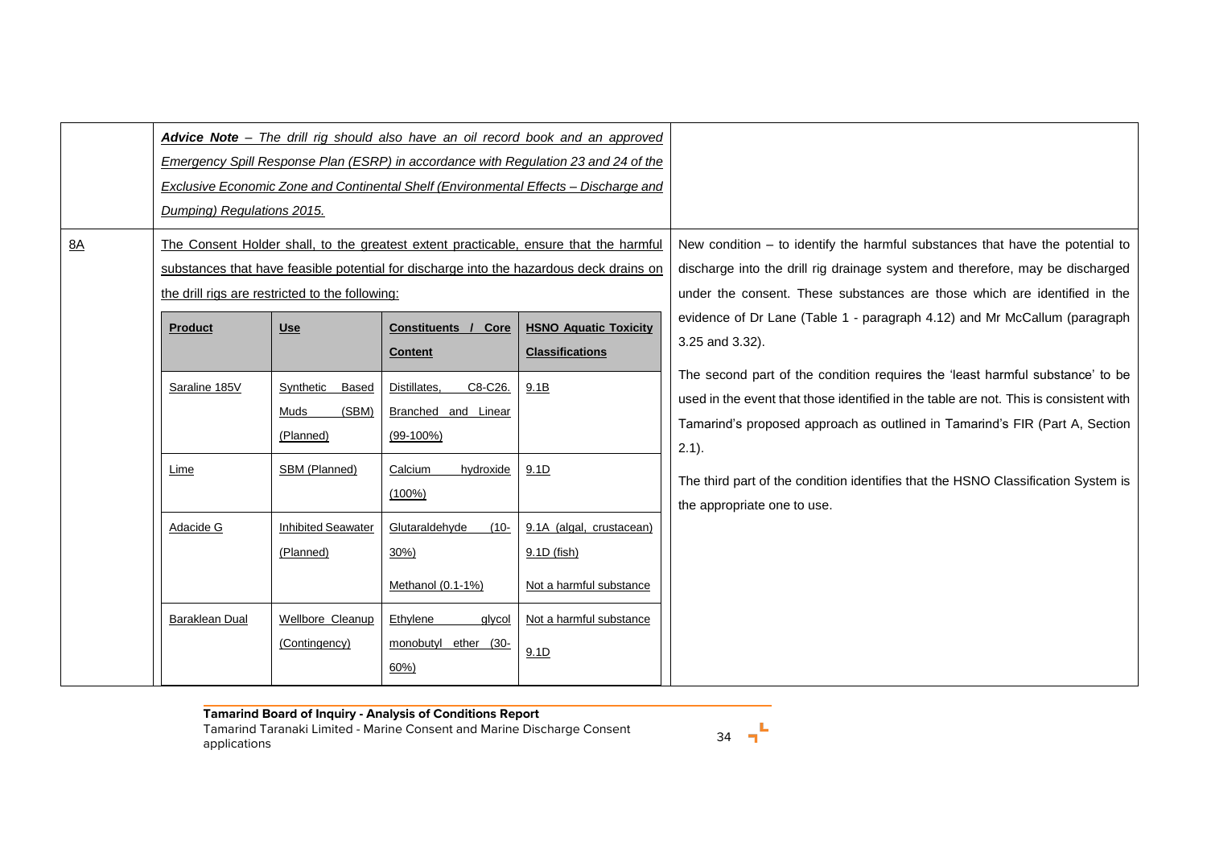| | | |
|---|---|---|
| | *Advice Note – The drill rig should also have an oil record book and an approved Emergency Spill Response Plan (ESRP) in accordance with Regulation 23 and 24 of the Exclusive Economic Zone and Continental Shelf (Environmental Effects – Discharge and Dumping) Regulations 2015.* | |
| 8A | The Consent Holder shall, to the greatest extent practicable, ensure that the harmful substances that have feasible potential for discharge into the hazardous deck drains on the drill rigs are restricted to the following: | New condition – to identify the harmful substances that have the potential to discharge into the drill rig drainage system and therefore, may be discharged under the consent. These substances are those which are identified in the evidence of Dr Lane (Table 1 - paragraph 4.12) and Mr McCallum (paragraph 3.25 and 3.32).<br><br>The second part of the condition requires the 'least harmful substance' to be used in the event that those identified in the table are not. This is consistent with Tamarind's proposed approach as outlined in Tamarind's FIR (Part A, Section 2.1).<br><br>The third part of the condition identifies that the HSNO Classification System is the appropriate one to use. |

| Product | Use | Constituents / Core Content | HSNO Aquatic Toxicity Classifications |
|---|---|---|---|
| Saraline 185V | Synthetic Based Muds (SBM) (Planned) | Distillates, C8-C26. Branched and Linear (99-100%) | 9.1B |
| Lime | SBM (Planned) | Calcium hydroxide (100%) | 9.1D |
| Adacide G | Inhibited Seawater (Planned) | Glutaraldehyde (10-30%)<br><br>Methanol (0.1-1%) | 9.1A (algal, crustacean)<br>9.1D (fish)<br><br>Not a harmful substance |
| Baraklean Dual | Wellbore Cleanup (Contingency) | Ethylene glycol monobutyl ether (30-60%) | Not a harmful substance<br><br>9.1D |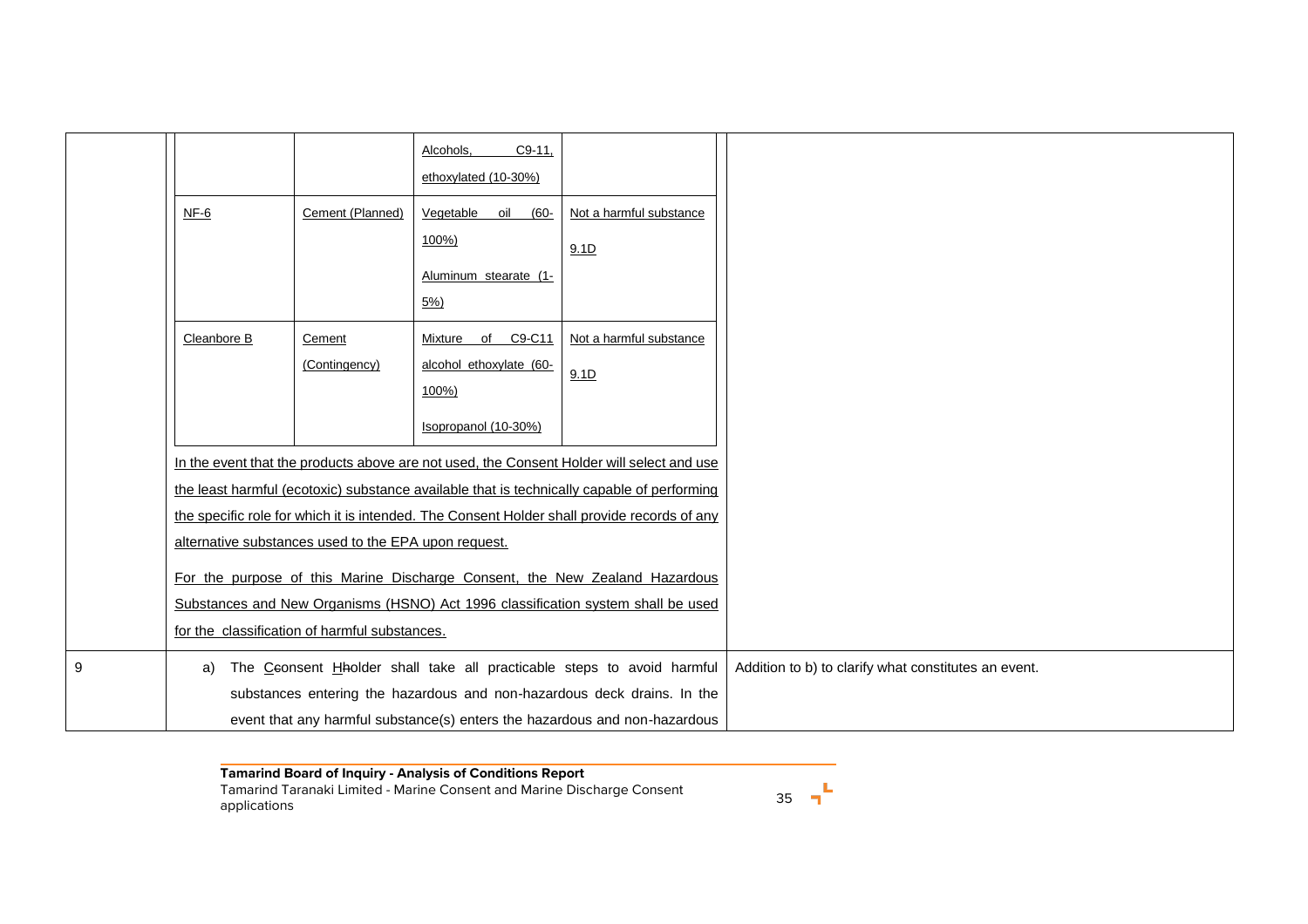| | | |
|---|---|---|
| | <table><tr><td></td><td></td><td><u>Alcohols, C9-11, ethoxylated (10-30%)</u></td><td></td></tr><tr><td><u>NF-6</u></td><td><u>Cement (Planned)</u></td><td><u>Vegetable oil (60-100%)</u><br><u>Aluminum stearate (1-5%)</u></td><td><u>Not a harmful substance</u><br><u>9.1D</u></td></tr><tr><td><u>Cleanbore B</u></td><td><u>Cement (Contingency)</u></td><td><u>Mixture of C9-C11 alcohol ethoxylate (60-100%)</u><br><u>Isopropanol (10-30%)</u></td><td><u>Not a harmful substance</u><br><u>9.1D</u></td></tr></table><u>In the event that the products above are not used, the Consent Holder will select and use the least harmful (ecotoxic) substance available that is technically capable of performing the specific role for which it is intended. The Consent Holder shall provide records of any alternative substances used to the EPA upon request.</u><br><u>For the purpose of this Marine Discharge Consent, the New Zealand Hazardous Substances and New Organisms (HSNO) Act 1996 classification system shall be used for the classification of harmful substances.</u> | |
| 9 | a) The <u>C</u>~~c~~onsent <u>H</u>~~h~~older shall take all practicable steps to avoid harmful substances entering the hazardous and non-hazardous deck drains. In the event that any harmful substance(s) enters the hazardous and non-hazardous | Addition to b) to clarify what constitutes an event. |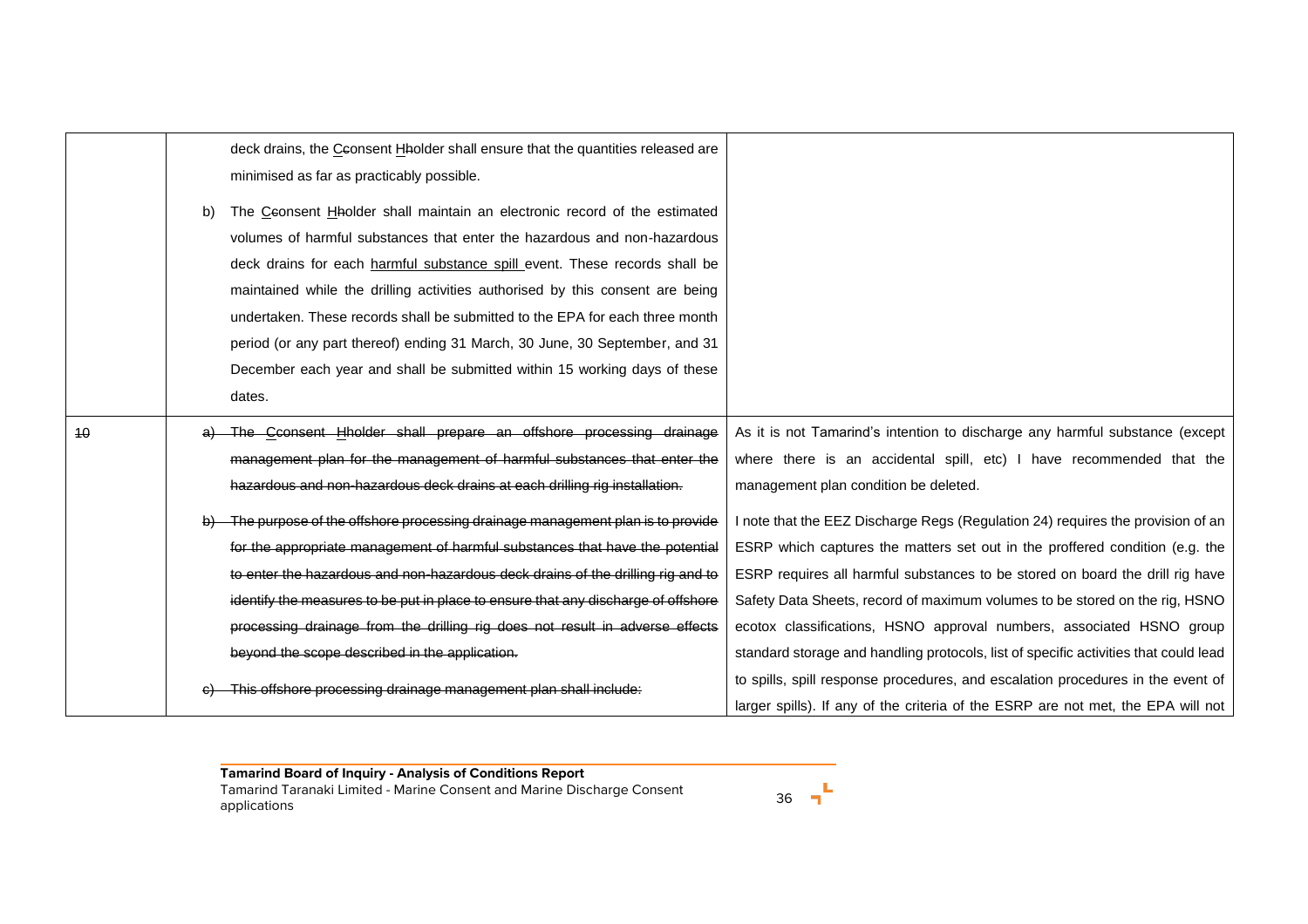| | | |
|---|---|---|
| | deck drains, the ~~C~~consent ~~H~~holder shall ensure that the quantities released are minimised as far as practicably possible.<br><br>b) The ~~C~~consent ~~H~~holder shall maintain an electronic record of the estimated volumes of harmful substances that enter the hazardous and non-hazardous deck drains for each harmful substance spill event. These records shall be maintained while the drilling activities authorised by this consent are being undertaken. These records shall be submitted to the EPA for each three month period (or any part thereof) ending 31 March, 30 June, 30 September, and 31 December each year and shall be submitted within 15 working days of these dates. | |
| ~~10~~ | ~~a) The Cconsent Hholder shall prepare an offshore processing drainage management plan for the management of harmful substances that enter the hazardous and non-hazardous deck drains at each drilling rig installation.~~<br><br>~~b) The purpose of the offshore processing drainage management plan is to provide for the appropriate management of harmful substances that have the potential to enter the hazardous and non-hazardous deck drains of the drilling rig and to identify the measures to be put in place to ensure that any discharge of offshore processing drainage from the drilling rig does not result in adverse effects beyond the scope described in the application.~~<br><br>~~c) This offshore processing drainage management plan shall include:~~ | As it is not Tamarind's intention to discharge any harmful substance (except where there is an accidental spill, etc) I have recommended that the management plan condition be deleted.<br><br>I note that the EEZ Discharge Regs (Regulation 24) requires the provision of an ESRP which captures the matters set out in the proffered condition (e.g. the ESRP requires all harmful substances to be stored on board the drill rig have Safety Data Sheets, record of maximum volumes to be stored on the rig, HSNO ecotox classifications, HSNO approval numbers, associated HSNO group standard storage and handling protocols, list of specific activities that could lead to spills, spill response procedures, and escalation procedures in the event of larger spills). If any of the criteria of the ESRP are not met, the EPA will not |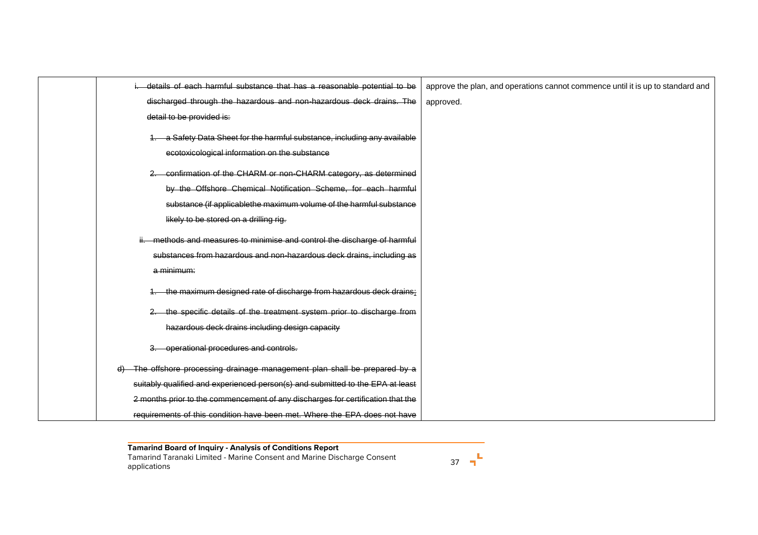| | | |
|---|---|---|
| | ~~i. details of each harmful substance that has a reasonable potential to be discharged through the hazardous and non-hazardous deck drains. The detail to be provided is:~~<br><br>~~1. a Safety Data Sheet for the harmful substance, including any available ecotoxicological information on the substance~~<br><br>~~2. confirmation of the CHARM or non-CHARM category, as determined by the Offshore Chemical Notification Scheme, for each harmful substance (if applicablethe maximum volume of the harmful substance likely to be stored on a drilling rig.~~<br><br>~~ii. methods and measures to minimise and control the discharge of harmful substances from hazardous and non-hazardous deck drains, including as a minimum:~~<br><br>~~1. the maximum designed rate of discharge from hazardous deck drains;~~<br><br>~~2. the specific details of the treatment system prior to discharge from hazardous deck drains including design capacity~~<br><br>~~3. operational procedures and controls.~~<br><br>~~d) The offshore processing drainage management plan shall be prepared by a suitably qualified and experienced person(s) and submitted to the EPA at least 2 months prior to the commencement of any discharges for certification that the requirements of this condition have been met. Where the EPA does not have~~ | approve the plan, and operations cannot commence until it is up to standard and approved. |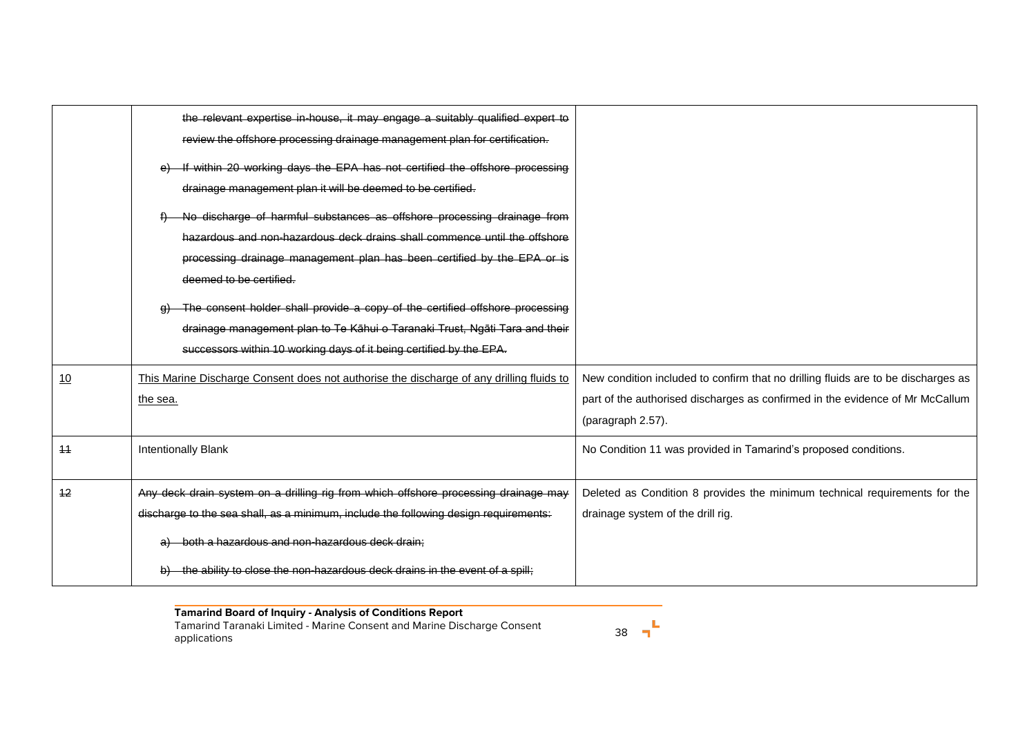| | | |
|---|---|---|
| | ~~the relevant expertise in-house, it may engage a suitably qualified expert to review the offshore processing drainage management plan for certification.~~<br><br>~~e) If within 20 working days the EPA has not certified the offshore processing drainage management plan it will be deemed to be certified.~~<br><br>~~f) No discharge of harmful substances as offshore processing drainage from hazardous and non-hazardous deck drains shall commence until the offshore processing drainage management plan has been certified by the EPA or is deemed to be certified.~~<br><br>~~g) The consent holder shall provide a copy of the certified offshore processing drainage management plan to Te Kāhui o Taranaki Trust, Ngāti Tara and their successors within 10 working days of it being certified by the EPA.~~ | |
| <u>10</u> | <u>This Marine Discharge Consent does not authorise the discharge of any drilling fluids to the sea.</u> | New condition included to confirm that no drilling fluids are to be discharges as part of the authorised discharges as confirmed in the evidence of Mr McCallum (paragraph 2.57). |
| ~~11~~ | Intentionally Blank | No Condition 11 was provided in Tamarind's proposed conditions. |
| ~~12~~ | ~~Any deck drain system on a drilling rig from which offshore processing drainage may discharge to the sea shall, as a minimum, include the following design requirements:~~<br><br>~~a) both a hazardous and non-hazardous deck drain;~~<br><br>~~b) the ability to close the non-hazardous deck drains in the event of a spill;~~ | Deleted as Condition 8 provides the minimum technical requirements for the drainage system of the drill rig. |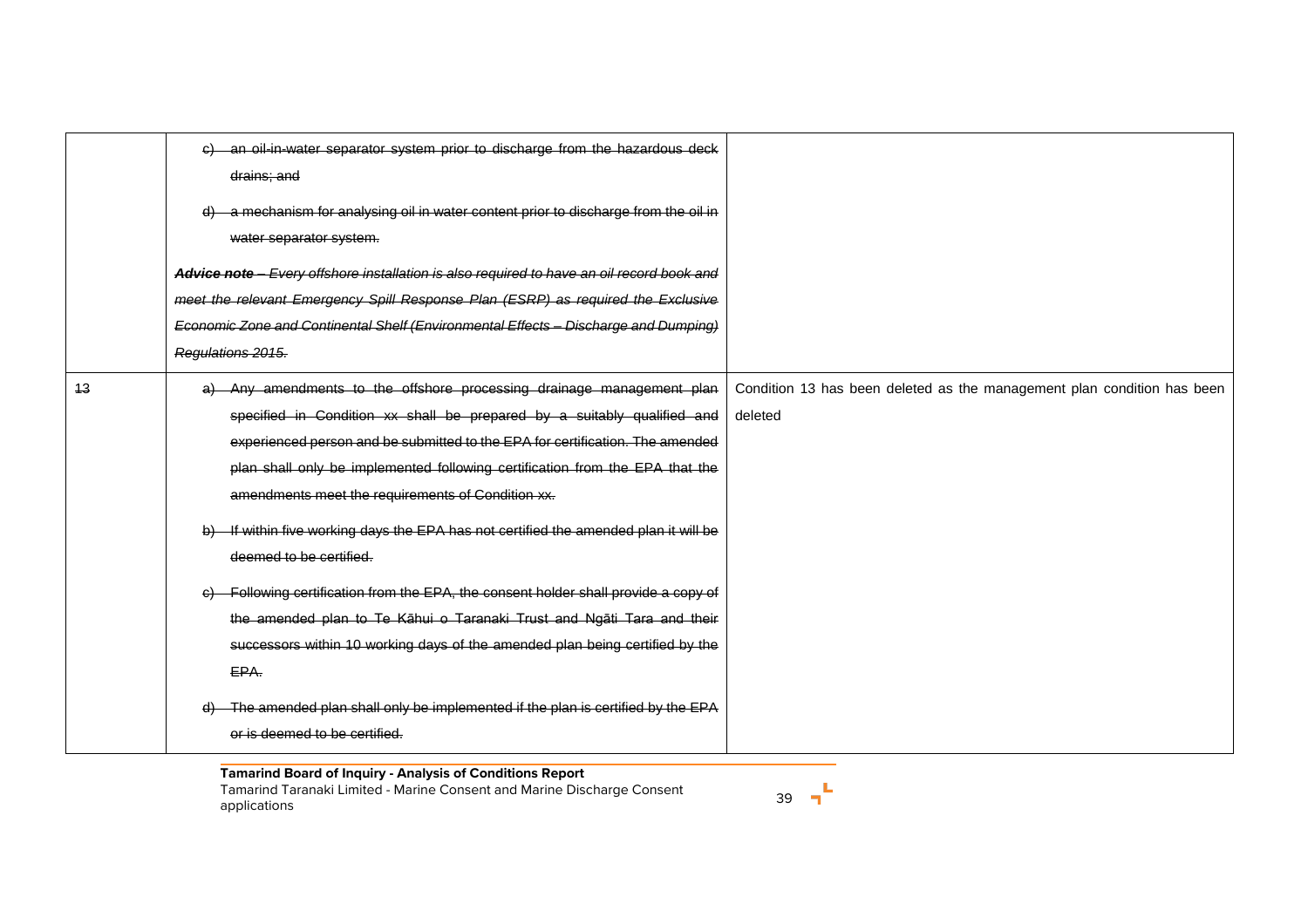|  |  |  |
|---|---|---|
|  | ~~c) an oil-in-water separator system prior to discharge from the hazardous deck drains; and~~<br><br>~~d) a mechanism for analysing oil in water content prior to discharge from the oil in water separator system.~~<br><br>~~***Advice note** – Every offshore installation is also required to have an oil record book and meet the relevant Emergency Spill Response Plan (ESRP) as required the Exclusive Economic Zone and Continental Shelf (Environmental Effects – Discharge and Dumping) Regulations 2015.*~~ |  |
| ~~13~~ | ~~a) Any amendments to the offshore processing drainage management plan specified in Condition xx shall be prepared by a suitably qualified and experienced person and be submitted to the EPA for certification. The amended plan shall only be implemented following certification from the EPA that the amendments meet the requirements of Condition xx.~~<br><br>~~b) If within five working days the EPA has not certified the amended plan it will be deemed to be certified.~~<br><br>~~c) Following certification from the EPA, the consent holder shall provide a copy of the amended plan to Te Kāhui o Taranaki Trust and Ngāti Tara and their successors within 10 working days of the amended plan being certified by the EPA.~~<br><br>~~d) The amended plan shall only be implemented if the plan is certified by the EPA or is deemed to be certified.~~ | Condition 13 has been deleted as the management plan condition has been deleted |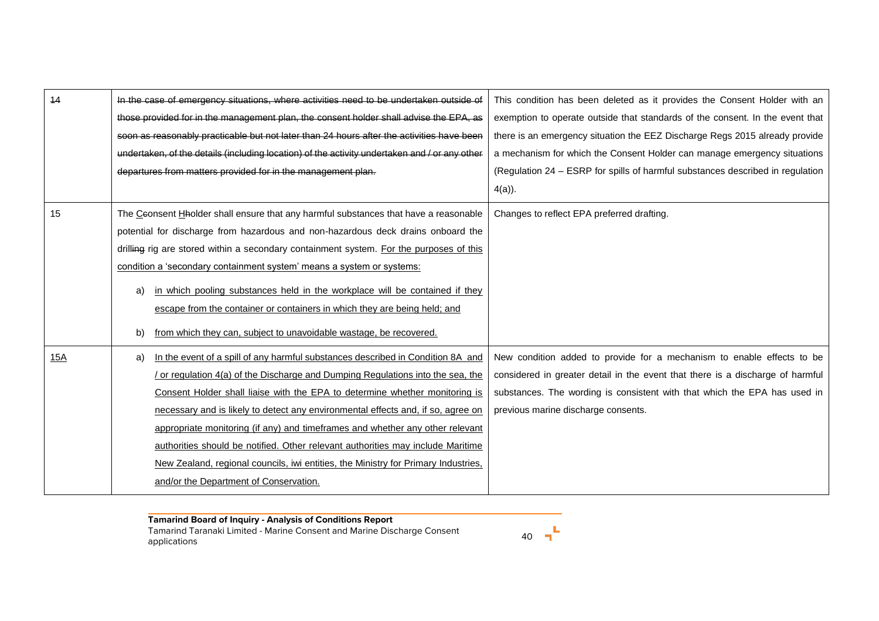| | | |
|---|---|---|
| ~~14~~ | ~~In the case of emergency situations, where activities need to be undertaken outside of those provided for in the management plan, the consent holder shall advise the EPA, as soon as reasonably practicable but not later than 24 hours after the activities have been undertaken, of the details (including location) of the activity undertaken and / or any other departures from matters provided for in the management plan.~~ | This condition has been deleted as it provides the Consent Holder with an exemption to operate outside that standards of the consent. In the event that there is an emergency situation the EEZ Discharge Regs 2015 already provide a mechanism for which the Consent Holder can manage emergency situations (Regulation 24 – ESRP for spills of harmful substances described in regulation 4(a)). |
| 15 | The <u>C</u>~~c~~onsent <u>H</u>~~h~~older shall ensure that any harmful substances that have a reasonable potential for discharge from hazardous and non-hazardous deck drains onboard the drill~~ing~~ rig are stored within a secondary containment system. <u>For the purposes of this condition a 'secondary containment system' means a system or systems:</u><br><br>a) <u>in which pooling substances held in the workplace will be contained if they escape from the container or containers in which they are being held; and</u><br><br>b) <u>from which they can, subject to unavoidable wastage, be recovered.</u> | Changes to reflect EPA preferred drafting. |
| <u>15A</u> | a) <u>In the event of a spill of any harmful substances described in Condition 8A and / or regulation 4(a) of the Discharge and Dumping Regulations into the sea, the Consent Holder shall liaise with the EPA to determine whether monitoring is necessary and is likely to detect any environmental effects and, if so, agree on appropriate monitoring (if any) and timeframes and whether any other relevant authorities should be notified. Other relevant authorities may include Maritime New Zealand, regional councils, iwi entities, the Ministry for Primary Industries, and/or the Department of Conservation.</u> | New condition added to provide for a mechanism to enable effects to be considered in greater detail in the event that there is a discharge of harmful substances. The wording is consistent with that which the EPA has used in previous marine discharge consents. |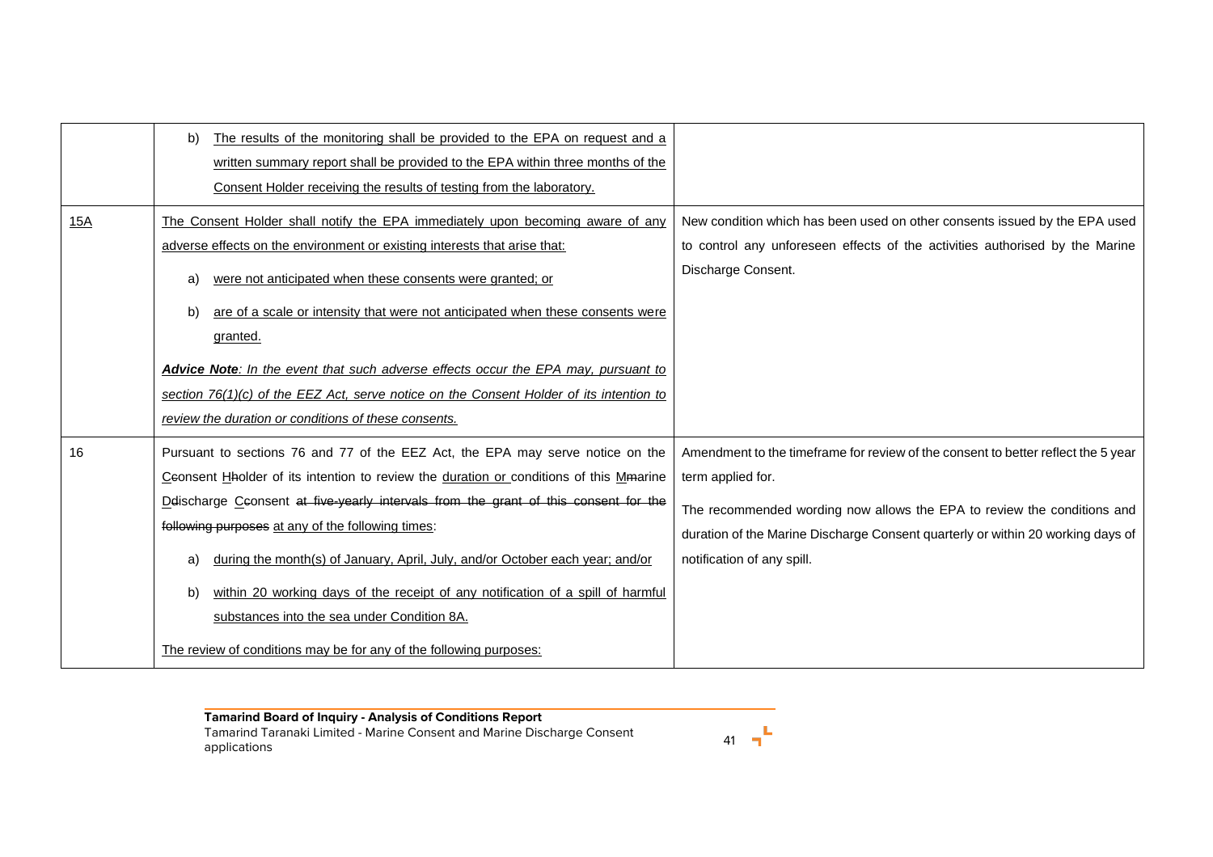| | | |
|---|---|---|
| | b) The results of the monitoring shall be provided to the EPA on request and a written summary report shall be provided to the EPA within three months of the Consent Holder receiving the results of testing from the laboratory. | |
| 15A | The Consent Holder shall notify the EPA immediately upon becoming aware of any adverse effects on the environment or existing interests that arise that:<br><br>a) were not anticipated when these consents were granted; or<br><br>b) are of a scale or intensity that were not anticipated when these consents were granted.<br><br>***Advice Note**: In the event that such adverse effects occur the EPA may, pursuant to section 76(1)(c) of the EEZ Act, serve notice on the Consent Holder of its intention to review the duration or conditions of these consents.* | New condition which has been used on other consents issued by the EPA used to control any unforeseen effects of the activities authorised by the Marine Discharge Consent. |
| 16 | Pursuant to sections 76 and 77 of the EEZ Act, the EPA may serve notice on the CConsent HHolder of its intention to review the duration or conditions of this MMarine DDischarge CConsent ~~at five-yearly intervals from the grant of this consent for the following purposes~~ at any of the following times:<br><br>a) during the month(s) of January, April, July, and/or October each year; and/or<br><br>b) within 20 working days of the receipt of any notification of a spill of harmful substances into the sea under Condition 8A.<br><br>The review of conditions may be for any of the following purposes: | Amendment to the timeframe for review of the consent to better reflect the 5 year term applied for.<br><br>The recommended wording now allows the EPA to review the conditions and duration of the Marine Discharge Consent quarterly or within 20 working days of notification of any spill. |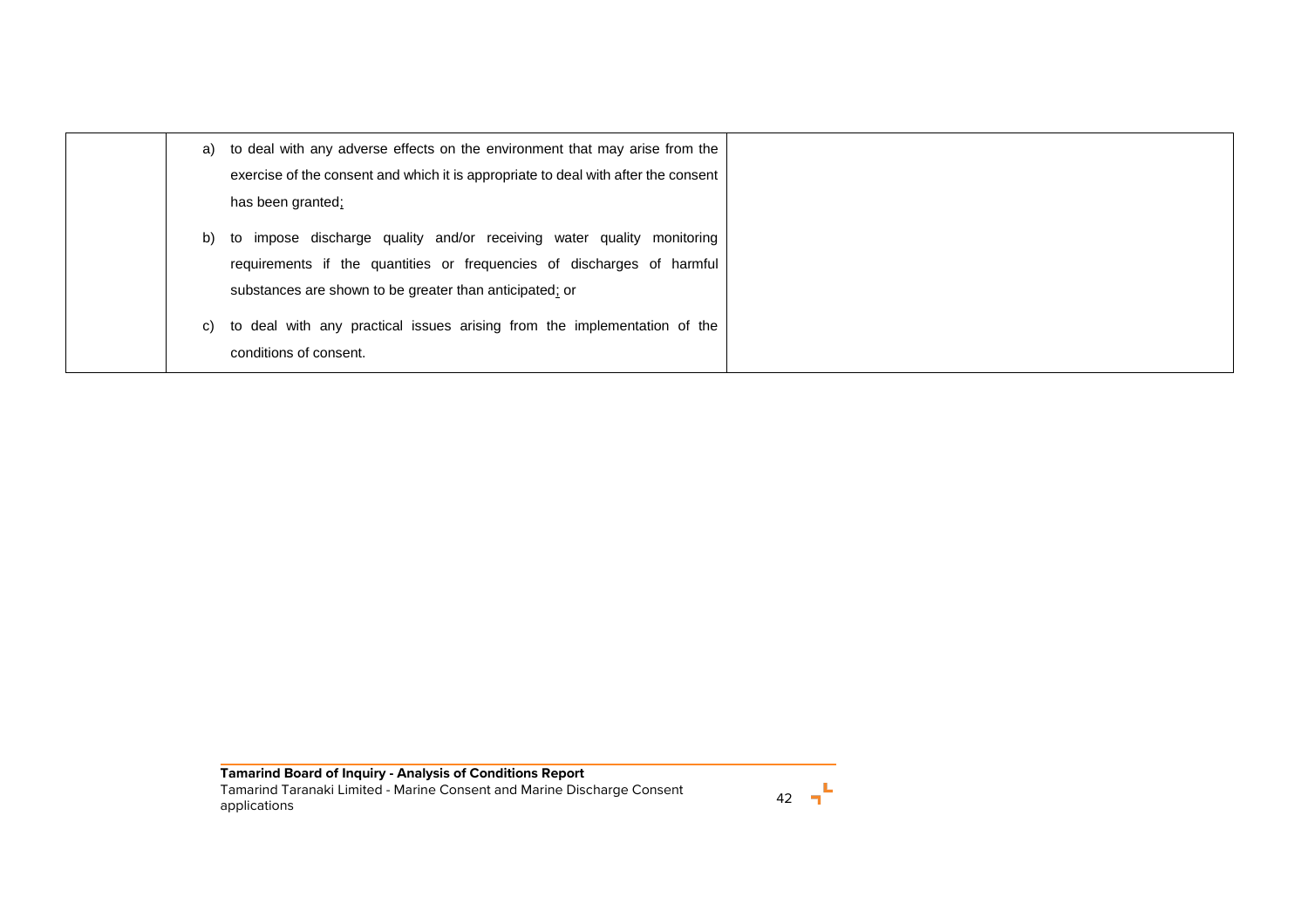| | | |
|---|---|---|
| | a) to deal with any adverse effects on the environment that may arise from the exercise of the consent and which it is appropriate to deal with after the consent has been granted;<br><br>b) to impose discharge quality and/or receiving water quality monitoring requirements if the quantities or frequencies of discharges of harmful substances are shown to be greater than anticipated; or<br><br>c) to deal with any practical issues arising from the implementation of the conditions of consent. | |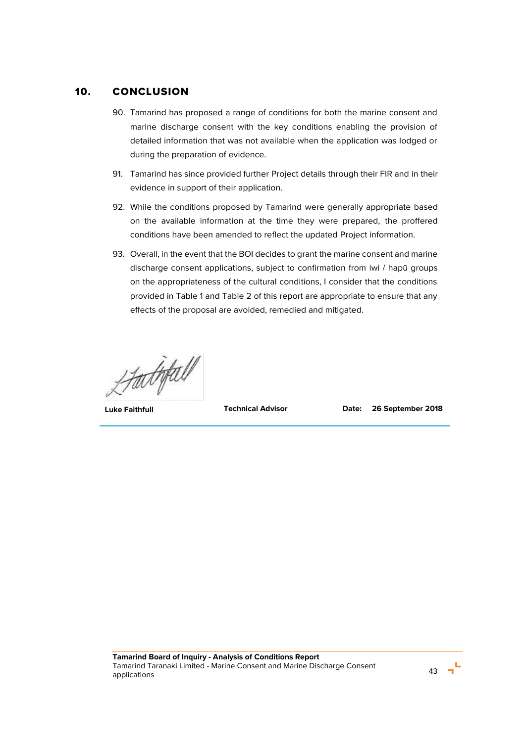## 10. CONCLUSION

90. Tamarind has proposed a range of conditions for both the marine consent and marine discharge consent with the key conditions enabling the provision of detailed information that was not available when the application was lodged or during the preparation of evidence.

91. Tamarind has since provided further Project details through their FIR and in their evidence in support of their application.

92. While the conditions proposed by Tamarind were generally appropriate based on the available information at the time they were prepared, the proffered conditions have been amended to reflect the updated Project information.

93. Overall, in the event that the BOI decides to grant the marine consent and marine discharge consent applications, subject to confirmation from iwi / hapū groups on the appropriateness of the cultural conditions, I consider that the conditions provided in Table 1 and Table 2 of this report are appropriate to ensure that any effects of the proposal are avoided, remedied and mitigated.

| **Luke Faithfull** | **Technical Advisor** | **Date:** | **26 September 2018** |
|---|---|---|---|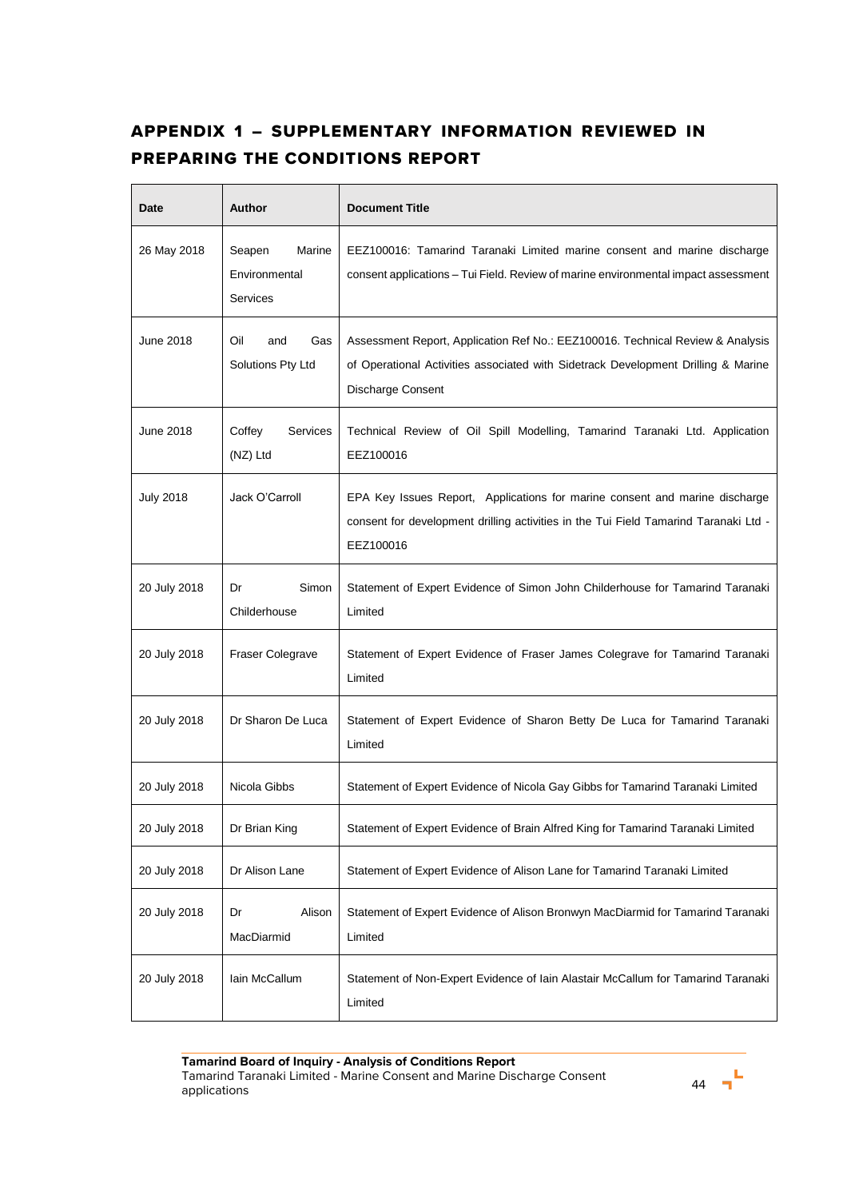## APPENDIX 1 – SUPPLEMENTARY INFORMATION REVIEWED IN PREPARING THE CONDITIONS REPORT

| Date | Author | Document Title |
|---|---|---|
| 26 May 2018 | Seapen Marine Environmental Services | EEZ100016: Tamarind Taranaki Limited marine consent and marine discharge consent applications – Tui Field. Review of marine environmental impact assessment |
| June 2018 | Oil and Gas Solutions Pty Ltd | Assessment Report, Application Ref No.: EEZ100016. Technical Review & Analysis of Operational Activities associated with Sidetrack Development Drilling & Marine Discharge Consent |
| June 2018 | Coffey Services (NZ) Ltd | Technical Review of Oil Spill Modelling, Tamarind Taranaki Ltd. Application EEZ100016 |
| July 2018 | Jack O'Carroll | EPA Key Issues Report, Applications for marine consent and marine discharge consent for development drilling activities in the Tui Field Tamarind Taranaki Ltd - EEZ100016 |
| 20 July 2018 | Dr Simon Childerhouse | Statement of Expert Evidence of Simon John Childerhouse for Tamarind Taranaki Limited |
| 20 July 2018 | Fraser Colegrave | Statement of Expert Evidence of Fraser James Colegrave for Tamarind Taranaki Limited |
| 20 July 2018 | Dr Sharon De Luca | Statement of Expert Evidence of Sharon Betty De Luca for Tamarind Taranaki Limited |
| 20 July 2018 | Nicola Gibbs | Statement of Expert Evidence of Nicola Gay Gibbs for Tamarind Taranaki Limited |
| 20 July 2018 | Dr Brian King | Statement of Expert Evidence of Brain Alfred King for Tamarind Taranaki Limited |
| 20 July 2018 | Dr Alison Lane | Statement of Expert Evidence of Alison Lane for Tamarind Taranaki Limited |
| 20 July 2018 | Dr Alison MacDiarmid | Statement of Expert Evidence of Alison Bronwyn MacDiarmid for Tamarind Taranaki Limited |
| 20 July 2018 | Iain McCallum | Statement of Non-Expert Evidence of Iain Alastair McCallum for Tamarind Taranaki Limited |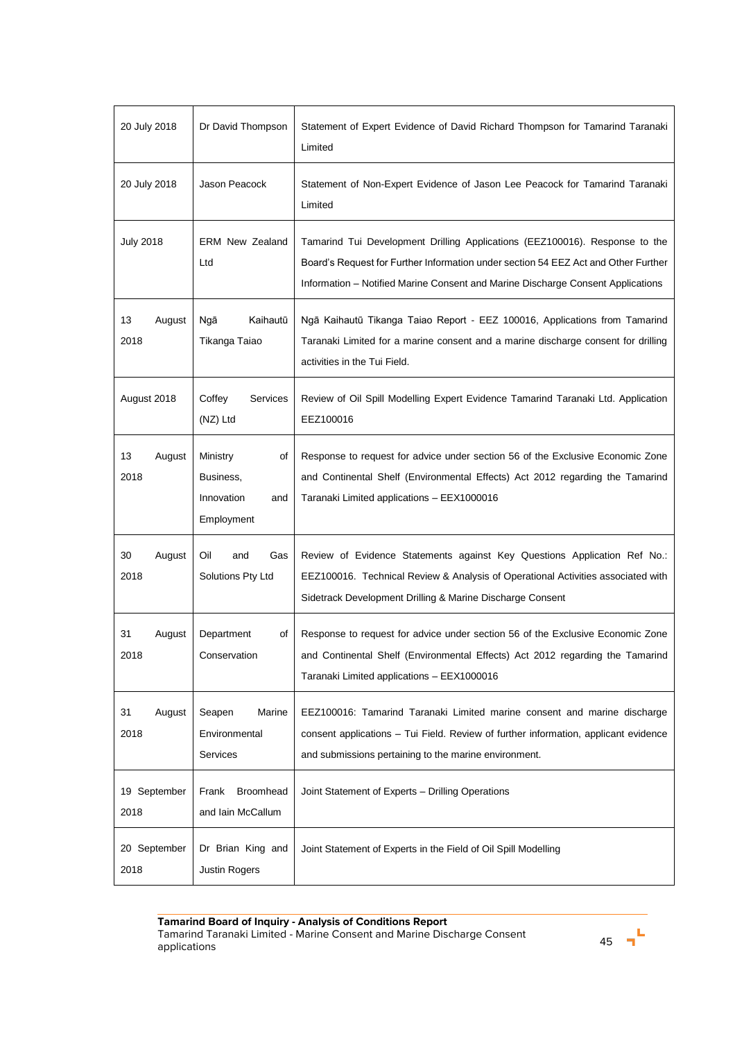| | | |
|---|---|---|
| 20 July 2018 | Dr David Thompson | Statement of Expert Evidence of David Richard Thompson for Tamarind Taranaki Limited |
| 20 July 2018 | Jason Peacock | Statement of Non-Expert Evidence of Jason Lee Peacock for Tamarind Taranaki Limited |
| July 2018 | ERM New Zealand Ltd | Tamarind Tui Development Drilling Applications (EEZ100016). Response to the Board's Request for Further Information under section 54 EEZ Act and Other Further Information – Notified Marine Consent and Marine Discharge Consent Applications |
| 13 August 2018 | Ngā Kaihautū Tikanga Taiao | Ngā Kaihautū Tikanga Taiao Report - EEZ 100016, Applications from Tamarind Taranaki Limited for a marine consent and a marine discharge consent for drilling activities in the Tui Field. |
| August 2018 | Coffey Services (NZ) Ltd | Review of Oil Spill Modelling Expert Evidence Tamarind Taranaki Ltd. Application EEZ100016 |
| 13 August 2018 | Ministry of Business, Innovation and Employment | Response to request for advice under section 56 of the Exclusive Economic Zone and Continental Shelf (Environmental Effects) Act 2012 regarding the Tamarind Taranaki Limited applications – EEX1000016 |
| 30 August 2018 | Oil and Gas Solutions Pty Ltd | Review of Evidence Statements against Key Questions Application Ref No.: EEZ100016. Technical Review & Analysis of Operational Activities associated with Sidetrack Development Drilling & Marine Discharge Consent |
| 31 August 2018 | Department of Conservation | Response to request for advice under section 56 of the Exclusive Economic Zone and Continental Shelf (Environmental Effects) Act 2012 regarding the Tamarind Taranaki Limited applications – EEX1000016 |
| 31 August 2018 | Seapen Marine Environmental Services | EEZ100016: Tamarind Taranaki Limited marine consent and marine discharge consent applications – Tui Field. Review of further information, applicant evidence and submissions pertaining to the marine environment. |
| 19 September 2018 | Frank Broomhead and Iain McCallum | Joint Statement of Experts – Drilling Operations |
| 20 September 2018 | Dr Brian King and Justin Rogers | Joint Statement of Experts in the Field of Oil Spill Modelling |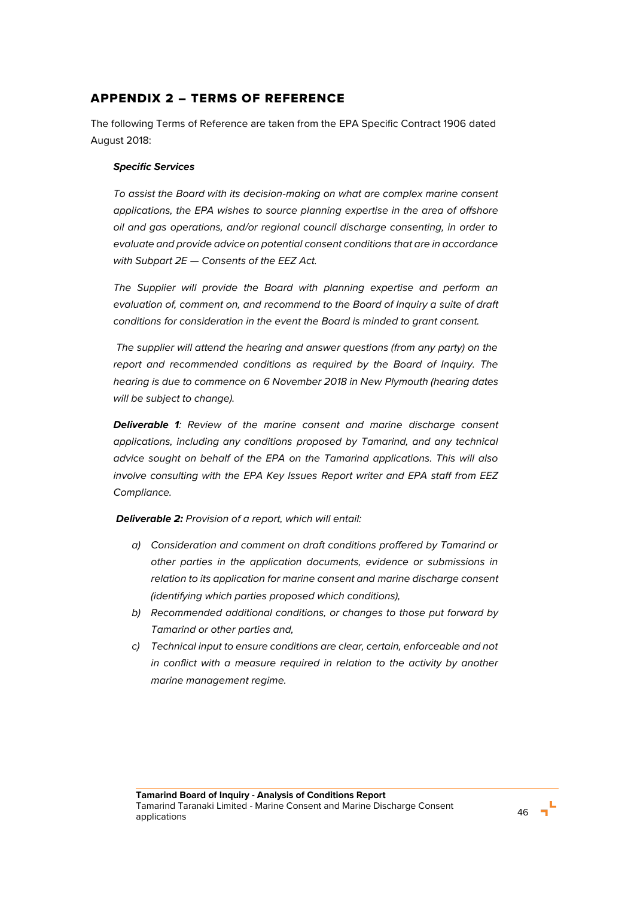## APPENDIX 2 – TERMS OF REFERENCE

The following Terms of Reference are taken from the EPA Specific Contract 1906 dated August 2018:

***Specific Services***

*To assist the Board with its decision-making on what are complex marine consent applications, the EPA wishes to source planning expertise in the area of offshore oil and gas operations, and/or regional council discharge consenting, in order to evaluate and provide advice on potential consent conditions that are in accordance with Subpart 2E — Consents of the EEZ Act.*

*The Supplier will provide the Board with planning expertise and perform an evaluation of, comment on, and recommend to the Board of Inquiry a suite of draft conditions for consideration in the event the Board is minded to grant consent.*

*The supplier will attend the hearing and answer questions (from any party) on the report and recommended conditions as required by the Board of Inquiry. The hearing is due to commence on 6 November 2018 in New Plymouth (hearing dates will be subject to change).*

***Deliverable 1****: Review of the marine consent and marine discharge consent applications, including any conditions proposed by Tamarind, and any technical advice sought on behalf of the EPA on the Tamarind applications. This will also involve consulting with the EPA Key Issues Report writer and EPA staff from EEZ Compliance.*

***Deliverable 2:*** *Provision of a report, which will entail:*

- a) *Consideration and comment on draft conditions proffered by Tamarind or other parties in the application documents, evidence or submissions in relation to its application for marine consent and marine discharge consent (identifying which parties proposed which conditions),*
- b) *Recommended additional conditions, or changes to those put forward by Tamarind or other parties and,*
- c) *Technical input to ensure conditions are clear, certain, enforceable and not in conflict with a measure required in relation to the activity by another marine management regime.*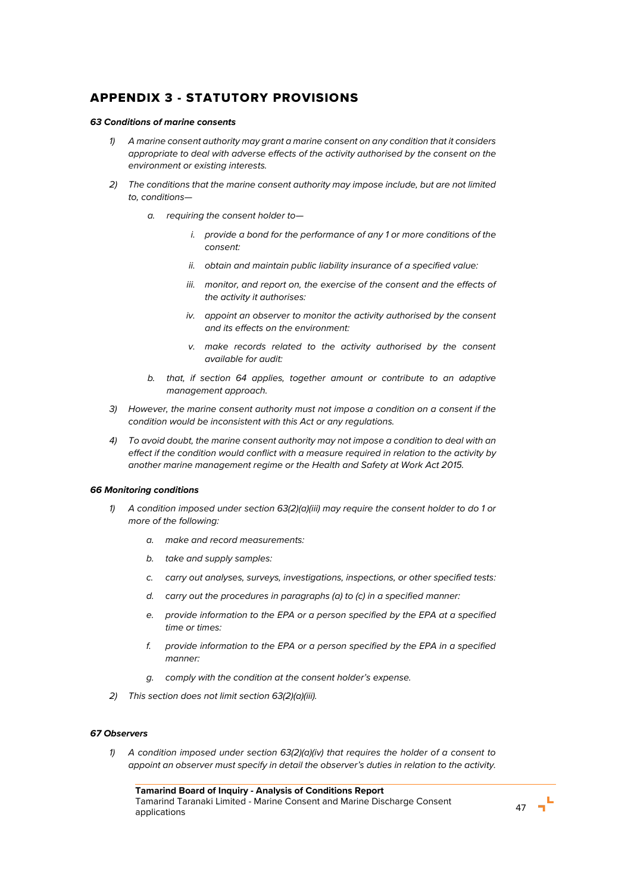## APPENDIX 3 - STATUTORY PROVISIONS

***63 Conditions of marine consents***

1) *A marine consent authority may grant a marine consent on any condition that it considers appropriate to deal with adverse effects of the activity authorised by the consent on the environment or existing interests.*

2) *The conditions that the marine consent authority may impose include, but are not limited to, conditions—*

   a. *requiring the consent holder to—*

      i. *provide a bond for the performance of any 1 or more conditions of the consent:*

      ii. *obtain and maintain public liability insurance of a specified value:*

      iii. *monitor, and report on, the exercise of the consent and the effects of the activity it authorises:*

      iv. *appoint an observer to monitor the activity authorised by the consent and its effects on the environment:*

      v. *make records related to the activity authorised by the consent available for audit:*

   b. *that, if section 64 applies, together amount or contribute to an adaptive management approach.*

3) *However, the marine consent authority must not impose a condition on a consent if the condition would be inconsistent with this Act or any regulations.*

4) *To avoid doubt, the marine consent authority may not impose a condition to deal with an effect if the condition would conflict with a measure required in relation to the activity by another marine management regime or the Health and Safety at Work Act 2015.*

***66 Monitoring conditions***

1) *A condition imposed under section 63(2)(a)(iii) may require the consent holder to do 1 or more of the following:*

   a. *make and record measurements:*

   b. *take and supply samples:*

   c. *carry out analyses, surveys, investigations, inspections, or other specified tests:*

   d. *carry out the procedures in paragraphs (a) to (c) in a specified manner:*

   e. *provide information to the EPA or a person specified by the EPA at a specified time or times:*

   f. *provide information to the EPA or a person specified by the EPA in a specified manner:*

   g. *comply with the condition at the consent holder's expense.*

2) *This section does not limit section 63(2)(a)(iii).*

***67 Observers***

1) *A condition imposed under section 63(2)(a)(iv) that requires the holder of a consent to appoint an observer must specify in detail the observer's duties in relation to the activity.*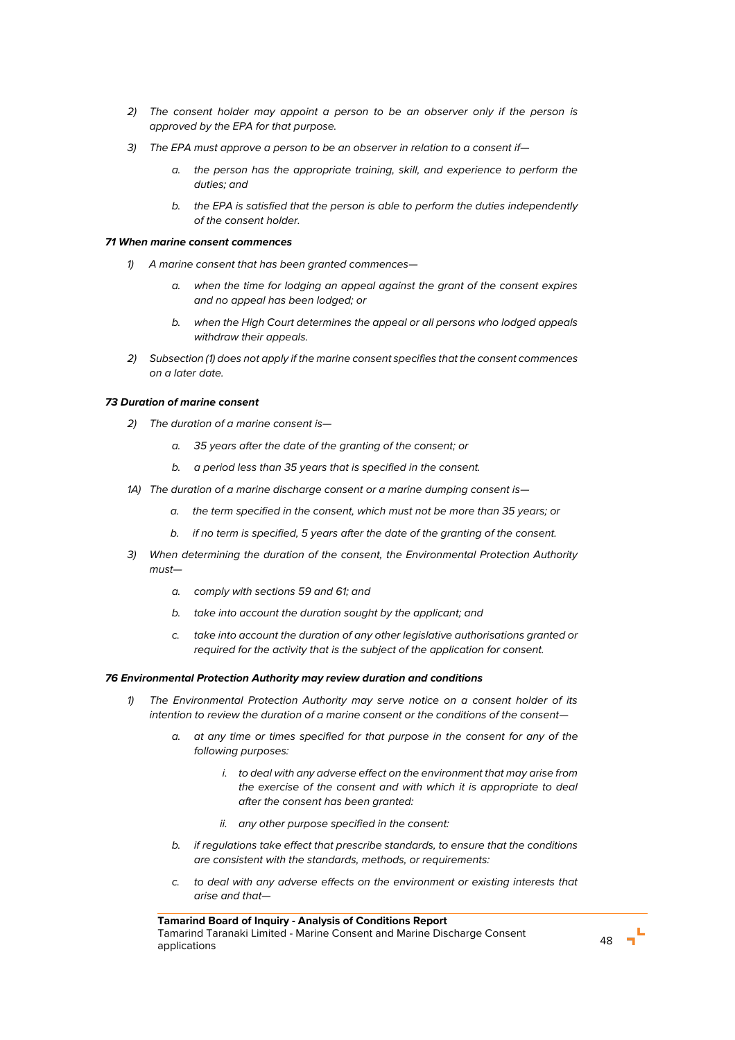2) *The consent holder may appoint a person to be an observer only if the person is approved by the EPA for that purpose.*

3) *The EPA must approve a person to be an observer in relation to a consent if—*

   a. *the person has the appropriate training, skill, and experience to perform the duties; and*

   b. *the EPA is satisfied that the person is able to perform the duties independently of the consent holder.*

***71 When marine consent commences***

1) *A marine consent that has been granted commences—*

   a. *when the time for lodging an appeal against the grant of the consent expires and no appeal has been lodged; or*

   b. *when the High Court determines the appeal or all persons who lodged appeals withdraw their appeals.*

2) *Subsection (1) does not apply if the marine consent specifies that the consent commences on a later date.*

***73 Duration of marine consent***

2) *The duration of a marine consent is—*

   a. *35 years after the date of the granting of the consent; or*

   b. *a period less than 35 years that is specified in the consent.*

1A) *The duration of a marine discharge consent or a marine dumping consent is—*

   a. *the term specified in the consent, which must not be more than 35 years; or*

   b. *if no term is specified, 5 years after the date of the granting of the consent.*

3) *When determining the duration of the consent, the Environmental Protection Authority must—*

   a. *comply with sections 59 and 61; and*

   b. *take into account the duration sought by the applicant; and*

   c. *take into account the duration of any other legislative authorisations granted or required for the activity that is the subject of the application for consent.*

***76 Environmental Protection Authority may review duration and conditions***

1) *The Environmental Protection Authority may serve notice on a consent holder of its intention to review the duration of a marine consent or the conditions of the consent—*

   a. *at any time or times specified for that purpose in the consent for any of the following purposes:*

      i. *to deal with any adverse effect on the environment that may arise from the exercise of the consent and with which it is appropriate to deal after the consent has been granted:*

      ii. *any other purpose specified in the consent:*

   b. *if regulations take effect that prescribe standards, to ensure that the conditions are consistent with the standards, methods, or requirements:*

   c. *to deal with any adverse effects on the environment or existing interests that arise and that—*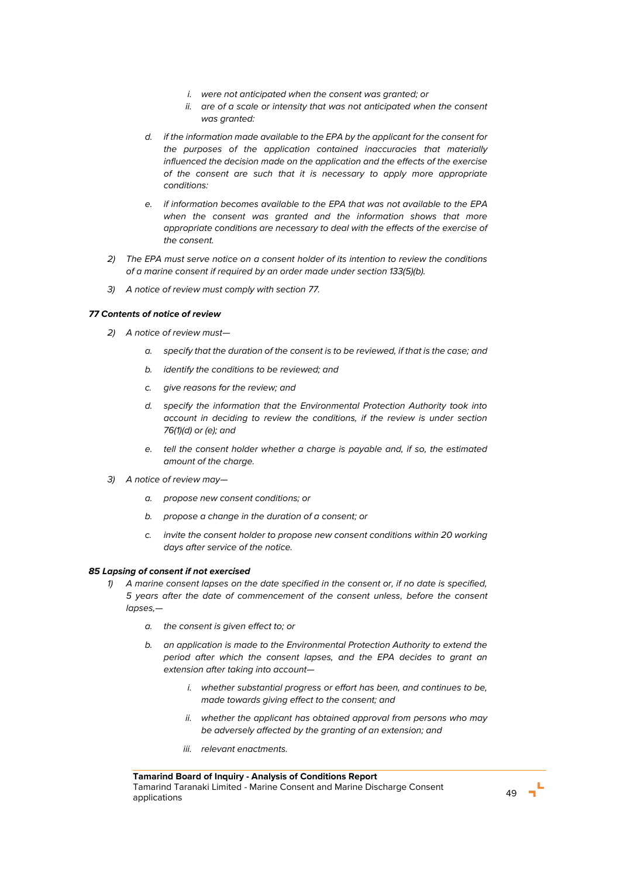i. *were not anticipated when the consent was granted; or*

ii. *are of a scale or intensity that was not anticipated when the consent was granted:*

d. *if the information made available to the EPA by the applicant for the consent for the purposes of the application contained inaccuracies that materially influenced the decision made on the application and the effects of the exercise of the consent are such that it is necessary to apply more appropriate conditions:*

e. *if information becomes available to the EPA that was not available to the EPA when the consent was granted and the information shows that more appropriate conditions are necessary to deal with the effects of the exercise of the consent.*

2) *The EPA must serve notice on a consent holder of its intention to review the conditions of a marine consent if required by an order made under section 133(5)(b).*

3) *A notice of review must comply with section 77.*

***77 Contents of notice of review***

2) *A notice of review must—*

a. *specify that the duration of the consent is to be reviewed, if that is the case; and*

b. *identify the conditions to be reviewed; and*

c. *give reasons for the review; and*

d. *specify the information that the Environmental Protection Authority took into account in deciding to review the conditions, if the review is under section 76(1)(d) or (e); and*

e. *tell the consent holder whether a charge is payable and, if so, the estimated amount of the charge.*

3) *A notice of review may—*

a. *propose new consent conditions; or*

b. *propose a change in the duration of a consent; or*

c. *invite the consent holder to propose new consent conditions within 20 working days after service of the notice.*

***85 Lapsing of consent if not exercised***

1) *A marine consent lapses on the date specified in the consent or, if no date is specified, 5 years after the date of commencement of the consent unless, before the consent lapses,—*

a. *the consent is given effect to; or*

b. *an application is made to the Environmental Protection Authority to extend the period after which the consent lapses, and the EPA decides to grant an extension after taking into account—*

i. *whether substantial progress or effort has been, and continues to be, made towards giving effect to the consent; and*

ii. *whether the applicant has obtained approval from persons who may be adversely affected by the granting of an extension; and*

iii. *relevant enactments.*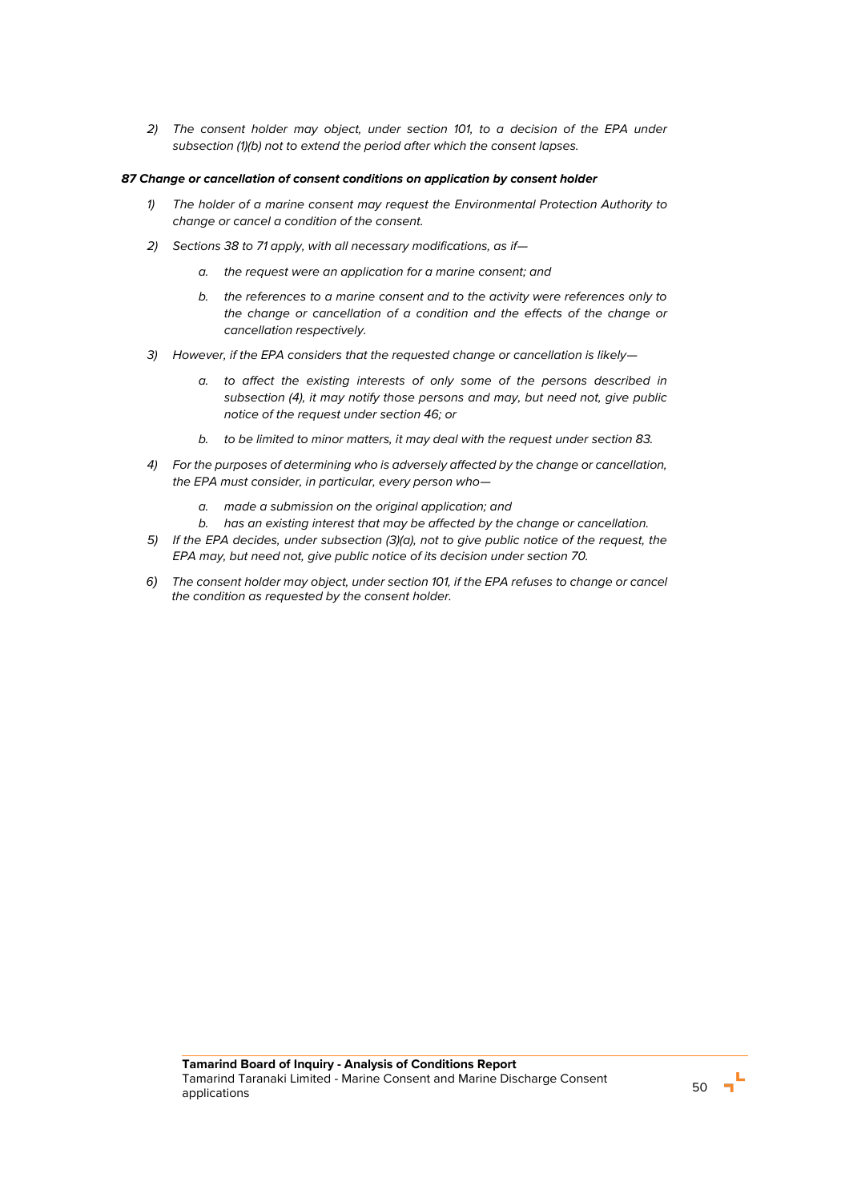*2) The consent holder may object, under section 101, to a decision of the EPA under subsection (1)(b) not to extend the period after which the consent lapses.*

***87 Change or cancellation of consent conditions on application by consent holder***

*1) The holder of a marine consent may request the Environmental Protection Authority to change or cancel a condition of the consent.*

*2) Sections 38 to 71 apply, with all necessary modifications, as if—*

*a. the request were an application for a marine consent; and*

*b. the references to a marine consent and to the activity were references only to the change or cancellation of a condition and the effects of the change or cancellation respectively.*

*3) However, if the EPA considers that the requested change or cancellation is likely—*

*a. to affect the existing interests of only some of the persons described in subsection (4), it may notify those persons and may, but need not, give public notice of the request under section 46; or*

*b. to be limited to minor matters, it may deal with the request under section 83.*

*4) For the purposes of determining who is adversely affected by the change or cancellation, the EPA must consider, in particular, every person who—*

*a. made a submission on the original application; and*

*b. has an existing interest that may be affected by the change or cancellation.*

*5) If the EPA decides, under subsection (3)(a), not to give public notice of the request, the EPA may, but need not, give public notice of its decision under section 70.*

*6) The consent holder may object, under section 101, if the EPA refuses to change or cancel the condition as requested by the consent holder.*